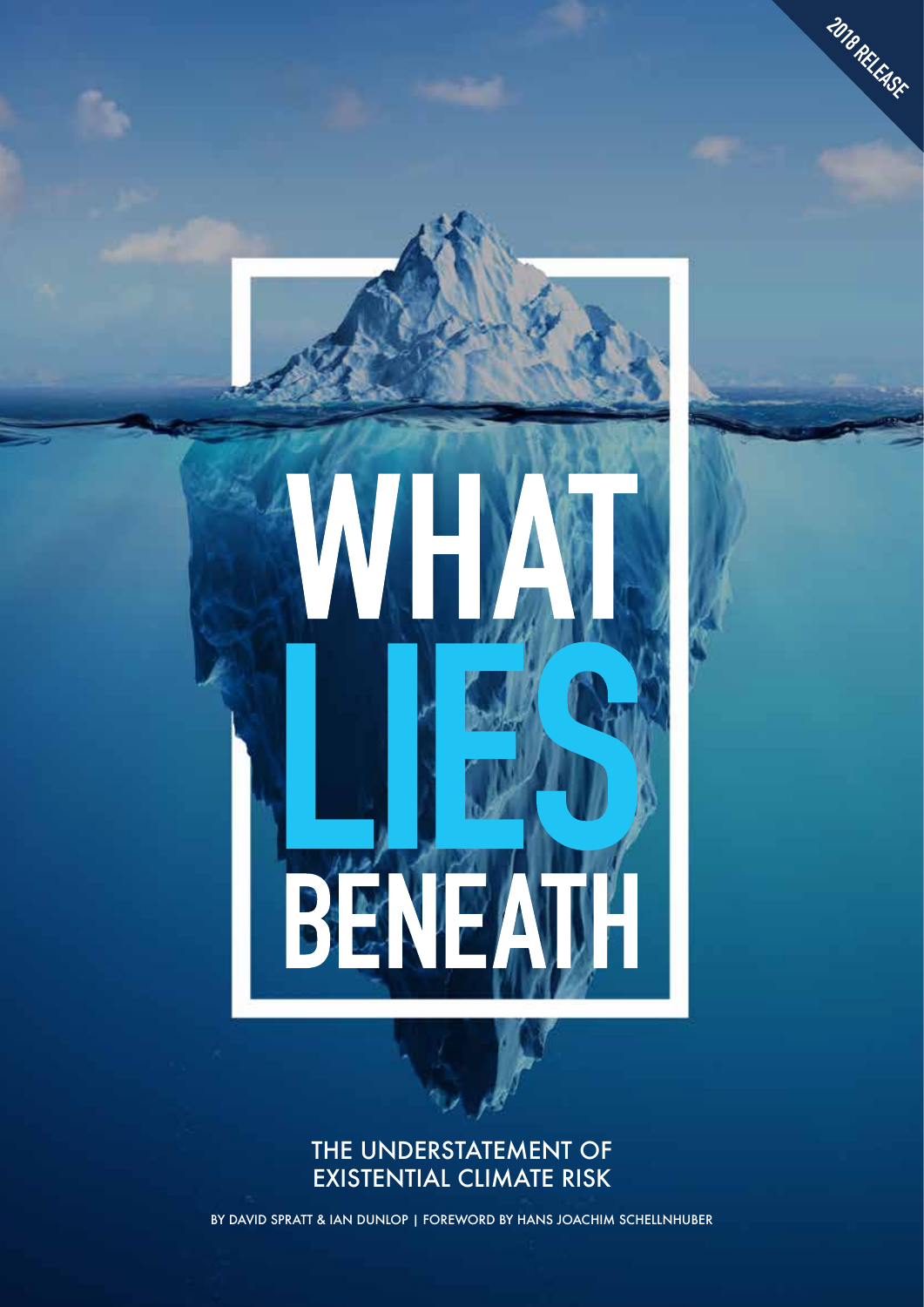2018 RELEASE

# WHAT LIES BENEATH

## THE UNDERSTATEMENT OF EXISTENTIAL CLIMATE RISK

BY DAVID SPRATT & IAN DUNLOP | FOREWORD BY HANS JOACHIM SCHELLNHUBER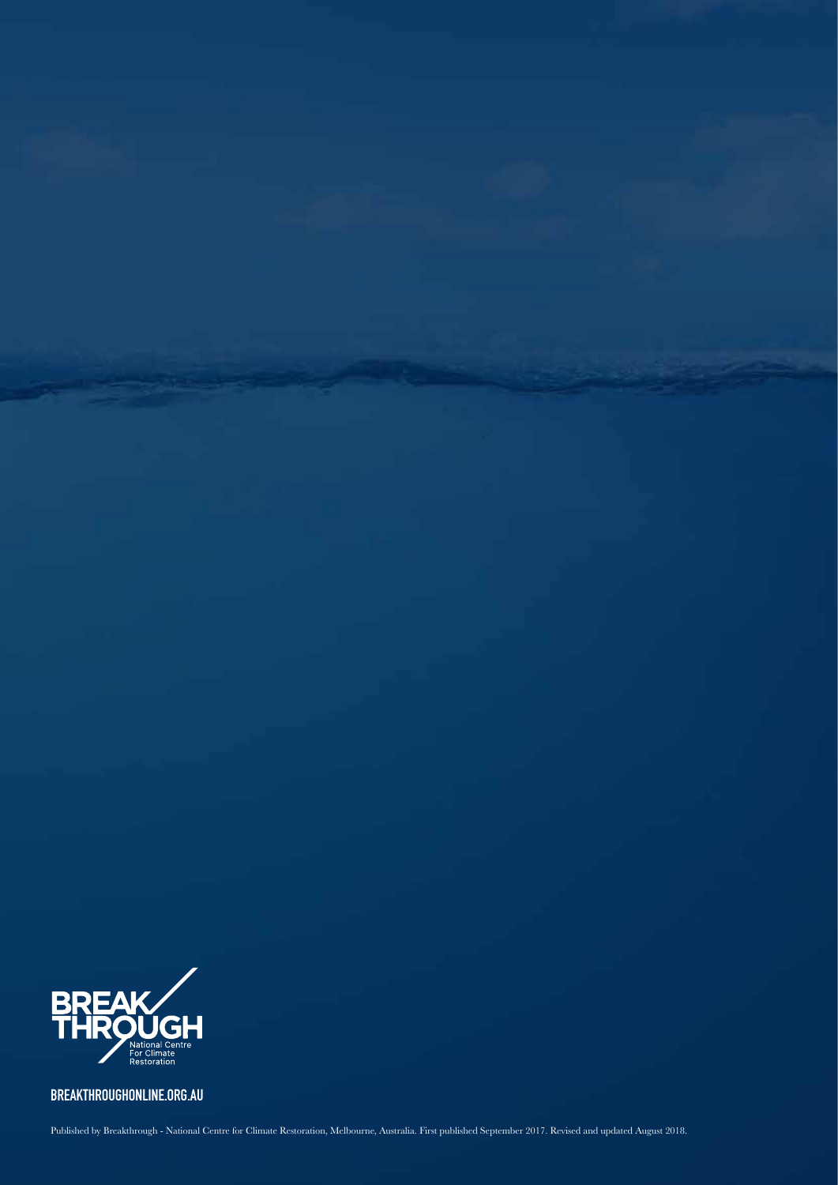BREAK THROUGH

National Centre For Climate Restoration

BREAKTHROUGHONLINE.ORG.AU

Published by Breakthrough - National Centre for Climate Restoration, Melbourne, Australia. First published September 2017. Revised and updated August 2018.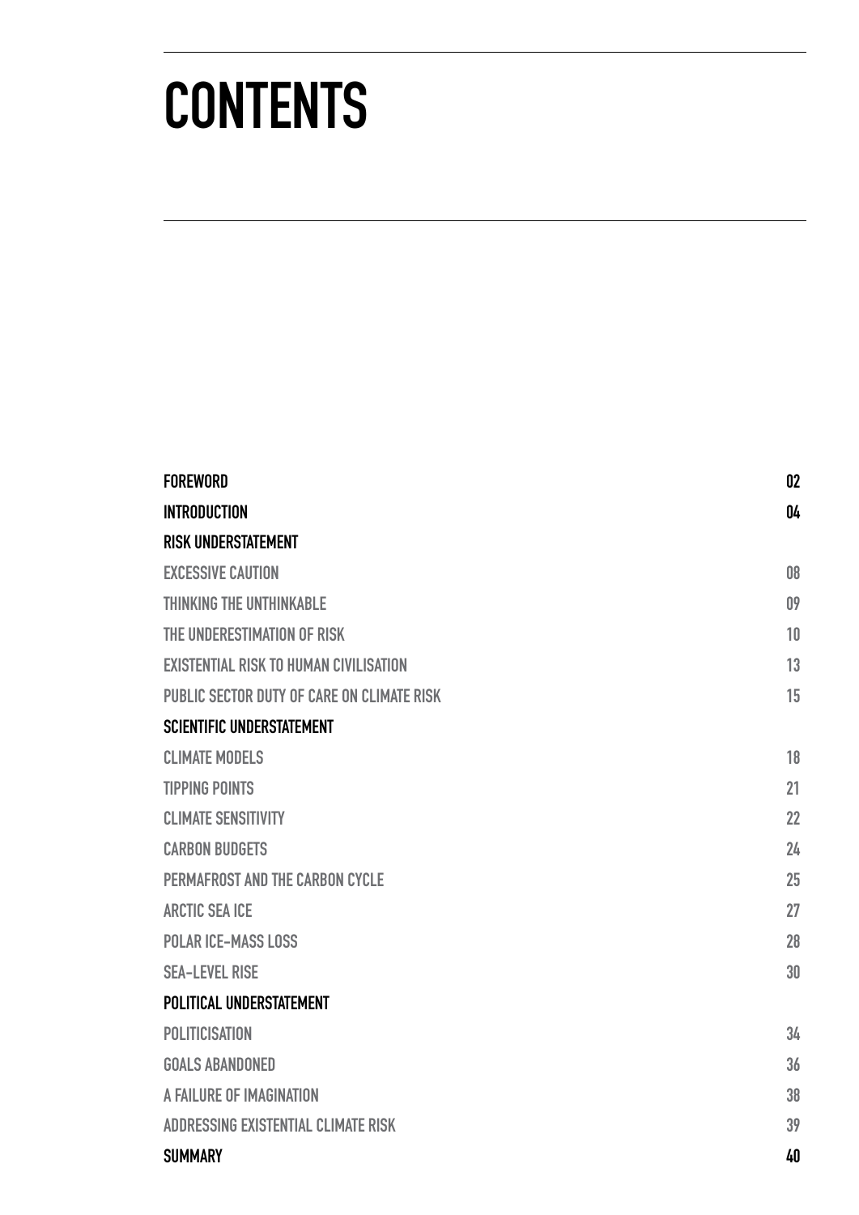# CONTENTS

| | |
|---|---|
| **FOREWORD** | **02** |
| **INTRODUCTION** | **04** |
| **RISK UNDERSTATEMENT** | |
| EXCESSIVE CAUTION | 08 |
| THINKING THE UNTHINKABLE | 09 |
| THE UNDERESTIMATION OF RISK | 10 |
| EXISTENTIAL RISK TO HUMAN CIVILISATION | 13 |
| PUBLIC SECTOR DUTY OF CARE ON CLIMATE RISK | 15 |
| **SCIENTIFIC UNDERSTATEMENT** | |
| CLIMATE MODELS | 18 |
| TIPPING POINTS | 21 |
| CLIMATE SENSITIVITY | 22 |
| CARBON BUDGETS | 24 |
| PERMAFROST AND THE CARBON CYCLE | 25 |
| ARCTIC SEA ICE | 27 |
| POLAR ICE-MASS LOSS | 28 |
| SEA-LEVEL RISE | 30 |
| **POLITICAL UNDERSTATEMENT** | |
| POLITICISATION | 34 |
| GOALS ABANDONED | 36 |
| A FAILURE OF IMAGINATION | 38 |
| ADDRESSING EXISTENTIAL CLIMATE RISK | 39 |
| **SUMMARY** | **40** |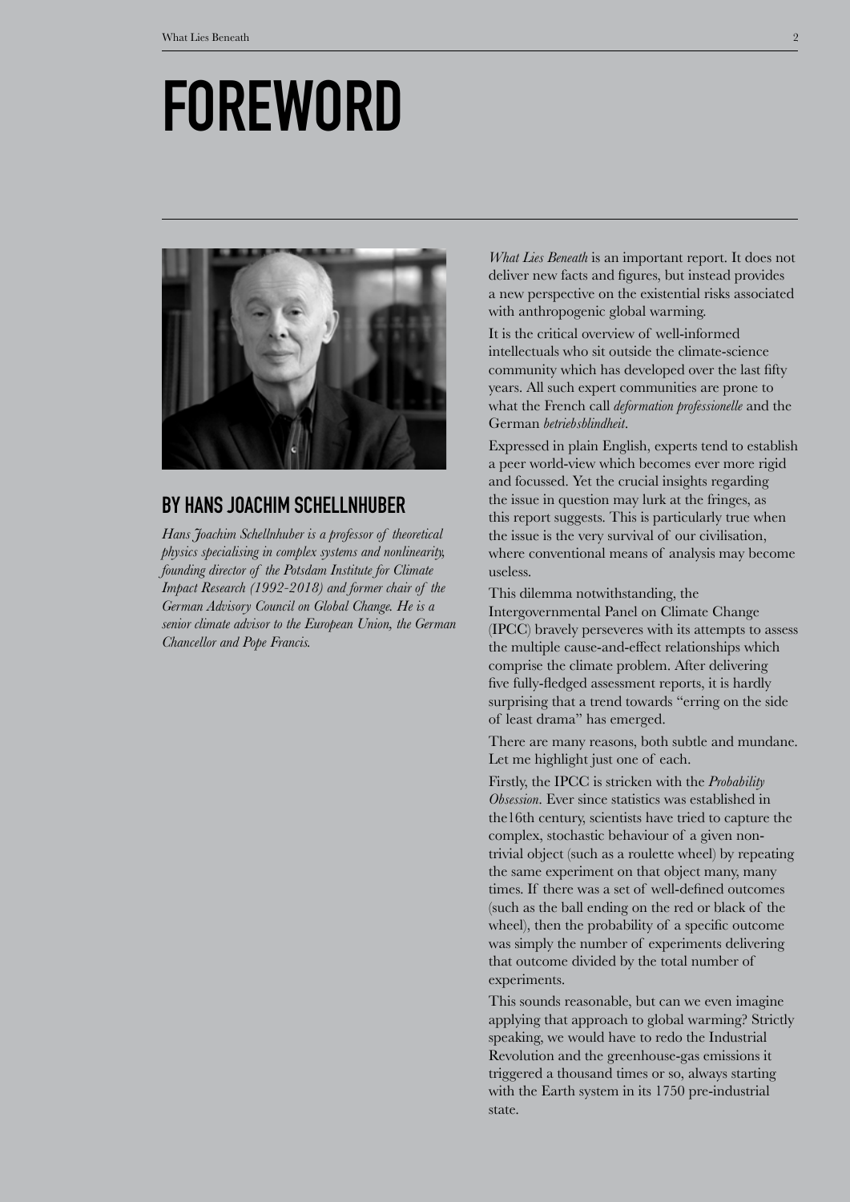# FOREWORD

## BY HANS JOACHIM SCHELLNHUBER

*Hans Joachim Schellnhuber is a professor of theoretical physics specialising in complex systems and nonlinearity, founding director of the Potsdam Institute for Climate Impact Research (1992-2018) and former chair of the German Advisory Council on Global Change. He is a senior climate advisor to the European Union, the German Chancellor and Pope Francis.*

*What Lies Beneath* is an important report. It does not deliver new facts and figures, but instead provides a new perspective on the existential risks associated with anthropogenic global warming.

It is the critical overview of well-informed intellectuals who sit outside the climate-science community which has developed over the last fifty years. All such expert communities are prone to what the French call *deformation professionelle* and the German *betriebsblindheit*.

Expressed in plain English, experts tend to establish a peer world-view which becomes ever more rigid and focussed. Yet the crucial insights regarding the issue in question may lurk at the fringes, as this report suggests. This is particularly true when the issue is the very survival of our civilisation, where conventional means of analysis may become useless.

This dilemma notwithstanding, the Intergovernmental Panel on Climate Change (IPCC) bravely perseveres with its attempts to assess the multiple cause-and-effect relationships which comprise the climate problem. After delivering five fully-fledged assessment reports, it is hardly surprising that a trend towards "erring on the side of least drama" has emerged.

There are many reasons, both subtle and mundane. Let me highlight just one of each.

Firstly, the IPCC is stricken with the *Probability Obsession*. Ever since statistics was established in the16th century, scientists have tried to capture the complex, stochastic behaviour of a given non-trivial object (such as a roulette wheel) by repeating the same experiment on that object many, many times. If there was a set of well-defined outcomes (such as the ball ending on the red or black of the wheel), then the probability of a specific outcome was simply the number of experiments delivering that outcome divided by the total number of experiments.

This sounds reasonable, but can we even imagine applying that approach to global warming? Strictly speaking, we would have to redo the Industrial Revolution and the greenhouse-gas emissions it triggered a thousand times or so, always starting with the Earth system in its 1750 pre-industrial state.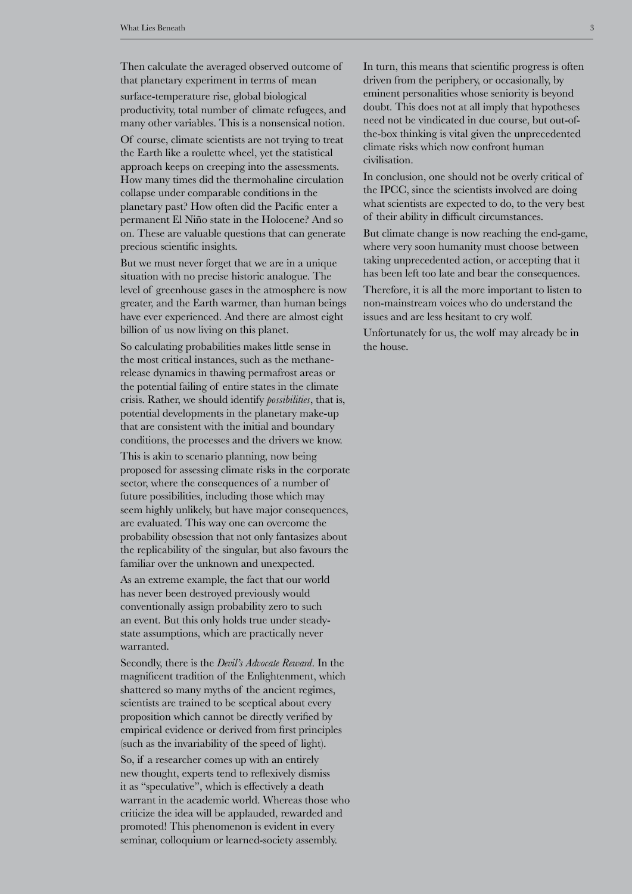Then calculate the averaged observed outcome of that planetary experiment in terms of mean surface-temperature rise, global biological productivity, total number of climate refugees, and many other variables. This is a nonsensical notion.

Of course, climate scientists are not trying to treat the Earth like a roulette wheel, yet the statistical approach keeps on creeping into the assessments. How many times did the thermohaline circulation collapse under comparable conditions in the planetary past? How often did the Pacific enter a permanent El Niño state in the Holocene? And so on. These are valuable questions that can generate precious scientific insights.

But we must never forget that we are in a unique situation with no precise historic analogue. The level of greenhouse gases in the atmosphere is now greater, and the Earth warmer, than human beings have ever experienced. And there are almost eight billion of us now living on this planet.

So calculating probabilities makes little sense in the most critical instances, such as the methane-release dynamics in thawing permafrost areas or the potential failing of entire states in the climate crisis. Rather, we should identify *possibilities*, that is, potential developments in the planetary make-up that are consistent with the initial and boundary conditions, the processes and the drivers we know.

This is akin to scenario planning, now being proposed for assessing climate risks in the corporate sector, where the consequences of a number of future possibilities, including those which may seem highly unlikely, but have major consequences, are evaluated. This way one can overcome the probability obsession that not only fantasizes about the replicability of the singular, but also favours the familiar over the unknown and unexpected.

As an extreme example, the fact that our world has never been destroyed previously would conventionally assign probability zero to such an event. But this only holds true under steady-state assumptions, which are practically never warranted.

Secondly, there is the *Devil's Advocate Reward*. In the magnificent tradition of the Enlightenment, which shattered so many myths of the ancient regimes, scientists are trained to be sceptical about every proposition which cannot be directly verified by empirical evidence or derived from first principles (such as the invariability of the speed of light).

So, if a researcher comes up with an entirely new thought, experts tend to reflexively dismiss it as "speculative", which is effectively a death warrant in the academic world. Whereas those who criticize the idea will be applauded, rewarded and promoted! This phenomenon is evident in every seminar, colloquium or learned-society assembly.

In turn, this means that scientific progress is often driven from the periphery, or occasionally, by eminent personalities whose seniority is beyond doubt. This does not at all imply that hypotheses need not be vindicated in due course, but out-of-the-box thinking is vital given the unprecedented climate risks which now confront human civilisation.

In conclusion, one should not be overly critical of the IPCC, since the scientists involved are doing what scientists are expected to do, to the very best of their ability in difficult circumstances.

But climate change is now reaching the end-game, where very soon humanity must choose between taking unprecedented action, or accepting that it has been left too late and bear the consequences.

Therefore, it is all the more important to listen to non-mainstream voices who do understand the issues and are less hesitant to cry wolf.

Unfortunately for us, the wolf may already be in the house.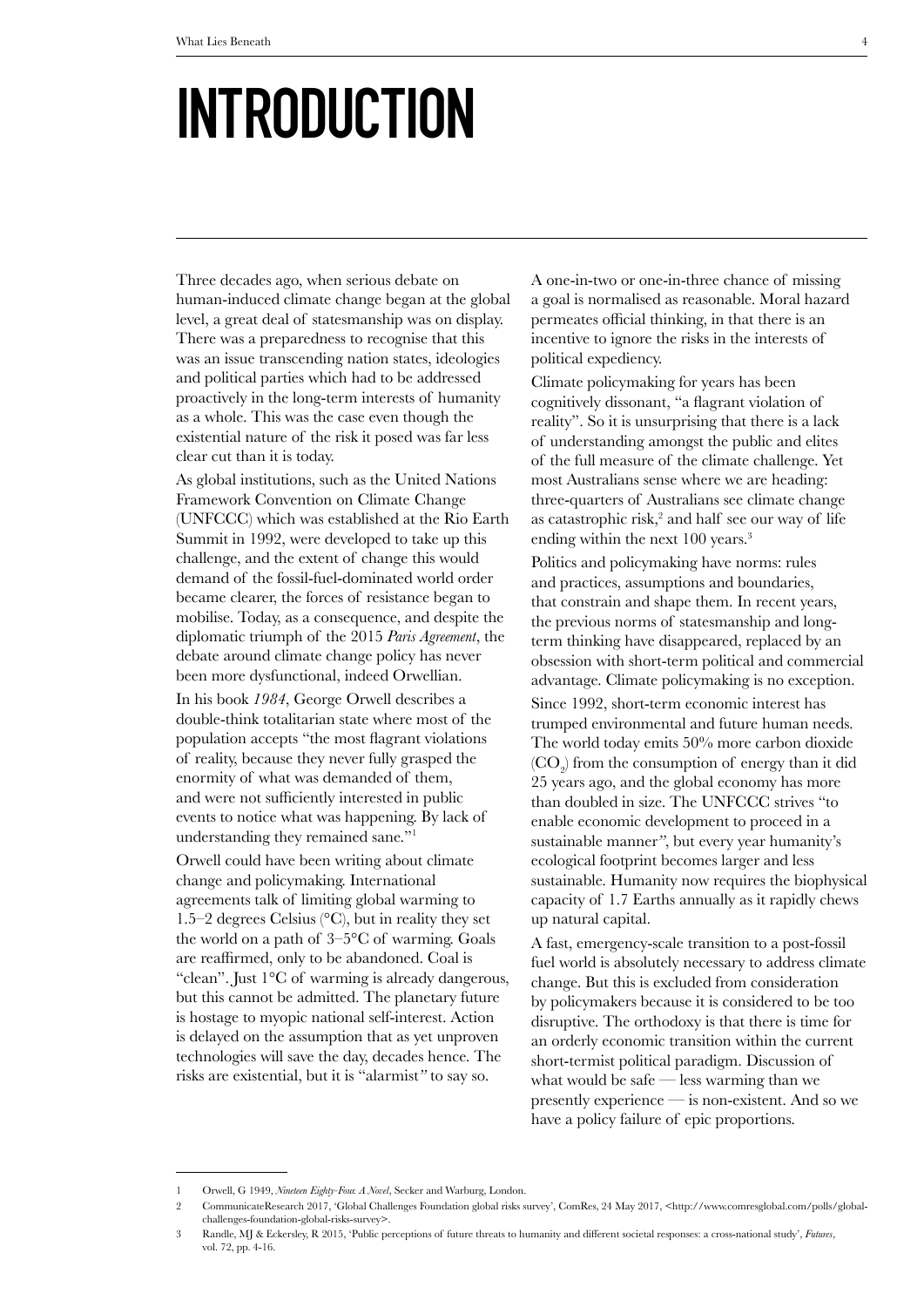# INTRODUCTION

Three decades ago, when serious debate on human-induced climate change began at the global level, a great deal of statesmanship was on display. There was a preparedness to recognise that this was an issue transcending nation states, ideologies and political parties which had to be addressed proactively in the long-term interests of humanity as a whole. This was the case even though the existential nature of the risk it posed was far less clear cut than it is today.

As global institutions, such as the United Nations Framework Convention on Climate Change (UNFCCC) which was established at the Rio Earth Summit in 1992, were developed to take up this challenge, and the extent of change this would demand of the fossil-fuel-dominated world order became clearer, the forces of resistance began to mobilise. Today, as a consequence, and despite the diplomatic triumph of the 2015 *Paris Agreement*, the debate around climate change policy has never been more dysfunctional, indeed Orwellian.

In his book *1984*, George Orwell describes a double-think totalitarian state where most of the population accepts "the most flagrant violations of reality, because they never fully grasped the enormity of what was demanded of them, and were not sufficiently interested in public events to notice what was happening. By lack of understanding they remained sane."[1]

Orwell could have been writing about climate change and policymaking. International agreements talk of limiting global warming to 1.5–2 degrees Celsius (°C), but in reality they set the world on a path of 3–5°C of warming. Goals are reaffirmed, only to be abandoned. Coal is "clean". Just 1°C of warming is already dangerous, but this cannot be admitted. The planetary future is hostage to myopic national self-interest. Action is delayed on the assumption that as yet unproven technologies will save the day, decades hence. The risks are existential, but it is "alarmist" to say so.

A one-in-two or one-in-three chance of missing a goal is normalised as reasonable. Moral hazard permeates official thinking, in that there is an incentive to ignore the risks in the interests of political expediency.

Climate policymaking for years has been cognitively dissonant, "a flagrant violation of reality". So it is unsurprising that there is a lack of understanding amongst the public and elites of the full measure of the climate challenge. Yet most Australians sense where we are heading: three-quarters of Australians see climate change as catastrophic risk,[2] and half see our way of life ending within the next 100 years.[3]

Politics and policymaking have norms: rules and practices, assumptions and boundaries, that constrain and shape them. In recent years, the previous norms of statesmanship and long-term thinking have disappeared, replaced by an obsession with short-term political and commercial advantage. Climate policymaking is no exception.

Since 1992, short-term economic interest has trumped environmental and future human needs. The world today emits 50% more carbon dioxide ($CO_2$) from the consumption of energy than it did 25 years ago, and the global economy has more than doubled in size. The UNFCCC strives "to enable economic development to proceed in a sustainable manner", but every year humanity's ecological footprint becomes larger and less sustainable. Humanity now requires the biophysical capacity of 1.7 Earths annually as it rapidly chews up natural capital.

A fast, emergency-scale transition to a post-fossil fuel world is absolutely necessary to address climate change. But this is excluded from consideration by policymakers because it is considered to be too disruptive. The orthodoxy is that there is time for an orderly economic transition within the current short-termist political paradigm. Discussion of what would be safe — less warming than we presently experience — is non-existent. And so we have a policy failure of epic proportions.

---

1 Orwell, G 1949, *Nineteen Eighty-Four. A Novel*, Secker and Warburg, London.

2 CommunicateResearch 2017, 'Global Challenges Foundation global risks survey', ComRes, 24 May 2017, <http://www.comresglobal.com/polls/global-challenges-foundation-global-risks-survey>.

3 Randle, MJ & Eckersley, R 2015, 'Public perceptions of future threats to humanity and different societal responses: a cross-national study', *Futures*, vol. 72, pp. 4-16.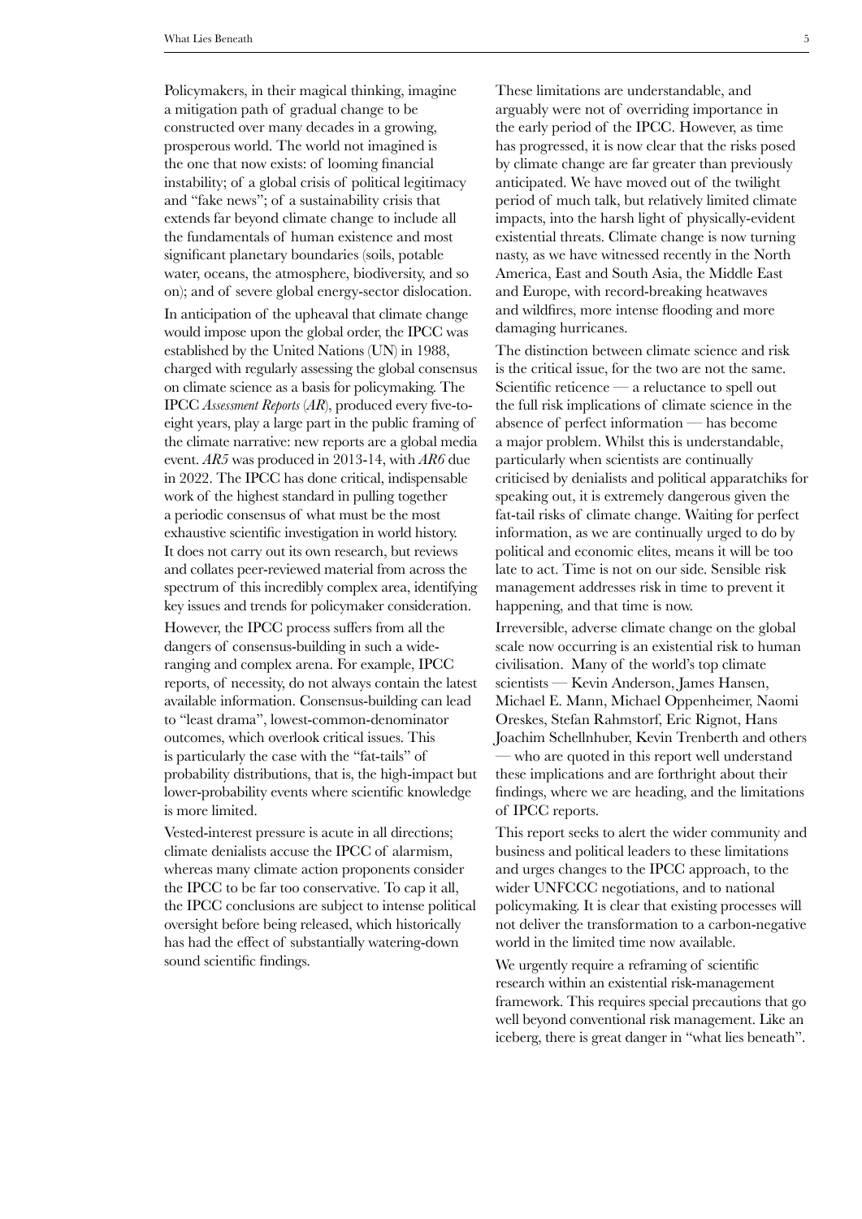Policymakers, in their magical thinking, imagine a mitigation path of gradual change to be constructed over many decades in a growing, prosperous world. The world not imagined is the one that now exists: of looming financial instability; of a global crisis of political legitimacy and "fake news"; of a sustainability crisis that extends far beyond climate change to include all the fundamentals of human existence and most significant planetary boundaries (soils, potable water, oceans, the atmosphere, biodiversity, and so on); and of severe global energy-sector dislocation.

In anticipation of the upheaval that climate change would impose upon the global order, the IPCC was established by the United Nations (UN) in 1988, charged with regularly assessing the global consensus on climate science as a basis for policymaking. The IPCC *Assessment Reports* (*AR*), produced every five-to-eight years, play a large part in the public framing of the climate narrative: new reports are a global media event. *AR5* was produced in 2013-14, with *AR6* due in 2022. The IPCC has done critical, indispensable work of the highest standard in pulling together a periodic consensus of what must be the most exhaustive scientific investigation in world history. It does not carry out its own research, but reviews and collates peer-reviewed material from across the spectrum of this incredibly complex area, identifying key issues and trends for policymaker consideration.

However, the IPCC process suffers from all the dangers of consensus-building in such a wide-ranging and complex arena. For example, IPCC reports, of necessity, do not always contain the latest available information. Consensus-building can lead to "least drama", lowest-common-denominator outcomes, which overlook critical issues. This is particularly the case with the "fat-tails" of probability distributions, that is, the high-impact but lower-probability events where scientific knowledge is more limited.

Vested-interest pressure is acute in all directions; climate denialists accuse the IPCC of alarmism, whereas many climate action proponents consider the IPCC to be far too conservative. To cap it all, the IPCC conclusions are subject to intense political oversight before being released, which historically has had the effect of substantially watering-down sound scientific findings.

These limitations are understandable, and arguably were not of overriding importance in the early period of the IPCC. However, as time has progressed, it is now clear that the risks posed by climate change are far greater than previously anticipated. We have moved out of the twilight period of much talk, but relatively limited climate impacts, into the harsh light of physically-evident existential threats. Climate change is now turning nasty, as we have witnessed recently in the North America, East and South Asia, the Middle East and Europe, with record-breaking heatwaves and wildfires, more intense flooding and more damaging hurricanes.

The distinction between climate science and risk is the critical issue, for the two are not the same. Scientific reticence — a reluctance to spell out the full risk implications of climate science in the absence of perfect information — has become a major problem. Whilst this is understandable, particularly when scientists are continually criticised by denialists and political apparatchiks for speaking out, it is extremely dangerous given the fat-tail risks of climate change. Waiting for perfect information, as we are continually urged to do by political and economic elites, means it will be too late to act. Time is not on our side. Sensible risk management addresses risk in time to prevent it happening, and that time is now.

Irreversible, adverse climate change on the global scale now occurring is an existential risk to human civilisation. Many of the world's top climate scientists — Kevin Anderson, James Hansen, Michael E. Mann, Michael Oppenheimer, Naomi Oreskes, Stefan Rahmstorf, Eric Rignot, Hans Joachim Schellnhuber, Kevin Trenberth and others — who are quoted in this report well understand these implications and are forthright about their findings, where we are heading, and the limitations of IPCC reports.

This report seeks to alert the wider community and business and political leaders to these limitations and urges changes to the IPCC approach, to the wider UNFCCC negotiations, and to national policymaking. It is clear that existing processes will not deliver the transformation to a carbon-negative world in the limited time now available.

We urgently require a reframing of scientific research within an existential risk-management framework. This requires special precautions that go well beyond conventional risk management. Like an iceberg, there is great danger in "what lies beneath".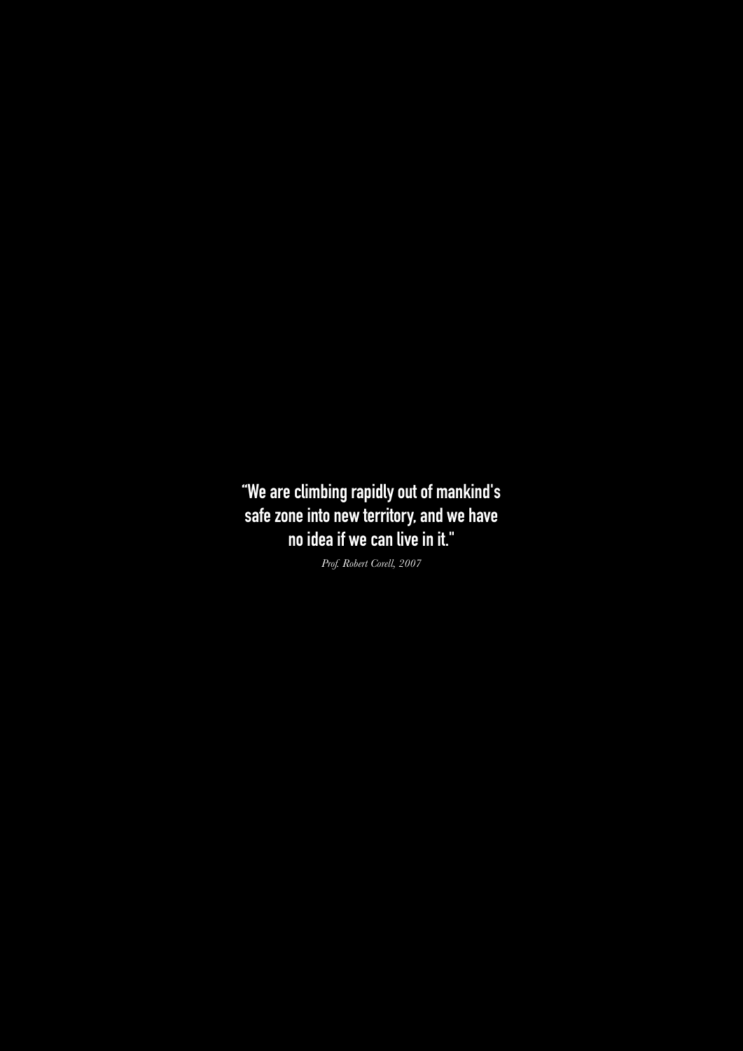**"We are climbing rapidly out of mankind's safe zone into new territory, and we have no idea if we can live in it."**

*Prof. Robert Corell, 2007*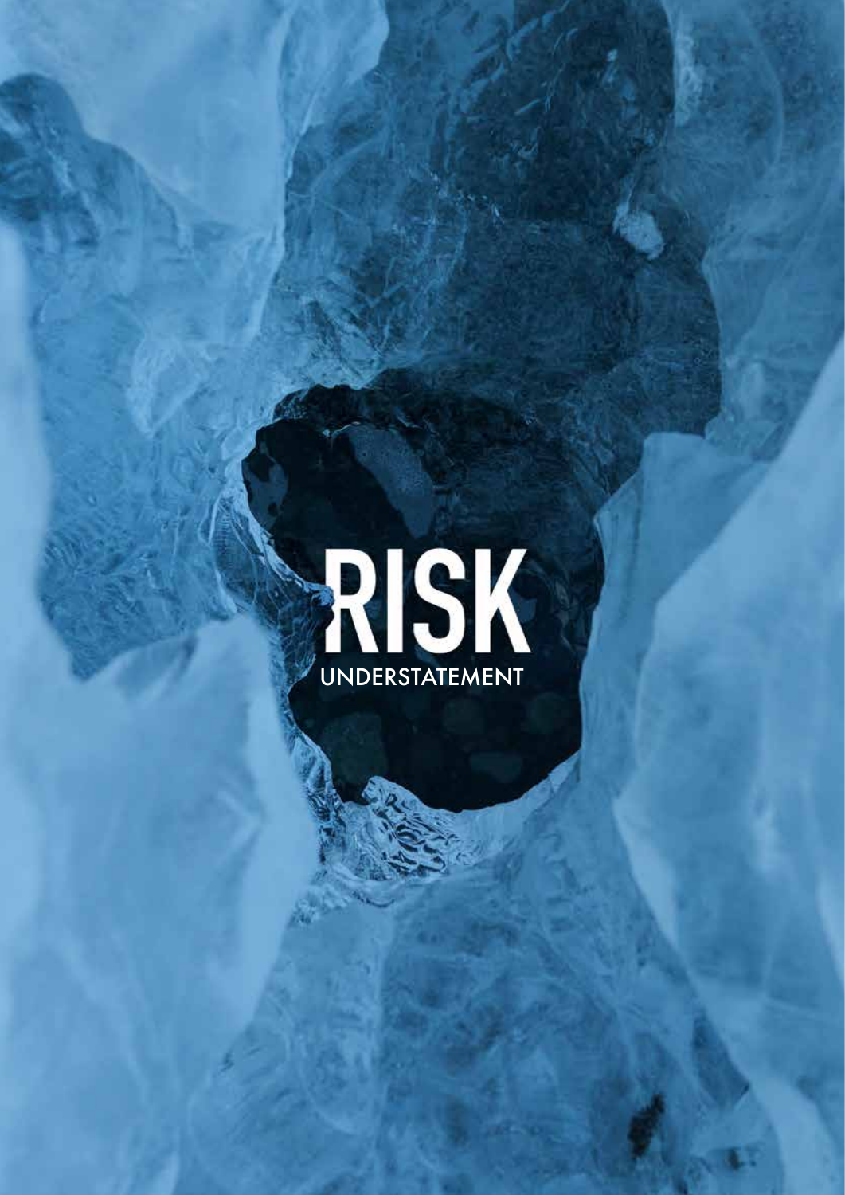# RISK

UNDERSTATEMENT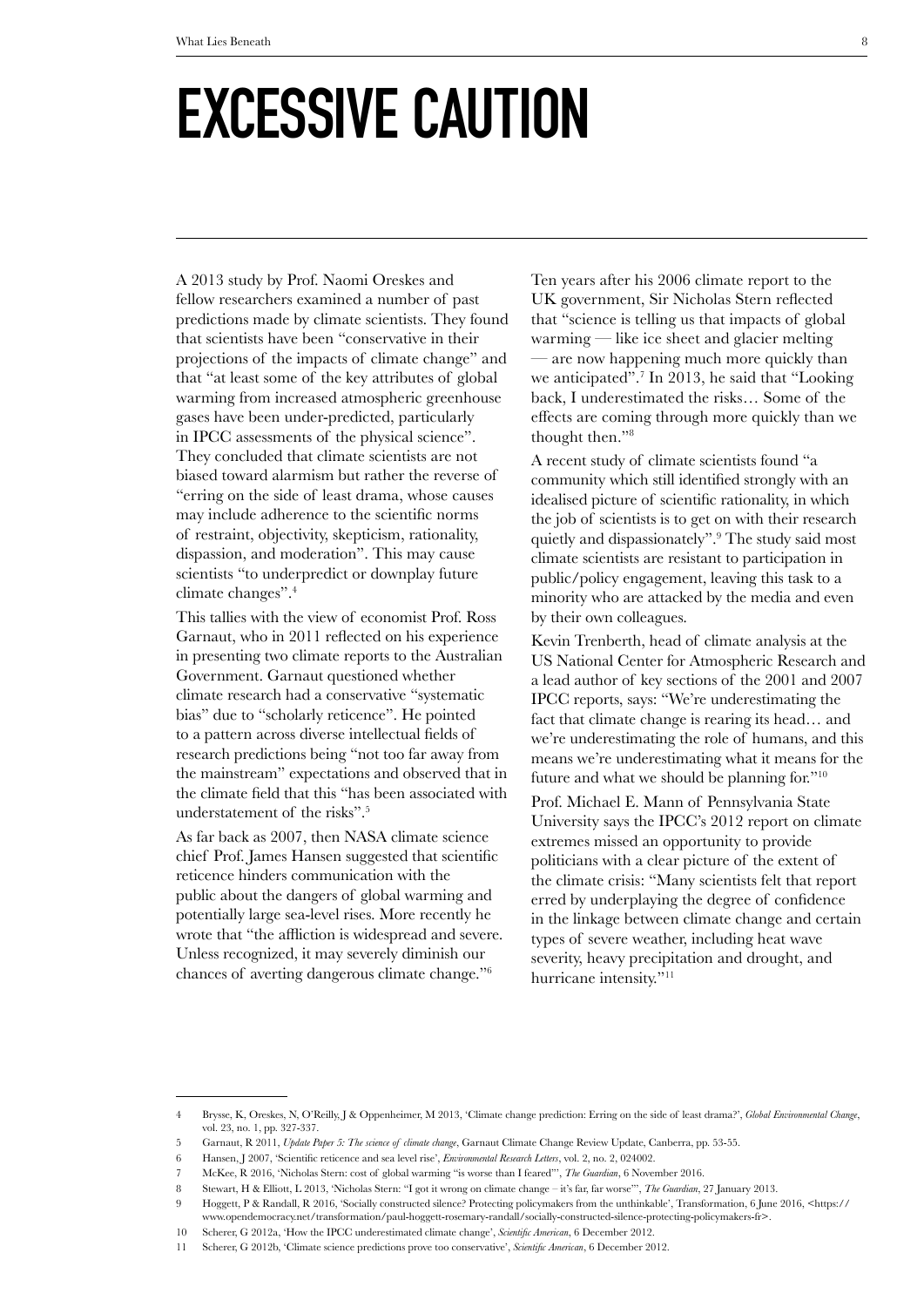# EXCESSIVE CAUTION

A 2013 study by Prof. Naomi Oreskes and fellow researchers examined a number of past predictions made by climate scientists. They found that scientists have been "conservative in their projections of the impacts of climate change" and that "at least some of the key attributes of global warming from increased atmospheric greenhouse gases have been under-predicted, particularly in IPCC assessments of the physical science". They concluded that climate scientists are not biased toward alarmism but rather the reverse of "erring on the side of least drama, whose causes may include adherence to the scientific norms of restraint, objectivity, skepticism, rationality, dispassion, and moderation". This may cause scientists "to underpredict or downplay future climate changes".[4]

This tallies with the view of economist Prof. Ross Garnaut, who in 2011 reflected on his experience in presenting two climate reports to the Australian Government. Garnaut questioned whether climate research had a conservative "systematic bias" due to "scholarly reticence". He pointed to a pattern across diverse intellectual fields of research predictions being "not too far away from the mainstream" expectations and observed that in the climate field that this "has been associated with understatement of the risks".[5]

As far back as 2007, then NASA climate science chief Prof. James Hansen suggested that scientific reticence hinders communication with the public about the dangers of global warming and potentially large sea-level rises. More recently he wrote that "the affliction is widespread and severe. Unless recognized, it may severely diminish our chances of averting dangerous climate change."[6]

Ten years after his 2006 climate report to the UK government, Sir Nicholas Stern reflected that "science is telling us that impacts of global warming — like ice sheet and glacier melting — are now happening much more quickly than we anticipated".[7] In 2013, he said that "Looking back, I underestimated the risks… Some of the effects are coming through more quickly than we thought then."[8]

A recent study of climate scientists found "a community which still identified strongly with an idealised picture of scientific rationality, in which the job of scientists is to get on with their research quietly and dispassionately".[9] The study said most climate scientists are resistant to participation in public/policy engagement, leaving this task to a minority who are attacked by the media and even by their own colleagues.

Kevin Trenberth, head of climate analysis at the US National Center for Atmospheric Research and a lead author of key sections of the 2001 and 2007 IPCC reports, says: "We're underestimating the fact that climate change is rearing its head… and we're underestimating the role of humans, and this means we're underestimating what it means for the future and what we should be planning for."[10]

Prof. Michael E. Mann of Pennsylvania State University says the IPCC's 2012 report on climate extremes missed an opportunity to provide politicians with a clear picture of the extent of the climate crisis: "Many scientists felt that report erred by underplaying the degree of confidence in the linkage between climate change and certain types of severe weather, including heat wave severity, heavy precipitation and drought, and hurricane intensity."[11]

---

4 Brysse, K, Oreskes, N, O'Reilly, J & Oppenheimer, M 2013, 'Climate change prediction: Erring on the side of least drama?', *Global Environmental Change*, vol. 23, no. 1, pp. 327-337.

5 Garnaut, R 2011, *Update Paper 5: The science of climate change*, Garnaut Climate Change Review Update, Canberra, pp. 53-55.

6 Hansen, J 2007, 'Scientific reticence and sea level rise', *Environmental Research Letters*, vol. 2, no. 2, 024002.

7 McKee, R 2016, 'Nicholas Stern: cost of global warming "is worse than I feared"', *The Guardian*, 6 November 2016.

8 Stewart, H & Elliott, L 2013, 'Nicholas Stern: "I got it wrong on climate change – it's far, far worse"', *The Guardian*, 27 January 2013.

9 Hoggett, P & Randall, R 2016, 'Socially constructed silence? Protecting policymakers from the unthinkable', Transformation, 6 June 2016, <https://www.opendemocracy.net/transformation/paul-hoggett-rosemary-randall/socially-constructed-silence-protecting-policymakers-fr>.

10 Scherer, G 2012a, 'How the IPCC underestimated climate change', *Scientific American*, 6 December 2012.

11 Scherer, G 2012b, 'Climate science predictions prove too conservative', *Scientific American*, 6 December 2012.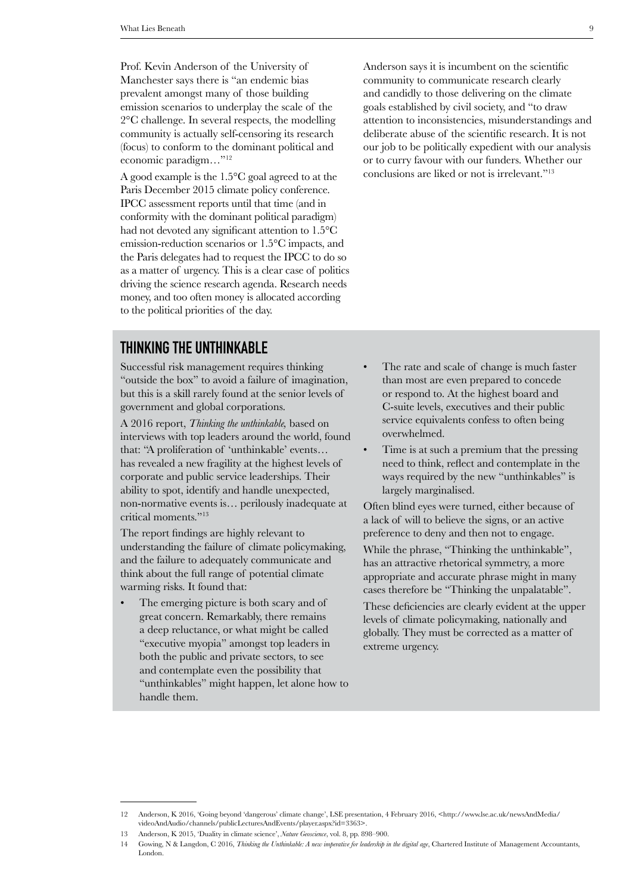Prof. Kevin Anderson of the University of Manchester says there is "an endemic bias prevalent amongst many of those building emission scenarios to underplay the scale of the 2°C challenge. In several respects, the modelling community is actually self-censoring its research (focus) to conform to the dominant political and economic paradigm…"[12]

A good example is the 1.5°C goal agreed to at the Paris December 2015 climate policy conference. IPCC assessment reports until that time (and in conformity with the dominant political paradigm) had not devoted any significant attention to 1.5°C emission-reduction scenarios or 1.5°C impacts, and the Paris delegates had to request the IPCC to do so as a matter of urgency. This is a clear case of politics driving the science research agenda. Research needs money, and too often money is allocated according to the political priorities of the day.

Anderson says it is incumbent on the scientific community to communicate research clearly and candidly to those delivering on the climate goals established by civil society, and "to draw attention to inconsistencies, misunderstandings and deliberate abuse of the scientific research. It is not our job to be politically expedient with our analysis or to curry favour with our funders. Whether our conclusions are liked or not is irrelevant."[13]

## THINKING THE UNTHINKABLE

Successful risk management requires thinking "outside the box" to avoid a failure of imagination, but this is a skill rarely found at the senior levels of government and global corporations.

A 2016 report, *Thinking the unthinkable,* based on interviews with top leaders around the world, found that: "A proliferation of 'unthinkable' events… has revealed a new fragility at the highest levels of corporate and public service leaderships. Their ability to spot, identify and handle unexpected, non-normative events is… perilously inadequate at critical moments."[13]

The report findings are highly relevant to understanding the failure of climate policymaking, and the failure to adequately communicate and think about the full range of potential climate warming risks. It found that:

- The emerging picture is both scary and of great concern. Remarkably, there remains a deep reluctance, or what might be called "executive myopia" amongst top leaders in both the public and private sectors, to see and contemplate even the possibility that "unthinkables" might happen, let alone how to handle them.
- The rate and scale of change is much faster than most are even prepared to concede or respond to. At the highest board and C-suite levels, executives and their public service equivalents confess to often being overwhelmed.
- Time is at such a premium that the pressing need to think, reflect and contemplate in the ways required by the new "unthinkables" is largely marginalised.

Often blind eyes were turned, either because of a lack of will to believe the signs, or an active preference to deny and then not to engage.

While the phrase, "Thinking the unthinkable", has an attractive rhetorical symmetry, a more appropriate and accurate phrase might in many cases therefore be "Thinking the unpalatable".

These deficiencies are clearly evident at the upper levels of climate policymaking, nationally and globally. They must be corrected as a matter of extreme urgency.

---

12 Anderson, K 2016, 'Going beyond 'dangerous' climate change', LSE presentation, 4 February 2016, <http://www.lse.ac.uk/newsAndMedia/videoAndAudio/channels/publicLecturesAndEvents/player.aspx?id=3363>.

13 Anderson, K 2015, 'Duality in climate science', *Nature Geoscience*, vol. 8, pp. 898–900.

14 Gowing, N & Langdon, C 2016, *Thinking the Unthinkable: A new imperative for leadership in the digital age*, Chartered Institute of Management Accountants, London.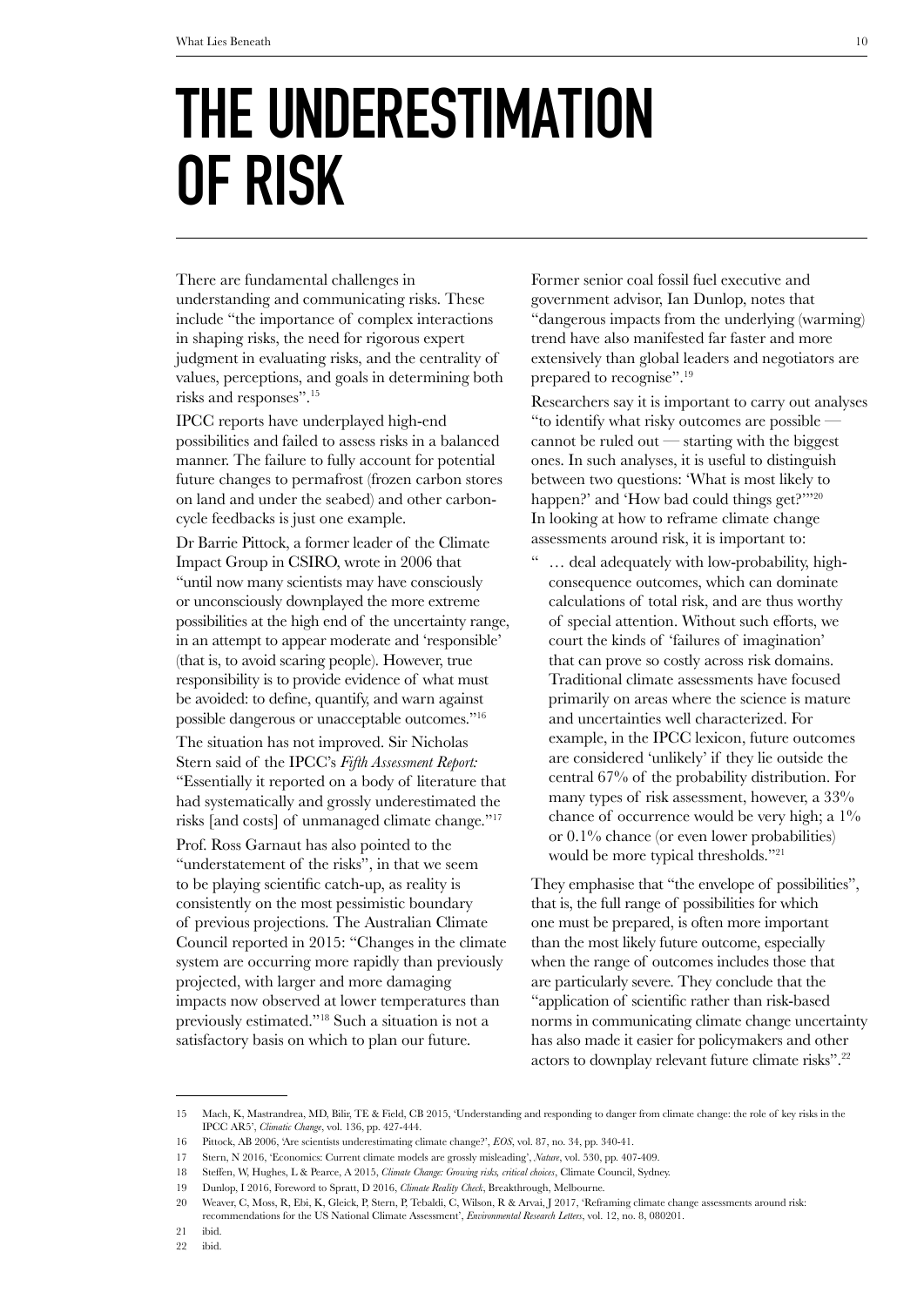# THE UNDERESTIMATION OF RISK

There are fundamental challenges in understanding and communicating risks. These include "the importance of complex interactions in shaping risks, the need for rigorous expert judgment in evaluating risks, and the centrality of values, perceptions, and goals in determining both risks and responses".[15]

IPCC reports have underplayed high-end possibilities and failed to assess risks in a balanced manner. The failure to fully account for potential future changes to permafrost (frozen carbon stores on land and under the seabed) and other carbon-cycle feedbacks is just one example.

Dr Barrie Pittock, a former leader of the Climate Impact Group in CSIRO, wrote in 2006 that "until now many scientists may have consciously or unconsciously downplayed the more extreme possibilities at the high end of the uncertainty range, in an attempt to appear moderate and 'responsible' (that is, to avoid scaring people). However, true responsibility is to provide evidence of what must be avoided: to define, quantify, and warn against possible dangerous or unacceptable outcomes."[16]

The situation has not improved. Sir Nicholas Stern said of the IPCC's *Fifth Assessment Report:* "Essentially it reported on a body of literature that had systematically and grossly underestimated the risks [and costs] of unmanaged climate change."[17]

Prof. Ross Garnaut has also pointed to the "understatement of the risks", in that we seem to be playing scientific catch-up, as reality is consistently on the most pessimistic boundary of previous projections. The Australian Climate Council reported in 2015: "Changes in the climate system are occurring more rapidly than previously projected, with larger and more damaging impacts now observed at lower temperatures than previously estimated."[18] Such a situation is not a satisfactory basis on which to plan our future.

Former senior coal fossil fuel executive and government advisor, Ian Dunlop, notes that "dangerous impacts from the underlying (warming) trend have also manifested far faster and more extensively than global leaders and negotiators are prepared to recognise".[19]

Researchers say it is important to carry out analyses "to identify what risky outcomes are possible — cannot be ruled out — starting with the biggest ones. In such analyses, it is useful to distinguish between two questions: 'What is most likely to happen?' and 'How bad could things get?'"[20] In looking at how to reframe climate change assessments around risk, it is important to:

" … deal adequately with low-probability, high-consequence outcomes, which can dominate calculations of total risk, and are thus worthy of special attention. Without such efforts, we court the kinds of 'failures of imagination' that can prove so costly across risk domains. Traditional climate assessments have focused primarily on areas where the science is mature and uncertainties well characterized. For example, in the IPCC lexicon, future outcomes are considered 'unlikely' if they lie outside the central 67% of the probability distribution. For many types of risk assessment, however, a 33% chance of occurrence would be very high; a 1% or 0.1% chance (or even lower probabilities) would be more typical thresholds."[21]

They emphasise that "the envelope of possibilities", that is, the full range of possibilities for which one must be prepared, is often more important than the most likely future outcome, especially when the range of outcomes includes those that are particularly severe. They conclude that the "application of scientific rather than risk-based norms in communicating climate change uncertainty has also made it easier for policymakers and other actors to downplay relevant future climate risks".[22]

---

15 Mach, K, Mastrandrea, MD, Bilir, TE & Field, CB 2015, 'Understanding and responding to danger from climate change: the role of key risks in the IPCC AR5', *Climatic Change*, vol. 136, pp. 427-444.

16 Pittock, AB 2006, 'Are scientists underestimating climate change?', *EOS*, vol. 87, no. 34, pp. 340-41.

17 Stern, N 2016, 'Economics: Current climate models are grossly misleading', *Nature*, vol. 530, pp. 407-409.

18 Steffen, W, Hughes, L & Pearce, A 2015, *Climate Change: Growing risks, critical choices*, Climate Council, Sydney.

19 Dunlop, I 2016, Foreword to Spratt, D 2016, *Climate Reality Check*, Breakthrough, Melbourne.

20 Weaver, C, Moss, R, Ebi, K, Gleick, P, Stern, P, Tebaldi, C, Wilson, R & Arvai, J 2017, 'Reframing climate change assessments around risk: recommendations for the US National Climate Assessment', *Environmental Research Letters*, vol. 12, no. 8, 080201.

21 ibid.

22 ibid.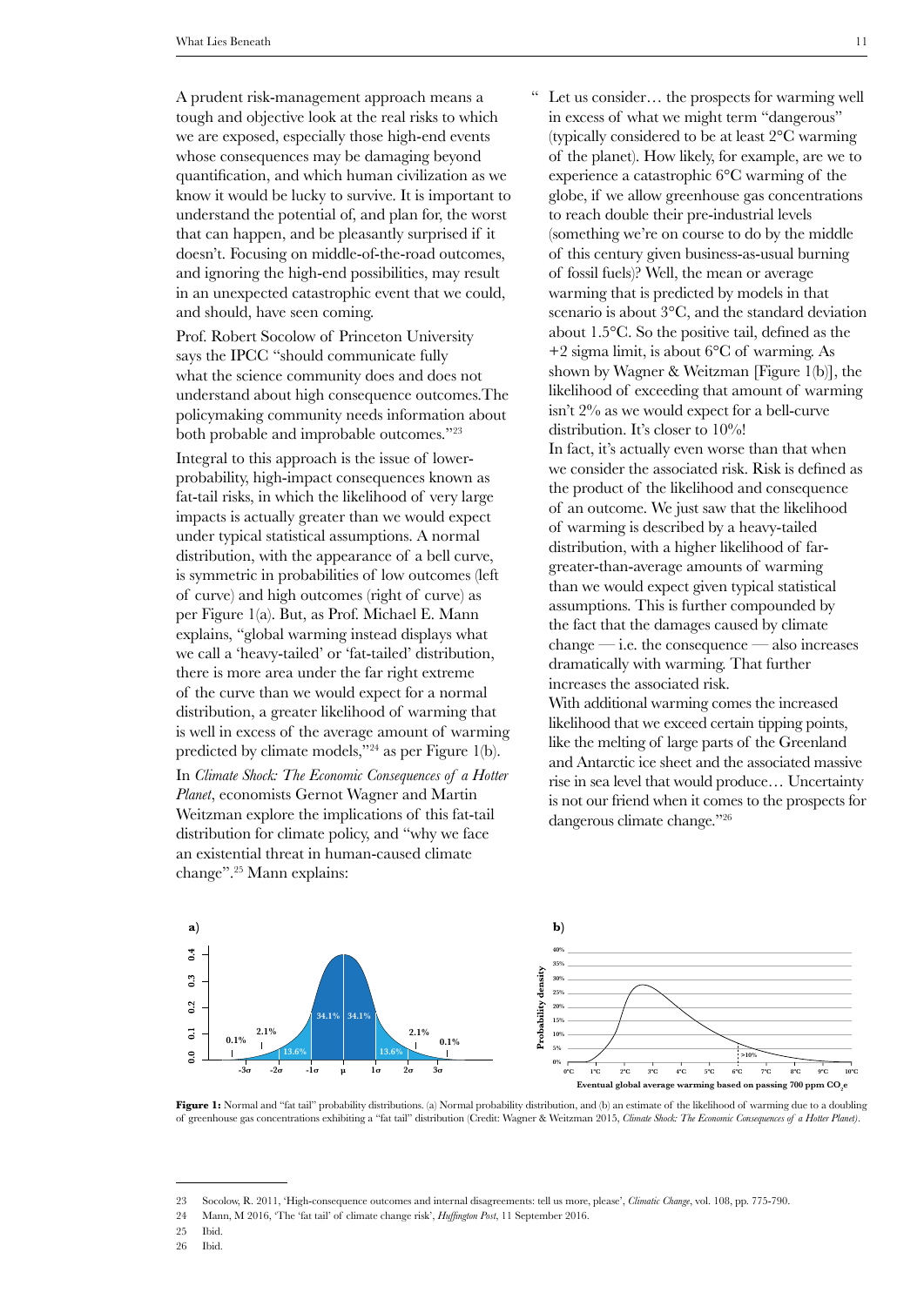A prudent risk-management approach means a tough and objective look at the real risks to which we are exposed, especially those high-end events whose consequences may be damaging beyond quantification, and which human civilization as we know it would be lucky to survive. It is important to understand the potential of, and plan for, the worst that can happen, and be pleasantly surprised if it doesn't. Focusing on middle-of-the-road outcomes, and ignoring the high-end possibilities, may result in an unexpected catastrophic event that we could, and should, have seen coming.

Prof. Robert Socolow of Princeton University says the IPCC "should communicate fully what the science community does and does not understand about high consequence outcomes.The policymaking community needs information about both probable and improbable outcomes."[23]

Integral to this approach is the issue of lower-probability, high-impact consequences known as fat-tail risks, in which the likelihood of very large impacts is actually greater than we would expect under typical statistical assumptions. A normal distribution, with the appearance of a bell curve, is symmetric in probabilities of low outcomes (left of curve) and high outcomes (right of curve) as per Figure 1(a). But, as Prof. Michael E. Mann explains, "global warming instead displays what we call a 'heavy-tailed' or 'fat-tailed' distribution, there is more area under the far right extreme of the curve than we would expect for a normal distribution, a greater likelihood of warming that is well in excess of the average amount of warming predicted by climate models,"[24] as per Figure 1(b).

In *Climate Shock: The Economic Consequences of a Hotter Planet*, economists Gernot Wagner and Martin Weitzman explore the implications of this fat-tail distribution for climate policy, and "why we face an existential threat in human-caused climate change".[25] Mann explains:

> "Let us consider… the prospects for warming well in excess of what we might term "dangerous" (typically considered to be at least 2°C warming of the planet). How likely, for example, are we to experience a catastrophic 6°C warming of the globe, if we allow greenhouse gas concentrations to reach double their pre-industrial levels (something we're on course to do by the middle of this century given business-as-usual burning of fossil fuels)? Well, the mean or average warming that is predicted by models in that scenario is about 3°C, and the standard deviation about 1.5°C. So the positive tail, defined as the +2 sigma limit, is about 6°C of warming. As shown by Wagner & Weitzman [Figure 1(b)], the likelihood of exceeding that amount of warming isn't 2% as we would expect for a bell-curve distribution. It's closer to 10%!
>
> In fact, it's actually even worse than that when we consider the associated risk. Risk is defined as the product of the likelihood and consequence of an outcome. We just saw that the likelihood of warming is described by a heavy-tailed distribution, with a higher likelihood of far-greater-than-average amounts of warming than we would expect given typical statistical assumptions. This is further compounded by the fact that the damages caused by climate change — i.e. the consequence — also increases dramatically with warming. That further increases the associated risk.
>
> With additional warming comes the increased likelihood that we exceed certain tipping points, like the melting of large parts of the Greenland and Antarctic ice sheet and the associated massive rise in sea level that would produce… Uncertainty is not our friend when it comes to the prospects for dangerous climate change."[26]

**Figure 1:** Normal and "fat tail" probability distributions. (a) Normal probability distribution, and (b) an estimate of the likelihood of warming due to a doubling of greenhouse gas concentrations exhibiting a "fat tail" distribution (Credit: Wagner & Weitzman 2015, *Climate Shock: The Economic Consequences of a Hotter Planet*).

---

23 Socolow, R. 2011, 'High-consequence outcomes and internal disagreements: tell us more, please', *Climatic Change*, vol. 108, pp. 775-790.

24 Mann, M 2016, 'The 'fat tail' of climate change risk', *Huffington Post*, 11 September 2016.

25 Ibid.

26 Ibid.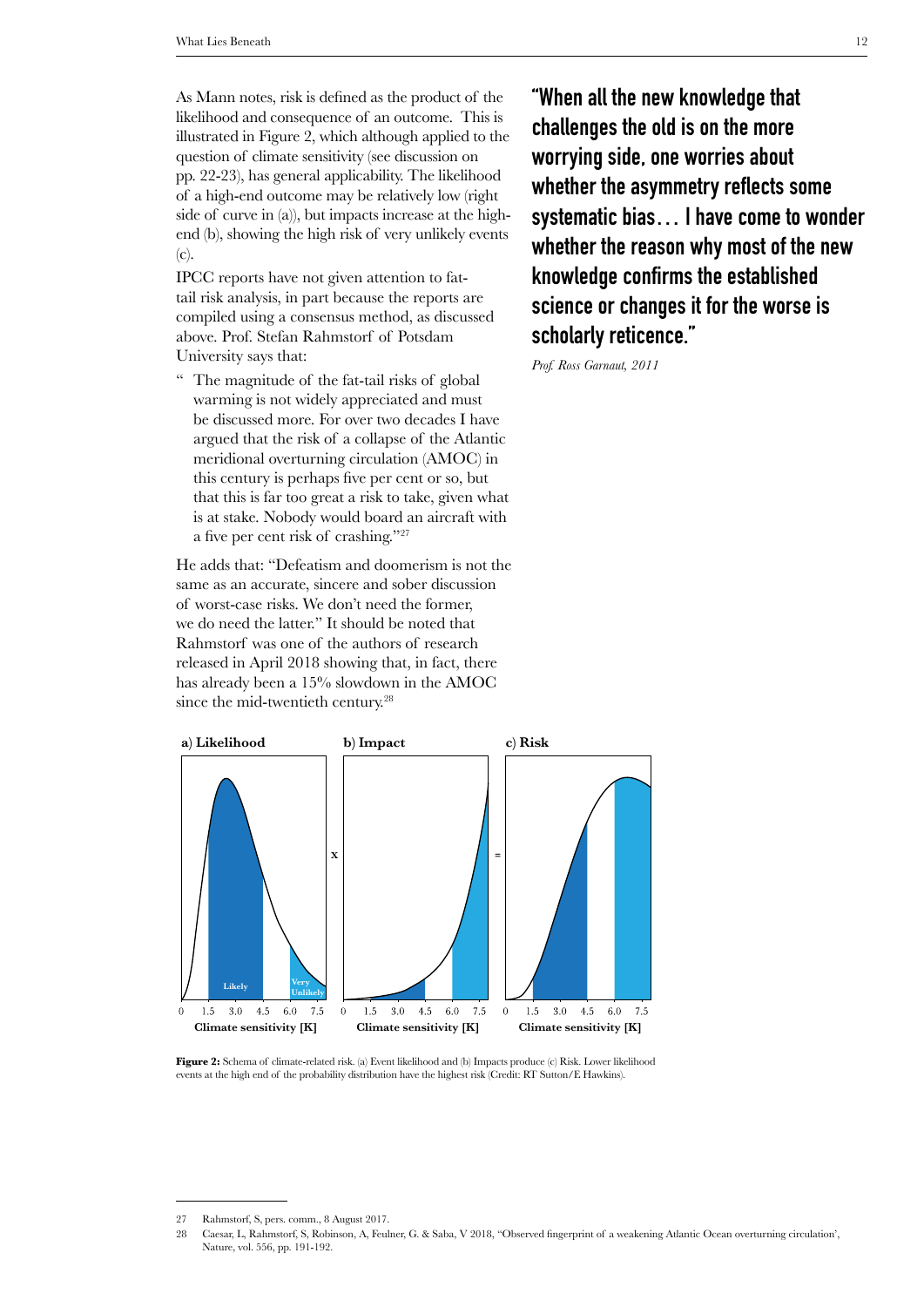As Mann notes, risk is defined as the product of the likelihood and consequence of an outcome. This is illustrated in Figure 2, which although applied to the question of climate sensitivity (see discussion on pp. 22-23), has general applicability. The likelihood of a high-end outcome may be relatively low (right side of curve in (a)), but impacts increase at the high-end (b), showing the high risk of very unlikely events (c).

IPCC reports have not given attention to fat-tail risk analysis, in part because the reports are compiled using a consensus method, as discussed above. Prof. Stefan Rahmstorf of Potsdam University says that:

> " The magnitude of the fat-tail risks of global warming is not widely appreciated and must be discussed more. For over two decades I have argued that the risk of a collapse of the Atlantic meridional overturning circulation (AMOC) in this century is perhaps five per cent or so, but that this is far too great a risk to take, given what is at stake. Nobody would board an aircraft with a five per cent risk of crashing."[27]

He adds that: "Defeatism and doomerism is not the same as an accurate, sincere and sober discussion of worst-case risks. We don't need the former, we do need the latter." It should be noted that Rahmstorf was one of the authors of research released in April 2018 showing that, in fact, there has already been a 15% slowdown in the AMOC since the mid-twentieth century.[28]

**"When all the new knowledge that challenges the old is on the more worrying side, one worries about whether the asymmetry reflects some systematic bias… I have come to wonder whether the reason why most of the new knowledge confirms the established science or changes it for the worse is scholarly reticence."**

*Prof. Ross Garnaut, 2011*

**Figure 2:** Schema of climate-related risk. (a) Event likelihood and (b) Impacts produce (c) Risk. Lower likelihood events at the high end of the probability distribution have the highest risk (Credit: RT Sutton/E Hawkins).

---

27 Rahmstorf, S, pers. comm., 8 August 2017.

28 Caesar, L, Rahmstorf, S, Robinson, A, Feulner, G. & Saba, V 2018, "Observed fingerprint of a weakening Atlantic Ocean overturning circulation', Nature, vol. 556, pp. 191-192.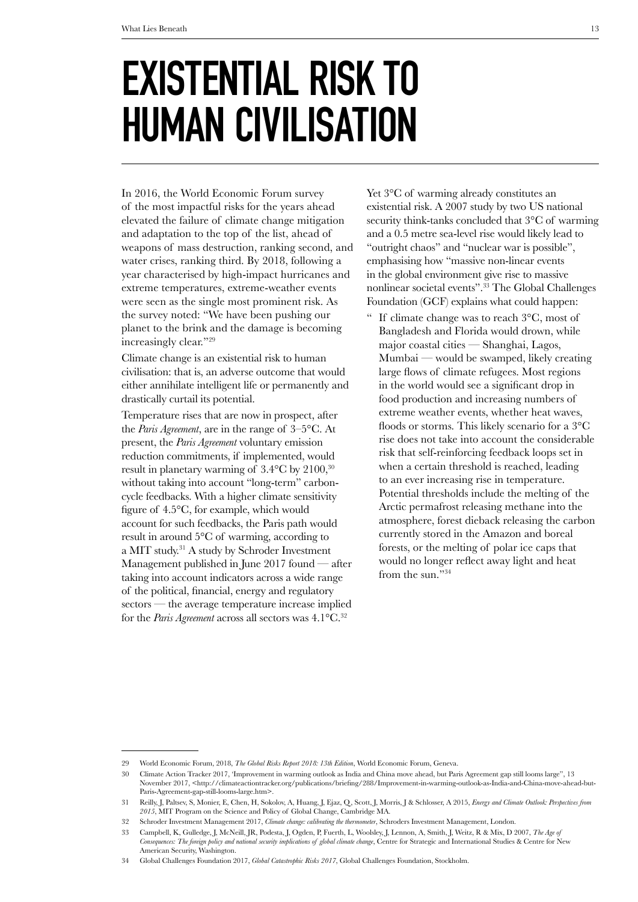# EXISTENTIAL RISK TO HUMAN CIVILISATION

In 2016, the World Economic Forum survey of the most impactful risks for the years ahead elevated the failure of climate change mitigation and adaptation to the top of the list, ahead of weapons of mass destruction, ranking second, and water crises, ranking third. By 2018, following a year characterised by high-impact hurricanes and extreme temperatures, extreme-weather events were seen as the single most prominent risk. As the survey noted: "We have been pushing our planet to the brink and the damage is becoming increasingly clear."[29]

Climate change is an existential risk to human civilisation: that is, an adverse outcome that would either annihilate intelligent life or permanently and drastically curtail its potential.

Temperature rises that are now in prospect, after the *Paris Agreement*, are in the range of 3–5°C. At present, the *Paris Agreement* voluntary emission reduction commitments, if implemented, would result in planetary warming of 3.4°C by 2100,[30] without taking into account "long-term" carbon-cycle feedbacks. With a higher climate sensitivity figure of 4.5°C, for example, which would account for such feedbacks, the Paris path would result in around 5°C of warming, according to a MIT study.[31] A study by Schroder Investment Management published in June 2017 found — after taking into account indicators across a wide range of the political, financial, energy and regulatory sectors — the average temperature increase implied for the *Paris Agreement* across all sectors was 4.1°C.[32]

Yet 3°C of warming already constitutes an existential risk. A 2007 study by two US national security think-tanks concluded that 3°C of warming and a 0.5 metre sea-level rise would likely lead to "outright chaos" and "nuclear war is possible", emphasising how "massive non-linear events in the global environment give rise to massive nonlinear societal events".[33] The Global Challenges Foundation (GCF) explains what could happen:

> "If climate change was to reach 3°C, most of Bangladesh and Florida would drown, while major coastal cities — Shanghai, Lagos, Mumbai — would be swamped, likely creating large flows of climate refugees. Most regions in the world would see a significant drop in food production and increasing numbers of extreme weather events, whether heat waves, floods or storms. This likely scenario for a 3°C rise does not take into account the considerable risk that self-reinforcing feedback loops set in when a certain threshold is reached, leading to an ever increasing rise in temperature. Potential thresholds include the melting of the Arctic permafrost releasing methane into the atmosphere, forest dieback releasing the carbon currently stored in the Amazon and boreal forests, or the melting of polar ice caps that would no longer reflect away light and heat from the sun."[34]

---

29 World Economic Forum, 2018, *The Global Risks Report 2018: 13th Edition*, World Economic Forum, Geneva.

30 Climate Action Tracker 2017, 'Improvement in warming outlook as India and China move ahead, but Paris Agreement gap still looms large", 13 November 2017, <http://climateactiontracker.org/publications/briefing/288/Improvement-in-warming-outlook-as-India-and-China-move-ahead-but-Paris-Agreement-gap-still-looms-large.htm>.

31 Reilly, J, Paltsev, S, Monier, E, Chen, H, Sokolov, A, Huang, J, Ejaz, Q, Scott, J, Morris, J & Schlosser, A 2015, *Energy and Climate Outlook: Perspectives from 2015*, MIT Program on the Science and Policy of Global Change, Cambridge MA.

32 Schroder Investment Management 2017, *Climate change: calibrating the thermometer*, Schroders Investment Management, London.

33 Campbell, K, Gulledge, J, McNeill, JR, Podesta, J, Ogden, P, Fuerth, L, Woolsley, J, Lennon, A, Smith, J, Weitz, R & Mix, D 2007, *The Age of Consequences: The foreign policy and national security implications of global climate change*, Centre for Strategic and International Studies & Centre for New American Security, Washington.

34 Global Challenges Foundation 2017, *Global Catastrophic Risks 2017*, Global Challenges Foundation, Stockholm.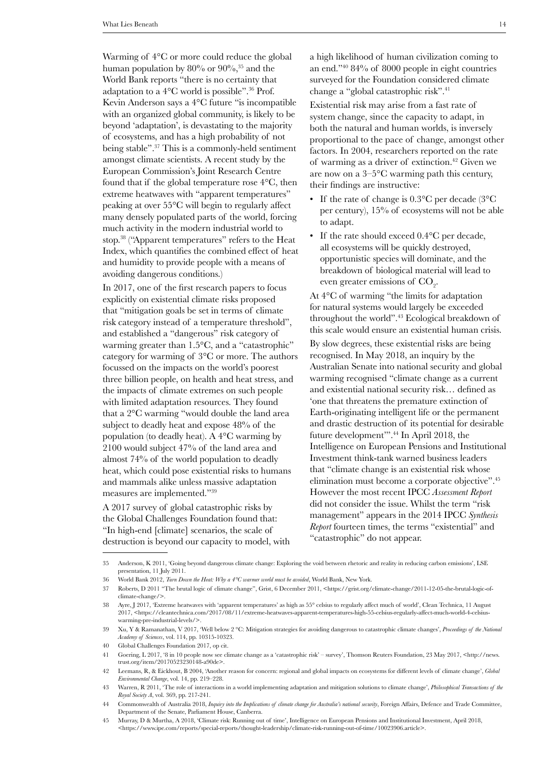Warming of 4°C or more could reduce the global human population by 80% or 90%,[35] and the World Bank reports "there is no certainty that adaptation to a 4°C world is possible".[36] Prof. Kevin Anderson says a 4°C future "is incompatible with an organized global community, is likely to be beyond 'adaptation', is devastating to the majority of ecosystems, and has a high probability of not being stable".[37] This is a commonly-held sentiment amongst climate scientists. A recent study by the European Commission's Joint Research Centre found that if the global temperature rose 4°C, then extreme heatwaves with "apparent temperatures" peaking at over 55°C will begin to regularly affect many densely populated parts of the world, forcing much activity in the modern industrial world to stop.[38] ("Apparent temperatures" refers to the Heat Index, which quantifies the combined effect of heat and humidity to provide people with a means of avoiding dangerous conditions.)

In 2017, one of the first research papers to focus explicitly on existential climate risks proposed that "mitigation goals be set in terms of climate risk category instead of a temperature threshold", and established a "dangerous" risk category of warming greater than 1.5°C, and a "catastrophic" category for warming of 3°C or more. The authors focussed on the impacts on the world's poorest three billion people, on health and heat stress, and the impacts of climate extremes on such people with limited adaptation resources. They found that a 2°C warming "would double the land area subject to deadly heat and expose 48% of the population (to deadly heat). A 4°C warming by 2100 would subject 47% of the land area and almost 74% of the world population to deadly heat, which could pose existential risks to humans and mammals alike unless massive adaptation measures are implemented."[39]

A 2017 survey of global catastrophic risks by the Global Challenges Foundation found that: "In high-end [climate] scenarios, the scale of destruction is beyond our capacity to model, with a high likelihood of human civilization coming to an end."[40] 84% of 8000 people in eight countries surveyed for the Foundation considered climate change a "global catastrophic risk".[41]

Existential risk may arise from a fast rate of system change, since the capacity to adapt, in both the natural and human worlds, is inversely proportional to the pace of change, amongst other factors. In 2004, researchers reported on the rate of warming as a driver of extinction.[42] Given we are now on a 3–5°C warming path this century, their findings are instructive:

- If the rate of change is 0.3°C per decade (3°C per century), 15% of ecosystems will not be able to adapt.
- If the rate should exceed 0.4°C per decade, all ecosystems will be quickly destroyed, opportunistic species will dominate, and the breakdown of biological material will lead to even greater emissions of $CO_2$.

At 4°C of warming "the limits for adaptation for natural systems would largely be exceeded throughout the world".[43] Ecological breakdown of this scale would ensure an existential human crisis.

By slow degrees, these existential risks are being recognised. In May 2018, an inquiry by the Australian Senate into national security and global warming recognised "climate change as a current and existential national security risk… defined as 'one that threatens the premature extinction of Earth-originating intelligent life or the permanent and drastic destruction of its potential for desirable future development'".[44] In April 2018, the Intelligence on European Pensions and Institutional Investment think-tank warned business leaders that "climate change is an existential risk whose elimination must become a corporate objective".[45] However the most recent IPCC *Assessment Report* did not consider the issue. Whilst the term "risk management" appears in the 2014 IPCC *Synthesis Report* fourteen times, the terms "existential" and "catastrophic" do not appear.

---

35 Anderson, K 2011, 'Going beyond dangerous climate change: Exploring the void between rhetoric and reality in reducing carbon emissions', LSE presentation, 11 July 2011.

36 World Bank 2012, *Turn Down the Heat: Why a 4°C warmer world must be avoided*, World Bank, New York.

37 Roberts, D 2011 "The brutal logic of climate change", Grist, 6 December 2011, <https://grist.org/climate-change/2011-12-05-the-brutal-logic-of-climate-change/>.

38 Ayre, J 2017, 'Extreme heatwaves with 'apparent temperatures' as high as 55° celsius to regularly affect much of world', Clean Technica, 11 August 2017, <https://cleantechnica.com/2017/08/11/extreme-heatwaves-apparent-temperatures-high-55-celsius-regularly-affect-much-world-4-celsius-warming-pre-industrial-levels/>.

39 Xu, Y & Ramanathan, V 2017, 'Well below 2 °C: Mitigation strategies for avoiding dangerous to catastrophic climate changes', *Proceedings of the National Academy of Sciences*, vol. 114, pp. 10315-10323.

40 Global Challenges Foundation 2017, op cit.

41 Goering, L 2017, '8 in 10 people now see climate change as a 'catastrophic risk' – survey', Thomson Reuters Foundation, 23 May 2017, <http://news.trust.org/item/20170523230148-a90de>.

42 Leemans, R, & Eickhout, B 2004, 'Another reason for concern: regional and global impacts on ecosystems for different levels of climate change', *Global Environmental Change*, vol. 14, pp. 219–228.

43 Warren, R 2011, 'The role of interactions in a world implementing adaptation and mitigation solutions to climate change', *Philosophical Transactions of the Royal Society A*, vol. 369, pp. 217-241.

44 Commonwealth of Australia 2018, *Inquiry into the Implications of climate change for Australia's national security*, Foreign Affairs, Defence and Trade Committee, Department of the Senate, Parliament House, Canberra.

45 Murray, D & Murtha, A 2018, 'Climate risk: Running out of time', Intelligence on European Pensions and Institutional Investment, April 2018, <https://www.ipe.com/reports/special-reports/thought-leadership/climate-risk-running-out-of-time/10023906.article>.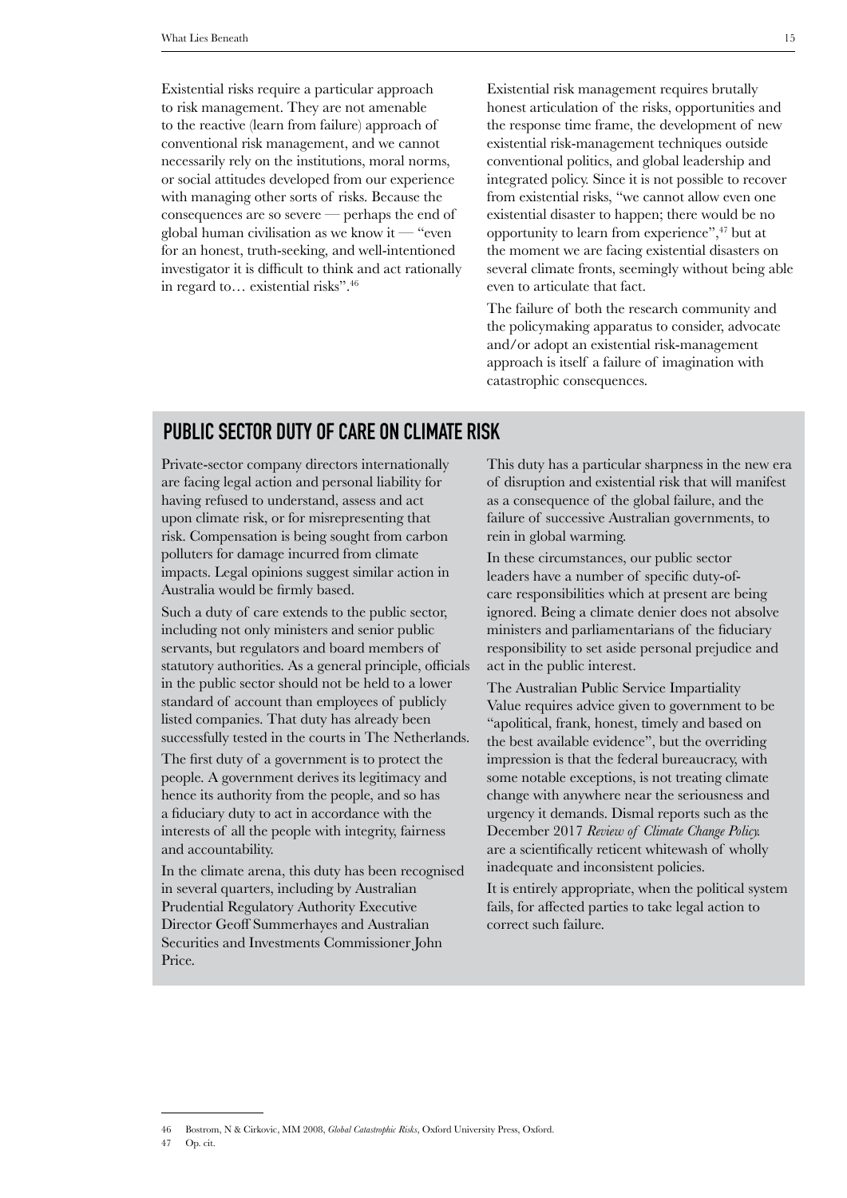Existential risks require a particular approach to risk management. They are not amenable to the reactive (learn from failure) approach of conventional risk management, and we cannot necessarily rely on the institutions, moral norms, or social attitudes developed from our experience with managing other sorts of risks. Because the consequences are so severe — perhaps the end of global human civilisation as we know it — "even for an honest, truth-seeking, and well-intentioned investigator it is difficult to think and act rationally in regard to… existential risks".[46]

Existential risk management requires brutally honest articulation of the risks, opportunities and the response time frame, the development of new existential risk-management techniques outside conventional politics, and global leadership and integrated policy. Since it is not possible to recover from existential risks, "we cannot allow even one existential disaster to happen; there would be no opportunity to learn from experience",[47] but at the moment we are facing existential disasters on several climate fronts, seemingly without being able even to articulate that fact.

The failure of both the research community and the policymaking apparatus to consider, advocate and/or adopt an existential risk-management approach is itself a failure of imagination with catastrophic consequences.

## PUBLIC SECTOR DUTY OF CARE ON CLIMATE RISK

Private-sector company directors internationally are facing legal action and personal liability for having refused to understand, assess and act upon climate risk, or for misrepresenting that risk. Compensation is being sought from carbon polluters for damage incurred from climate impacts. Legal opinions suggest similar action in Australia would be firmly based.

Such a duty of care extends to the public sector, including not only ministers and senior public servants, but regulators and board members of statutory authorities. As a general principle, officials in the public sector should not be held to a lower standard of account than employees of publicly listed companies. That duty has already been successfully tested in the courts in The Netherlands.

The first duty of a government is to protect the people. A government derives its legitimacy and hence its authority from the people, and so has a fiduciary duty to act in accordance with the interests of all the people with integrity, fairness and accountability.

In the climate arena, this duty has been recognised in several quarters, including by Australian Prudential Regulatory Authority Executive Director Geoff Summerhayes and Australian Securities and Investments Commissioner John Price.

This duty has a particular sharpness in the new era of disruption and existential risk that will manifest as a consequence of the global failure, and the failure of successive Australian governments, to rein in global warming.

In these circumstances, our public sector leaders have a number of specific duty-of-care responsibilities which at present are being ignored. Being a climate denier does not absolve ministers and parliamentarians of the fiduciary responsibility to set aside personal prejudice and act in the public interest.

The Australian Public Service Impartiality Value requires advice given to government to be "apolitical, frank, honest, timely and based on the best available evidence", but the overriding impression is that the federal bureaucracy, with some notable exceptions, is not treating climate change with anywhere near the seriousness and urgency it demands. Dismal reports such as the December 2017 *Review of Climate Change Policy.* are a scientifically reticent whitewash of wholly inadequate and inconsistent policies.

It is entirely appropriate, when the political system fails, for affected parties to take legal action to correct such failure.

---

46 Bostrom, N & Cirkovic, MM 2008, *Global Catastrophic Risks*, Oxford University Press, Oxford.

47 Op. cit.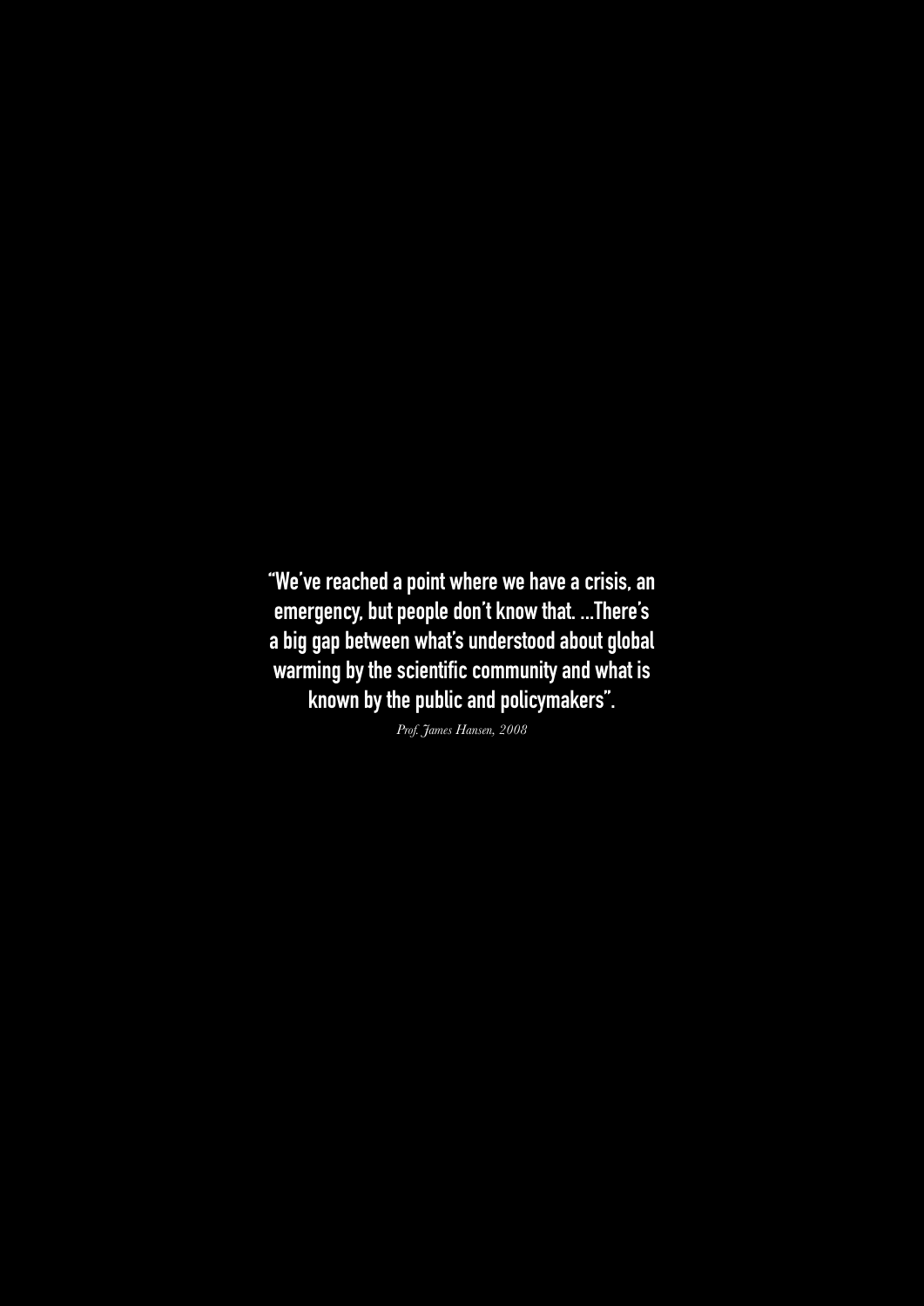**"We've reached a point where we have a crisis, an emergency, but people don't know that. ...There's a big gap between what's understood about global warming by the scientific community and what is known by the public and policymakers".**

*Prof. James Hansen, 2008*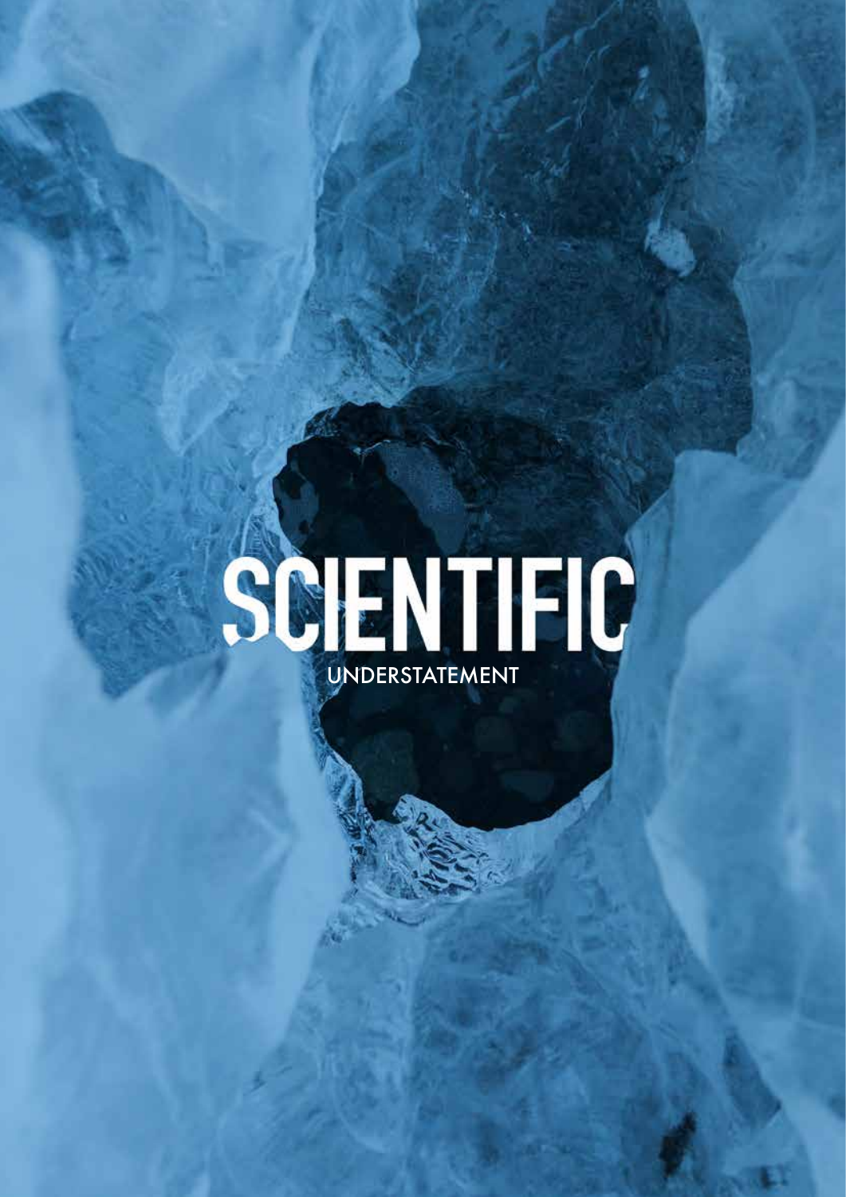# SCIENTIFIC

UNDERSTATEMENT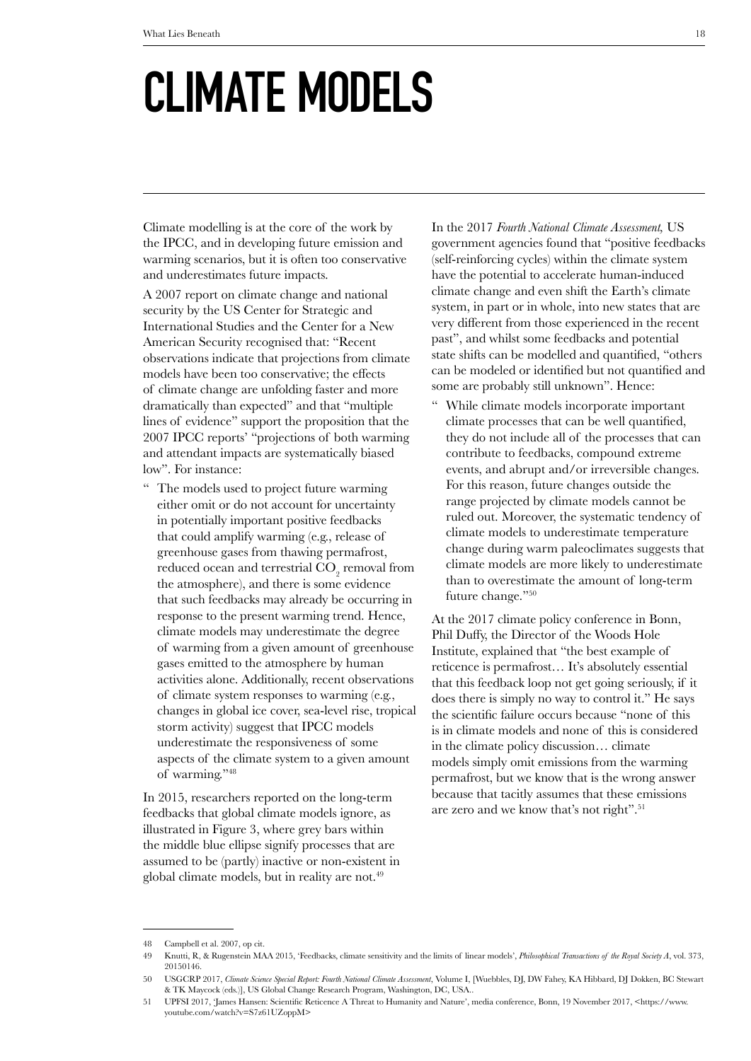# CLIMATE MODELS

Climate modelling is at the core of the work by the IPCC, and in developing future emission and warming scenarios, but it is often too conservative and underestimates future impacts.

A 2007 report on climate change and national security by the US Center for Strategic and International Studies and the Center for a New American Security recognised that: "Recent observations indicate that projections from climate models have been too conservative; the effects of climate change are unfolding faster and more dramatically than expected" and that "multiple lines of evidence" support the proposition that the 2007 IPCC reports' "projections of both warming and attendant impacts are systematically biased low". For instance:

> " The models used to project future warming either omit or do not account for uncertainty in potentially important positive feedbacks that could amplify warming (e.g., release of greenhouse gases from thawing permafrost, reduced ocean and terrestrial $CO_2$ removal from the atmosphere), and there is some evidence that such feedbacks may already be occurring in response to the present warming trend. Hence, climate models may underestimate the degree of warming from a given amount of greenhouse gases emitted to the atmosphere by human activities alone. Additionally, recent observations of climate system responses to warming (e.g., changes in global ice cover, sea-level rise, tropical storm activity) suggest that IPCC models underestimate the responsiveness of some aspects of the climate system to a given amount of warming."[48]

In 2015, researchers reported on the long-term feedbacks that global climate models ignore, as illustrated in Figure 3, where grey bars within the middle blue ellipse signify processes that are assumed to be (partly) inactive or non-existent in global climate models, but in reality are not.[49]

In the 2017 *Fourth National Climate Assessment,* US government agencies found that "positive feedbacks (self-reinforcing cycles) within the climate system have the potential to accelerate human-induced climate change and even shift the Earth's climate system, in part or in whole, into new states that are very different from those experienced in the recent past", and whilst some feedbacks and potential state shifts can be modelled and quantified, "others can be modeled or identified but not quantified and some are probably still unknown". Hence:

> " While climate models incorporate important climate processes that can be well quantified, they do not include all of the processes that can contribute to feedbacks, compound extreme events, and abrupt and/or irreversible changes. For this reason, future changes outside the range projected by climate models cannot be ruled out. Moreover, the systematic tendency of climate models to underestimate temperature change during warm paleoclimates suggests that climate models are more likely to underestimate than to overestimate the amount of long-term future change."[50]

At the 2017 climate policy conference in Bonn, Phil Duffy, the Director of the Woods Hole Institute, explained that "the best example of reticence is permafrost… It's absolutely essential that this feedback loop not get going seriously, if it does there is simply no way to control it." He says the scientific failure occurs because "none of this is in climate models and none of this is considered in the climate policy discussion… climate models simply omit emissions from the warming permafrost, but we know that is the wrong answer because that tacitly assumes that these emissions are zero and we know that's not right".[51]

---

48 Campbell et al. 2007, op cit.

49 Knutti, R, & Rugenstein MAA 2015, 'Feedbacks, climate sensitivity and the limits of linear models', *Philosophical Transactions of the Royal Society A*, vol. 373, 20150146.

50 USGCRP 2017, *Climate Science Special Report: Fourth National Climate Assessment*, Volume I, [Wuebbles, DJ, DW Fahey, KA Hibbard, DJ Dokken, BC Stewart & TK Maycock (eds.)], US Global Change Research Program, Washington, DC, USA..

51 UPFSI 2017, 'James Hansen: Scientific Reticence A Threat to Humanity and Nature', media conference, Bonn, 19 November 2017, <https://www.youtube.com/watch?v=S7z61UZoppM>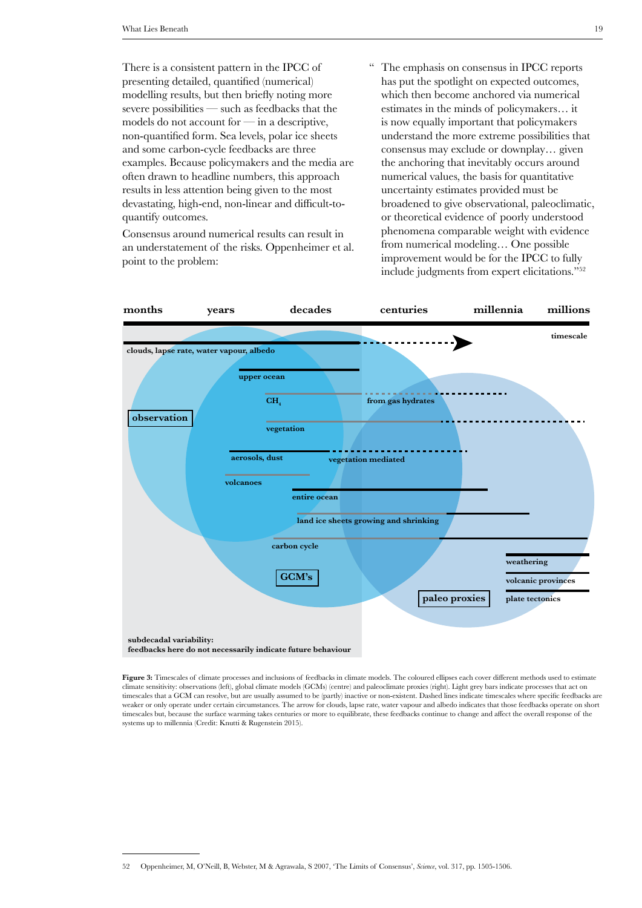There is a consistent pattern in the IPCC of presenting detailed, quantified (numerical) modelling results, but then briefly noting more severe possibilities — such as feedbacks that the models do not account for — in a descriptive, non-quantified form. Sea levels, polar ice sheets and some carbon-cycle feedbacks are three examples. Because policymakers and the media are often drawn to headline numbers, this approach results in less attention being given to the most devastating, high-end, non-linear and difficult-to-quantify outcomes.

Consensus around numerical results can result in an understatement of the risks. Oppenheimer et al. point to the problem:

> "The emphasis on consensus in IPCC reports has put the spotlight on expected outcomes, which then become anchored via numerical estimates in the minds of policymakers… it is now equally important that policymakers understand the more extreme possibilities that consensus may exclude or downplay… given the anchoring that inevitably occurs around numerical values, the basis for quantitative uncertainty estimates provided must be broadened to give observational, paleoclimatic, or theoretical evidence of poorly understood phenomena comparable weight with evidence from numerical modeling… One possible improvement would be for the IPCC to fully include judgments from expert elicitations."[52]

**Figure 3:** Timescales of climate processes and inclusions of feedbacks in climate models. The coloured ellipses each cover different methods used to estimate climate sensitivity: observations (left), global climate models (GCMs) (centre) and paleoclimate proxies (right). Light grey bars indicate processes that act on timescales that a GCM can resolve, but are usually assumed to be (partly) inactive or non-existent. Dashed lines indicate timescales where specific feedbacks are weaker or only operate under certain circumstances. The arrow for clouds, lapse rate, water vapour and albedo indicates that those feedbacks operate on short timescales but, because the surface warming takes centuries or more to equilibrate, these feedbacks continue to change and affect the overall response of the systems up to millennia (Credit: Knutti & Rugenstein 2015).

52 Oppenheimer, M, O'Neill, B, Webster, M & Agrawala, S 2007, 'The Limits of Consensus', *Science*, vol. 317, pp. 1505-1506.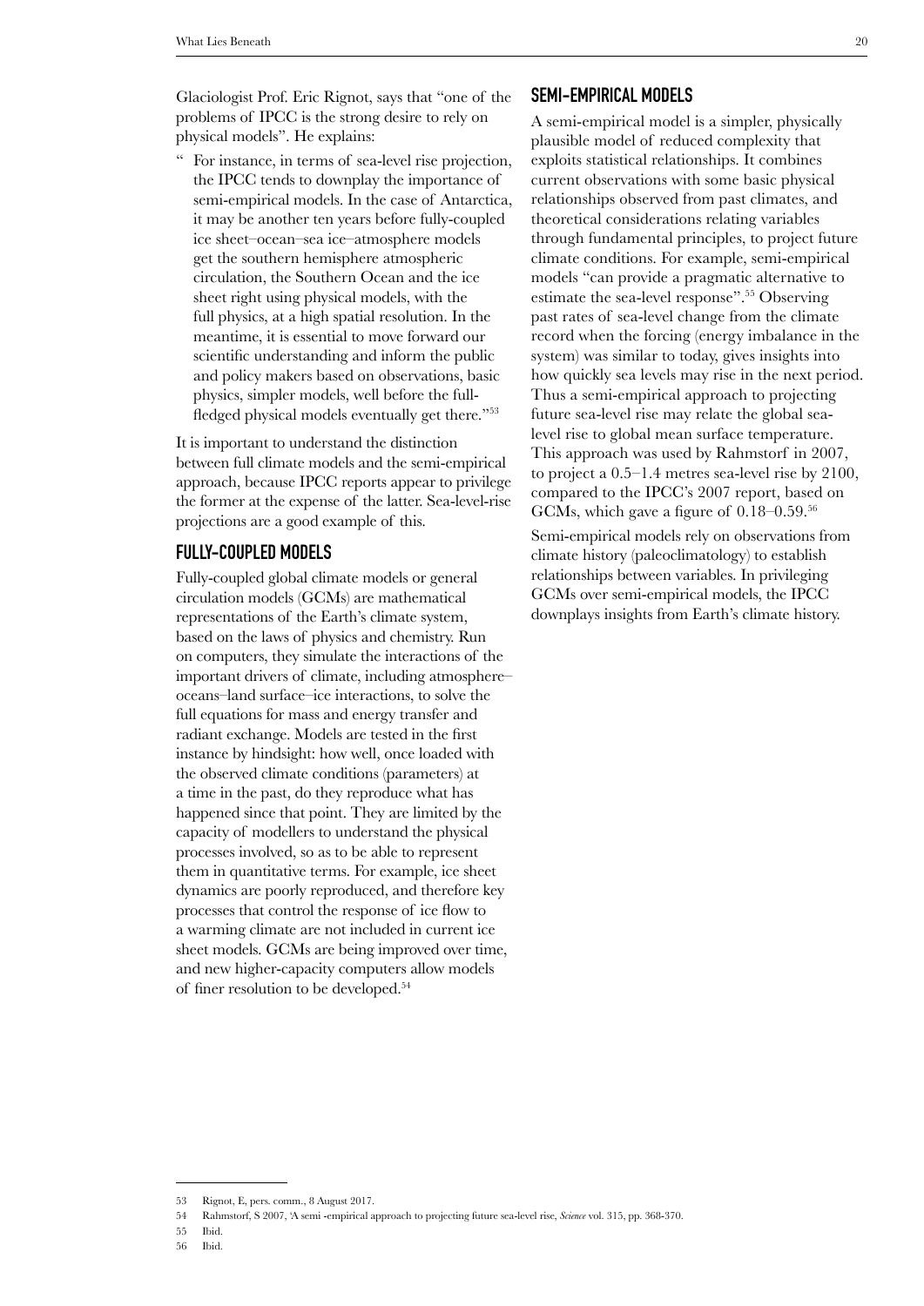Glaciologist Prof. Eric Rignot, says that "one of the problems of IPCC is the strong desire to rely on physical models". He explains:

> " For instance, in terms of sea-level rise projection, the IPCC tends to downplay the importance of semi-empirical models. In the case of Antarctica, it may be another ten years before fully-coupled ice sheet–ocean–sea ice–atmosphere models get the southern hemisphere atmospheric circulation, the Southern Ocean and the ice sheet right using physical models, with the full physics, at a high spatial resolution. In the meantime, it is essential to move forward our scientific understanding and inform the public and policy makers based on observations, basic physics, simpler models, well before the full-fledged physical models eventually get there."[53]

It is important to understand the distinction between full climate models and the semi-empirical approach, because IPCC reports appear to privilege the former at the expense of the latter. Sea-level-rise projections are a good example of this.

## FULLY-COUPLED MODELS

Fully-coupled global climate models or general circulation models (GCMs) are mathematical representations of the Earth's climate system, based on the laws of physics and chemistry. Run on computers, they simulate the interactions of the important drivers of climate, including atmosphere–oceans–land surface–ice interactions, to solve the full equations for mass and energy transfer and radiant exchange. Models are tested in the first instance by hindsight: how well, once loaded with the observed climate conditions (parameters) at a time in the past, do they reproduce what has happened since that point. They are limited by the capacity of modellers to understand the physical processes involved, so as to be able to represent them in quantitative terms. For example, ice sheet dynamics are poorly reproduced, and therefore key processes that control the response of ice flow to a warming climate are not included in current ice sheet models. GCMs are being improved over time, and new higher-capacity computers allow models of finer resolution to be developed.[54]

## SEMI-EMPIRICAL MODELS

A semi-empirical model is a simpler, physically plausible model of reduced complexity that exploits statistical relationships. It combines current observations with some basic physical relationships observed from past climates, and theoretical considerations relating variables through fundamental principles, to project future climate conditions. For example, semi-empirical models "can provide a pragmatic alternative to estimate the sea-level response".[55] Observing past rates of sea-level change from the climate record when the forcing (energy imbalance in the system) was similar to today, gives insights into how quickly sea levels may rise in the next period. Thus a semi-empirical approach to projecting future sea-level rise may relate the global sea-level rise to global mean surface temperature. This approach was used by Rahmstorf in 2007, to project a 0.5–1.4 metres sea-level rise by 2100, compared to the IPCC's 2007 report, based on GCMs, which gave a figure of 0.18–0.59.[56]

Semi-empirical models rely on observations from climate history (paleoclimatology) to establish relationships between variables. In privileging GCMs over semi-empirical models, the IPCC downplays insights from Earth's climate history.

---

53 Rignot, E, pers. comm., 8 August 2017.

54 Rahmstorf, S 2007, 'A semi -empirical approach to projecting future sea-level rise, *Science* vol. 315, pp. 368-370.

55 Ibid.

56 Ibid.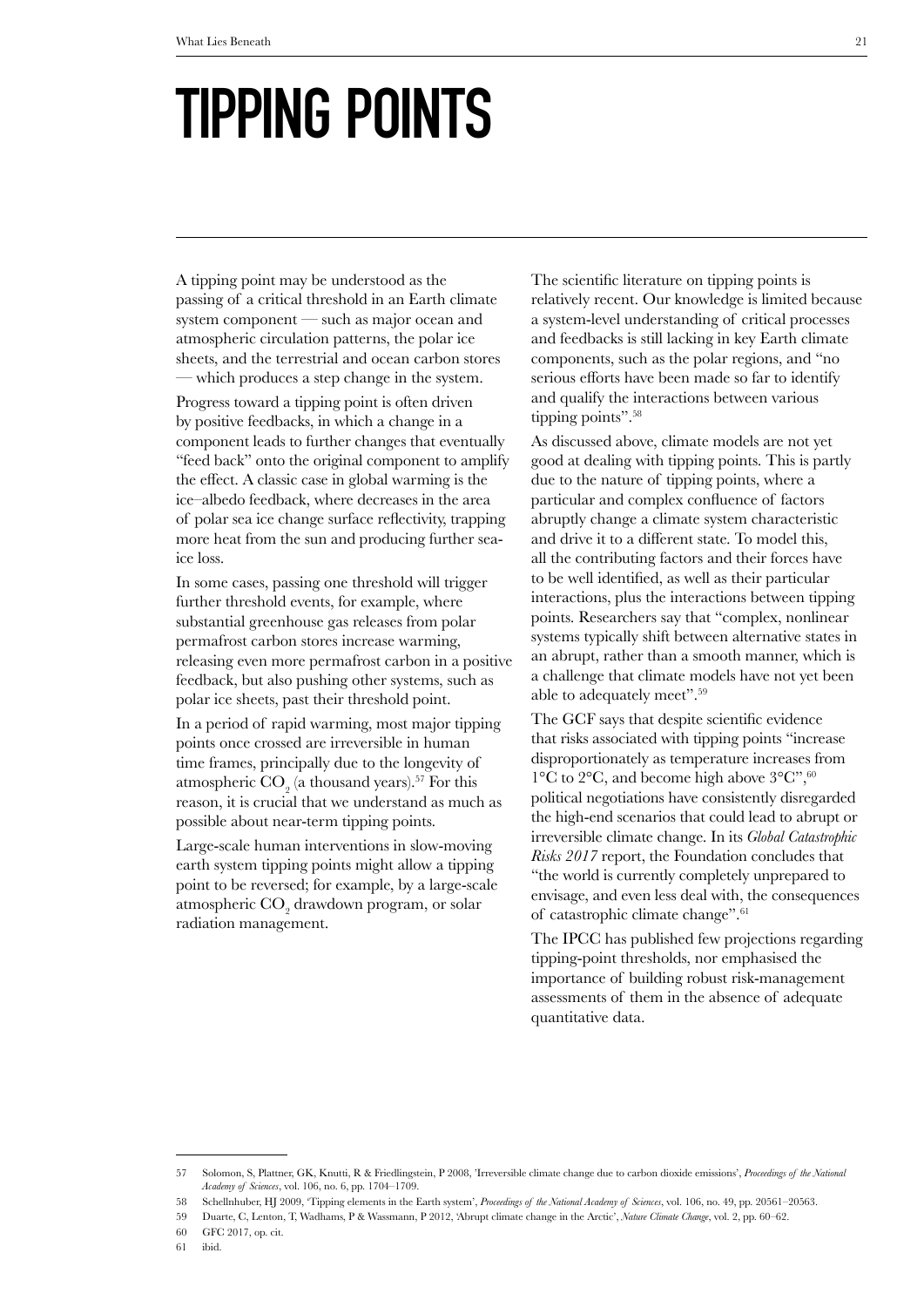# TIPPING POINTS

A tipping point may be understood as the passing of a critical threshold in an Earth climate system component — such as major ocean and atmospheric circulation patterns, the polar ice sheets, and the terrestrial and ocean carbon stores — which produces a step change in the system.

Progress toward a tipping point is often driven by positive feedbacks, in which a change in a component leads to further changes that eventually "feed back" onto the original component to amplify the effect. A classic case in global warming is the ice–albedo feedback, where decreases in the area of polar sea ice change surface reflectivity, trapping more heat from the sun and producing further sea-ice loss.

In some cases, passing one threshold will trigger further threshold events, for example, where substantial greenhouse gas releases from polar permafrost carbon stores increase warming, releasing even more permafrost carbon in a positive feedback, but also pushing other systems, such as polar ice sheets, past their threshold point.

In a period of rapid warming, most major tipping points once crossed are irreversible in human time frames, principally due to the longevity of atmospheric $CO_2$ (a thousand years).[57] For this reason, it is crucial that we understand as much as possible about near-term tipping points.

Large-scale human interventions in slow-moving earth system tipping points might allow a tipping point to be reversed; for example, by a large-scale atmospheric $CO_2$ drawdown program, or solar radiation management.

The scientific literature on tipping points is relatively recent. Our knowledge is limited because a system-level understanding of critical processes and feedbacks is still lacking in key Earth climate components, such as the polar regions, and "no serious efforts have been made so far to identify and qualify the interactions between various tipping points".[58]

As discussed above, climate models are not yet good at dealing with tipping points. This is partly due to the nature of tipping points, where a particular and complex confluence of factors abruptly change a climate system characteristic and drive it to a different state. To model this, all the contributing factors and their forces have to be well identified, as well as their particular interactions, plus the interactions between tipping points. Researchers say that "complex, nonlinear systems typically shift between alternative states in an abrupt, rather than a smooth manner, which is a challenge that climate models have not yet been able to adequately meet".[59]

The GCF says that despite scientific evidence that risks associated with tipping points "increase disproportionately as temperature increases from 1°C to 2°C, and become high above 3°C",[60] political negotiations have consistently disregarded the high-end scenarios that could lead to abrupt or irreversible climate change. In its *Global Catastrophic Risks 2017* report, the Foundation concludes that "the world is currently completely unprepared to envisage, and even less deal with, the consequences of catastrophic climate change".[61]

The IPCC has published few projections regarding tipping-point thresholds, nor emphasised the importance of building robust risk-management assessments of them in the absence of adequate quantitative data.

---

57 Solomon, S, Plattner, GK, Knutti, R & Friedlingstein, P 2008, 'Irreversible climate change due to carbon dioxide emissions', *Proceedings of the National Academy of Sciences*, vol. 106, no. 6, pp. 1704–1709.

58 Schellnhuber, HJ 2009, 'Tipping elements in the Earth system', *Proceedings of the National Academy of Sciences*, vol. 106, no. 49, pp. 20561–20563.

59 Duarte, C, Lenton, T, Wadhams, P & Wassmann, P 2012, 'Abrupt climate change in the Arctic', *Nature Climate Change*, vol. 2, pp. 60–62.

60 GFC 2017, op. cit.

61 ibid.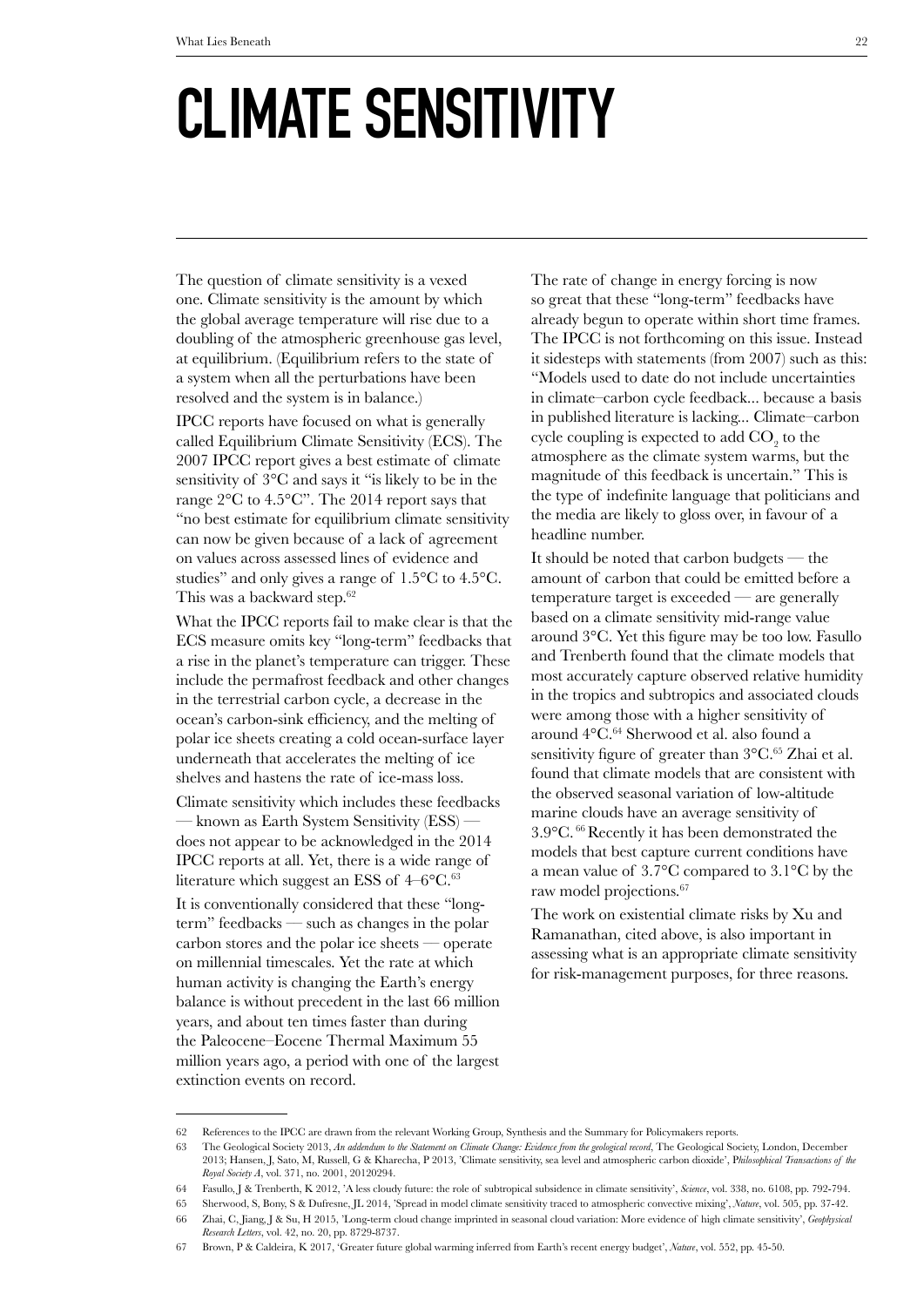# CLIMATE SENSITIVITY

The question of climate sensitivity is a vexed one. Climate sensitivity is the amount by which the global average temperature will rise due to a doubling of the atmospheric greenhouse gas level, at equilibrium. (Equilibrium refers to the state of a system when all the perturbations have been resolved and the system is in balance.)

IPCC reports have focused on what is generally called Equilibrium Climate Sensitivity (ECS). The 2007 IPCC report gives a best estimate of climate sensitivity of 3°C and says it "is likely to be in the range 2°C to 4.5°C". The 2014 report says that "no best estimate for equilibrium climate sensitivity can now be given because of a lack of agreement on values across assessed lines of evidence and studies" and only gives a range of 1.5°C to 4.5°C. This was a backward step.[62]

What the IPCC reports fail to make clear is that the ECS measure omits key "long-term" feedbacks that a rise in the planet's temperature can trigger. These include the permafrost feedback and other changes in the terrestrial carbon cycle, a decrease in the ocean's carbon-sink efficiency, and the melting of polar ice sheets creating a cold ocean-surface layer underneath that accelerates the melting of ice shelves and hastens the rate of ice-mass loss.

Climate sensitivity which includes these feedbacks — known as Earth System Sensitivity (ESS) — does not appear to be acknowledged in the 2014 IPCC reports at all. Yet, there is a wide range of literature which suggest an ESS of 4–6°C.[63]

It is conventionally considered that these "long-term" feedbacks — such as changes in the polar carbon stores and the polar ice sheets — operate on millennial timescales. Yet the rate at which human activity is changing the Earth's energy balance is without precedent in the last 66 million years, and about ten times faster than during the Paleocene–Eocene Thermal Maximum 55 million years ago, a period with one of the largest extinction events on record.

The rate of change in energy forcing is now so great that these "long-term" feedbacks have already begun to operate within short time frames. The IPCC is not forthcoming on this issue. Instead it sidesteps with statements (from 2007) such as this: "Models used to date do not include uncertainties in climate–carbon cycle feedback... because a basis in published literature is lacking... Climate–carbon cycle coupling is expected to add $CO_2$ to the atmosphere as the climate system warms, but the magnitude of this feedback is uncertain." This is the type of indefinite language that politicians and the media are likely to gloss over, in favour of a headline number.

It should be noted that carbon budgets — the amount of carbon that could be emitted before a temperature target is exceeded — are generally based on a climate sensitivity mid-range value around 3°C. Yet this figure may be too low. Fasullo and Trenberth found that the climate models that most accurately capture observed relative humidity in the tropics and subtropics and associated clouds were among those with a higher sensitivity of around 4°C.[64] Sherwood et al. also found a sensitivity figure of greater than 3°C.[65] Zhai et al. found that climate models that are consistent with the observed seasonal variation of low-altitude marine clouds have an average sensitivity of 3.9°C.[66] Recently it has been demonstrated the models that best capture current conditions have a mean value of 3.7°C compared to 3.1°C by the raw model projections.[67]

The work on existential climate risks by Xu and Ramanathan, cited above, is also important in assessing what is an appropriate climate sensitivity for risk-management purposes, for three reasons.

---

62 References to the IPCC are drawn from the relevant Working Group, Synthesis and the Summary for Policymakers reports.

63 The Geological Society 2013, *An addendum to the Statement on Climate Change: Evidence from the geological record*, The Geological Society, London, December 2013; Hansen, J, Sato, M, Russell, G & Kharecha, P 2013, 'Climate sensitivity, sea level and atmospheric carbon dioxide', *Philosophical Transactions of the Royal Society A*, vol. 371, no. 2001, 20120294.

64 Fasullo, J & Trenberth, K 2012, 'A less cloudy future: the role of subtropical subsidence in climate sensitivity', *Science*, vol. 338, no. 6108, pp. 792-794.

65 Sherwood, S, Bony, S & Dufresne, JL 2014, 'Spread in model climate sensitivity traced to atmospheric convective mixing', *Nature*, vol. 505, pp. 37-42.

66 Zhai, C, Jiang, J & Su, H 2015, 'Long-term cloud change imprinted in seasonal cloud variation: More evidence of high climate sensitivity', *Geophysical Research Letters*, vol. 42, no. 20, pp. 8729-8737.

67 Brown, P & Caldeira, K 2017, 'Greater future global warming inferred from Earth's recent energy budget', *Nature*, vol. 552, pp. 45-50.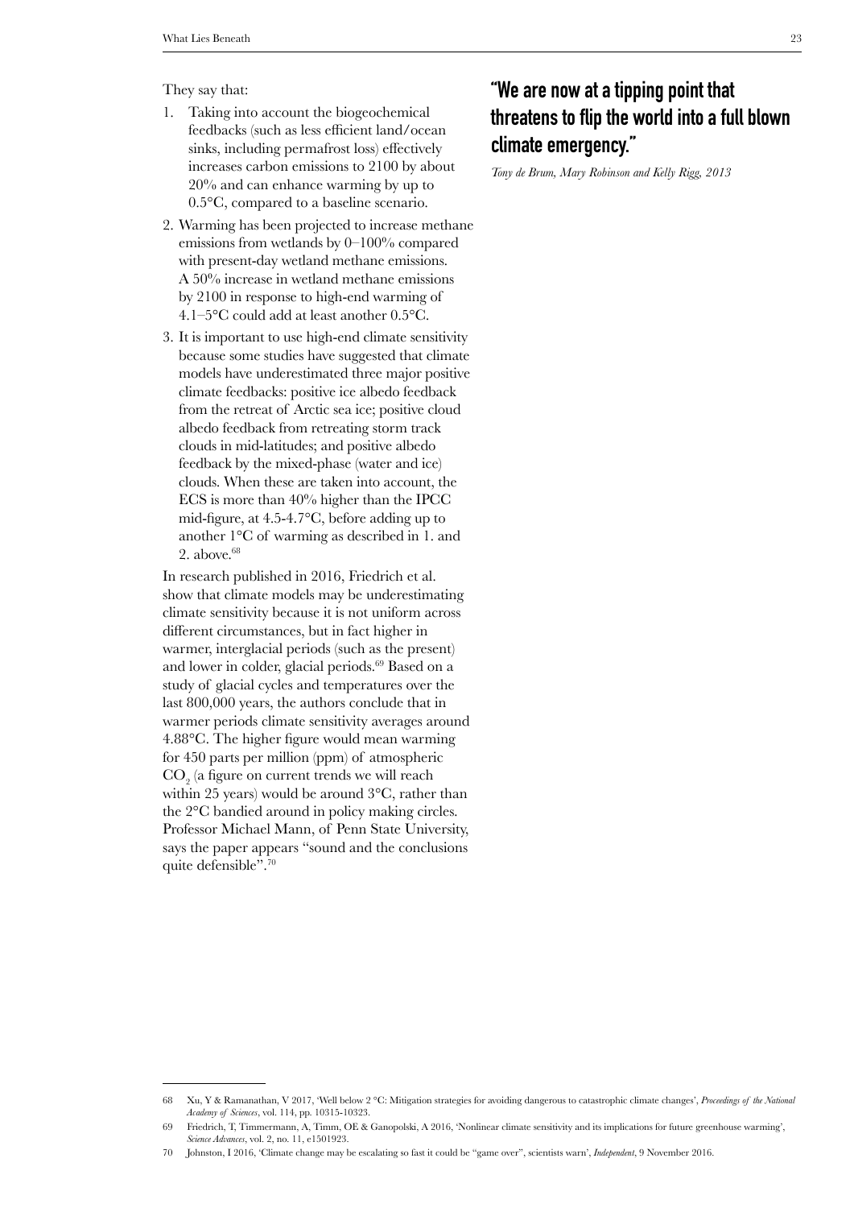They say that:

1. Taking into account the biogeochemical feedbacks (such as less efficient land/ocean sinks, including permafrost loss) effectively increases carbon emissions to 2100 by about 20% and can enhance warming by up to 0.5°C, compared to a baseline scenario.
2. Warming has been projected to increase methane emissions from wetlands by 0–100% compared with present-day wetland methane emissions. A 50% increase in wetland methane emissions by 2100 in response to high-end warming of 4.1–5°C could add at least another 0.5°C.
3. It is important to use high-end climate sensitivity because some studies have suggested that climate models have underestimated three major positive climate feedbacks: positive ice albedo feedback from the retreat of Arctic sea ice; positive cloud albedo feedback from retreating storm track clouds in mid-latitudes; and positive albedo feedback by the mixed-phase (water and ice) clouds. When these are taken into account, the ECS is more than 40% higher than the IPCC mid-figure, at 4.5-4.7°C, before adding up to another 1°C of warming as described in 1. and 2. above.[68]

In research published in 2016, Friedrich et al. show that climate models may be underestimating climate sensitivity because it is not uniform across different circumstances, but in fact higher in warmer, interglacial periods (such as the present) and lower in colder, glacial periods.[69] Based on a study of glacial cycles and temperatures over the last 800,000 years, the authors conclude that in warmer periods climate sensitivity averages around 4.88°C. The higher figure would mean warming for 450 parts per million (ppm) of atmospheric $CO_2$ (a figure on current trends we will reach within 25 years) would be around 3°C, rather than the 2°C bandied around in policy making circles. Professor Michael Mann, of Penn State University, says the paper appears "sound and the conclusions quite defensible".[70]

## "We are now at a tipping point that threatens to flip the world into a full blown climate emergency."

*Tony de Brum, Mary Robinson and Kelly Rigg, 2013*

---

68 Xu, Y & Ramanathan, V 2017, 'Well below 2 °C: Mitigation strategies for avoiding dangerous to catastrophic climate changes', *Proceedings of the National Academy of Sciences*, vol. 114, pp. 10315-10323.

69 Friedrich, T, Timmermann, A, Timm, OE & Ganopolski, A 2016, 'Nonlinear climate sensitivity and its implications for future greenhouse warming', *Science Advances*, vol. 2, no. 11, e1501923.

70 Johnston, I 2016, 'Climate change may be escalating so fast it could be "game over", scientists warn', *Independent*, 9 November 2016.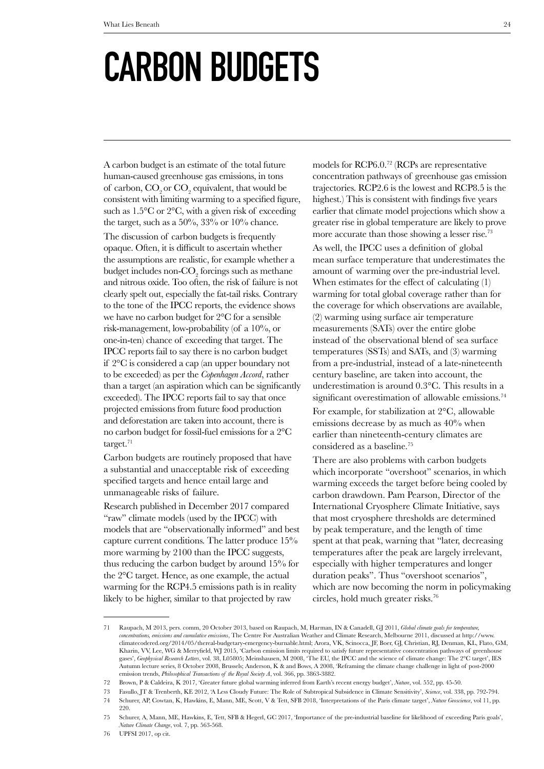# CARBON BUDGETS

A carbon budget is an estimate of the total future human-caused greenhouse gas emissions, in tons of carbon, $CO_2$ or $CO_2$ equivalent, that would be consistent with limiting warming to a specified figure, such as 1.5°C or 2°C, with a given risk of exceeding the target, such as a 50%, 33% or 10% chance.

The discussion of carbon budgets is frequently opaque. Often, it is difficult to ascertain whether the assumptions are realistic, for example whether a budget includes non-$CO_2$ forcings such as methane and nitrous oxide. Too often, the risk of failure is not clearly spelt out, especially the fat-tail risks. Contrary to the tone of the IPCC reports, the evidence shows we have no carbon budget for 2°C for a sensible risk-management, low-probability (of a 10%, or one-in-ten) chance of exceeding that target. The IPCC reports fail to say there is no carbon budget if 2°C is considered a cap (an upper boundary not to be exceeded) as per the *Copenhagen Accord*, rather than a target (an aspiration which can be significantly exceeded). The IPCC reports fail to say that once projected emissions from future food production and deforestation are taken into account, there is no carbon budget for fossil-fuel emissions for a 2°C target.[71]

Carbon budgets are routinely proposed that have a substantial and unacceptable risk of exceeding specified targets and hence entail large and unmanageable risks of failure.

Research published in December 2017 compared "raw" climate models (used by the IPCC) with models that are "observationally informed" and best capture current conditions. The latter produce 15% more warming by 2100 than the IPCC suggests, thus reducing the carbon budget by around 15% for the 2°C target. Hence, as one example, the actual warming for the RCP4.5 emissions path is in reality likely to be higher, similar to that projected by raw models for RCP6.0.[72] (RCPs are representative concentration pathways of greenhouse gas emission trajectories. RCP2.6 is the lowest and RCP8.5 is the highest.) This is consistent with findings five years earlier that climate model projections which show a greater rise in global temperature are likely to prove more accurate than those showing a lesser rise.[73]

As well, the IPCC uses a definition of global mean surface temperature that underestimates the amount of warming over the pre-industrial level. When estimates for the effect of calculating (1) warming for total global coverage rather than for the coverage for which observations are available, (2) warming using surface air temperature measurements (SATs) over the entire globe instead of the observational blend of sea surface temperatures (SSTs) and SATs, and (3) warming from a pre-industrial, instead of a late-nineteenth century baseline, are taken into account, the underestimation is around 0.3°C. This results in a significant overestimation of allowable emissions.[74]

For example, for stabilization at 2°C, allowable emissions decrease by as much as 40% when earlier than nineteenth-century climates are considered as a baseline.[75]

There are also problems with carbon budgets which incorporate "overshoot" scenarios, in which warming exceeds the target before being cooled by carbon drawdown. Pam Pearson, Director of the International Cryosphere Climate Initiative, says that most cryosphere thresholds are determined by peak temperature, and the length of time spent at that peak, warning that "later, decreasing temperatures after the peak are largely irrelevant, especially with higher temperatures and longer duration peaks". Thus "overshoot scenarios", which are now becoming the norm in policymaking circles, hold much greater risks.[76]

---

71 Raupach, M 2013, pers. comm, 20 October 2013, based on Raupach, M, Harman, IN & Canadell, GJ 2011, *Global climate goals for temperature, concentrations, emissions and cumulative emissions*, The Centre For Australian Weather and Climate Research, Melbourne 2011, discussed at http://www.climatecodered.org/2014/05/thereal-budgetary-emergency-burnable.html; Arora, VK, Scinocca, JF, Boer, GJ, Christian, RJ, Denman, KL, Flato, GM, Kharin, VV, Lee, WG & Merryfield, WJ 2015, 'Carbon emission limits required to satisfy future representative concentration pathways of greenhouse gases', *Geophysical Research Letters*, vol. 38, L05805; Meinshausen, M 2008, 'The EU, the IPCC and the science of climate change: The 2°C target', IES Autumn lecture series, 8 October 2008, Brussels; Anderson, K & and Bows, A 2008, 'Reframing the climate change challenge in light of post-2000 emission trends, *Philosophical Transactions of the Royal Society A*, vol. 366, pp. 3863-3882.

72 Brown, P & Caldeira, K 2017, 'Greater future global warming inferred from Earth's recent energy budget', *Nature*, vol. 552, pp. 45-50.

73 Fasullo, JT & Trenberth, KE 2012, 'A Less Cloudy Future: The Role of Subtropical Subsidence in Climate Sensitivity', *Science*, vol. 338, pp. 792-794.

74 Schurer, AP, Cowtan, K, Hawkins, E, Mann, ME, Scott, V & Tett, SFB 2018, 'Interpretations of the Paris climate target', *Nature Geoscience*, vol 11, pp. 220.

75 Schurer, A, Mann, ME, Hawkins, E, Tett, SFB & Hegerl, GC 2017, 'Importance of the pre-industrial baseline for likelihood of exceeding Paris goals', *Nature Climate Change*, vol. 7, pp. 563-568.

76 UPFSI 2017, op cit.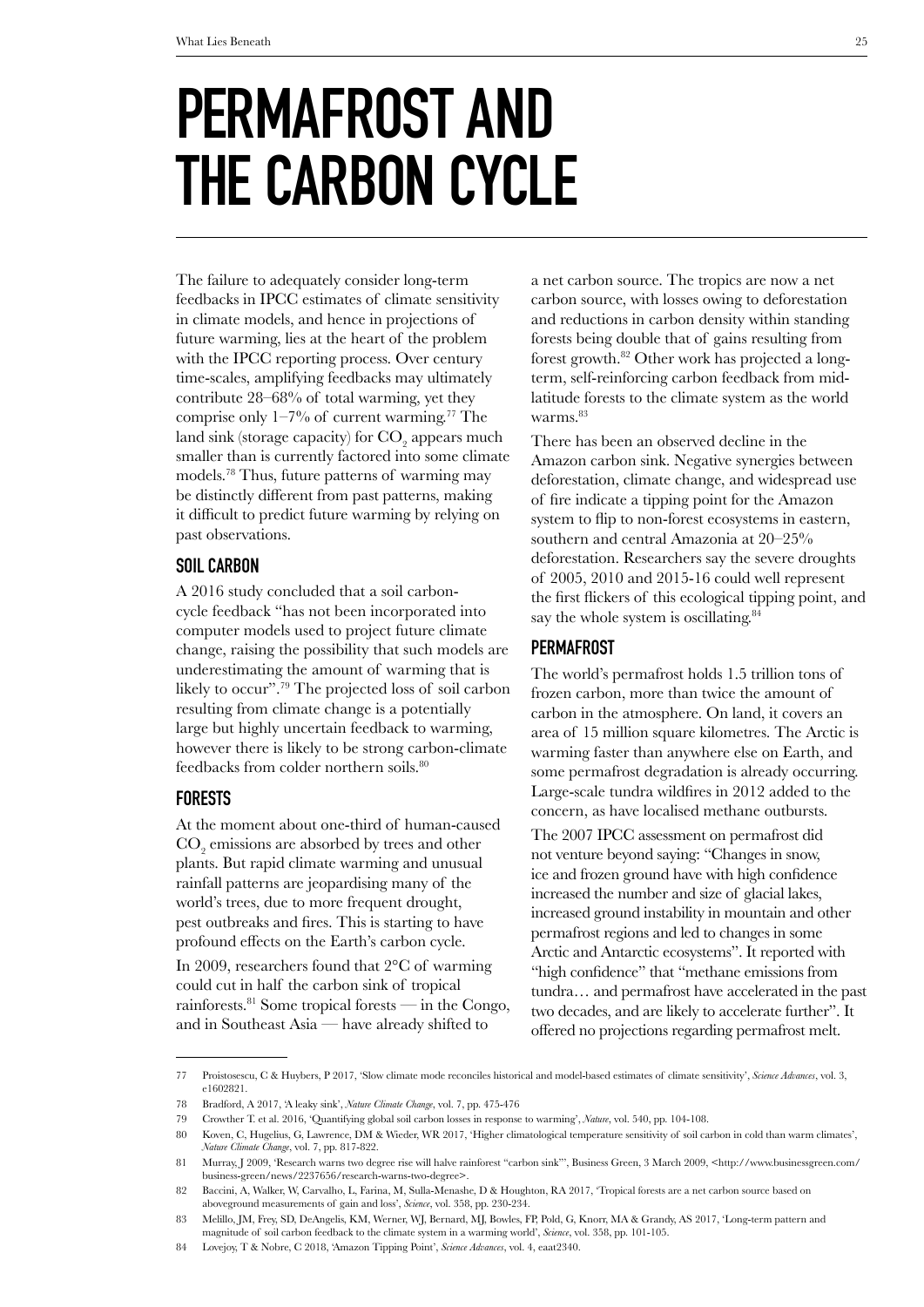# PERMAFROST AND THE CARBON CYCLE

The failure to adequately consider long-term feedbacks in IPCC estimates of climate sensitivity in climate models, and hence in projections of future warming, lies at the heart of the problem with the IPCC reporting process. Over century time-scales, amplifying feedbacks may ultimately contribute 28–68% of total warming, yet they comprise only 1–7% of current warming.[77] The land sink (storage capacity) for $CO_2$ appears much smaller than is currently factored into some climate models.[78] Thus, future patterns of warming may be distinctly different from past patterns, making it difficult to predict future warming by relying on past observations.

## SOIL CARBON

A 2016 study concluded that a soil carbon-cycle feedback "has not been incorporated into computer models used to project future climate change, raising the possibility that such models are underestimating the amount of warming that is likely to occur".[79] The projected loss of soil carbon resulting from climate change is a potentially large but highly uncertain feedback to warming, however there is likely to be strong carbon-climate feedbacks from colder northern soils.[80]

## FORESTS

At the moment about one-third of human-caused $CO_2$ emissions are absorbed by trees and other plants. But rapid climate warming and unusual rainfall patterns are jeopardising many of the world's trees, due to more frequent drought, pest outbreaks and fires. This is starting to have profound effects on the Earth's carbon cycle.

In 2009, researchers found that 2°C of warming could cut in half the carbon sink of tropical rainforests.[81] Some tropical forests — in the Congo, and in Southeast Asia — have already shifted to a net carbon source. The tropics are now a net carbon source, with losses owing to deforestation and reductions in carbon density within standing forests being double that of gains resulting from forest growth.[82] Other work has projected a long-term, self-reinforcing carbon feedback from mid-latitude forests to the climate system as the world warms.[83]

There has been an observed decline in the Amazon carbon sink. Negative synergies between deforestation, climate change, and widespread use of fire indicate a tipping point for the Amazon system to flip to non-forest ecosystems in eastern, southern and central Amazonia at 20–25% deforestation. Researchers say the severe droughts of 2005, 2010 and 2015-16 could well represent the first flickers of this ecological tipping point, and say the whole system is oscillating.[84]

## PERMAFROST

The world's permafrost holds 1.5 trillion tons of frozen carbon, more than twice the amount of carbon in the atmosphere. On land, it covers an area of 15 million square kilometres. The Arctic is warming faster than anywhere else on Earth, and some permafrost degradation is already occurring. Large-scale tundra wildfires in 2012 added to the concern, as have localised methane outbursts.

The 2007 IPCC assessment on permafrost did not venture beyond saying: "Changes in snow, ice and frozen ground have with high confidence increased the number and size of glacial lakes, increased ground instability in mountain and other permafrost regions and led to changes in some Arctic and Antarctic ecosystems". It reported with "high confidence" that "methane emissions from tundra… and permafrost have accelerated in the past two decades, and are likely to accelerate further". It offered no projections regarding permafrost melt.

---

77 Proistosescu, C & Huybers, P 2017, 'Slow climate mode reconciles historical and model-based estimates of climate sensitivity', *Science Advances*, vol. 3, e1602821.

78 Bradford, A 2017, 'A leaky sink', *Nature Climate Change*, vol. 7, pp. 475-476

79 Crowther T. et al. 2016, 'Quantifying global soil carbon losses in response to warming', *Nature*, vol. 540, pp. 104-108.

80 Koven, C, Hugelius, G, Lawrence, DM & Wieder, WR 2017, 'Higher climatological temperature sensitivity of soil carbon in cold than warm climates', *Nature Climate Change*, vol. 7, pp. 817-822.

81 Murray, J 2009, 'Research warns two degree rise will halve rainforest "carbon sink"', Business Green, 3 March 2009, <http://www.businessgreen.com/business-green/news/2237656/research-warns-two-degree>.

82 Baccini, A, Walker, W, Carvalho, L, Farina, M, Sulla-Menashe, D & Houghton, RA 2017, 'Tropical forests are a net carbon source based on aboveground measurements of gain and loss', *Science*, vol. 358, pp. 230-234.

83 Melillo, JM, Frey, SD, DeAngelis, KM, Werner, WJ, Bernard, MJ, Bowles, FP, Pold, G, Knorr, MA & Grandy, AS 2017, 'Long-term pattern and magnitude of soil carbon feedback to the climate system in a warming world', *Science*, vol. 358, pp. 101-105.

84 Lovejoy, T & Nobre, C 2018, 'Amazon Tipping Point', *Science Advances*, vol. 4, eaat2340.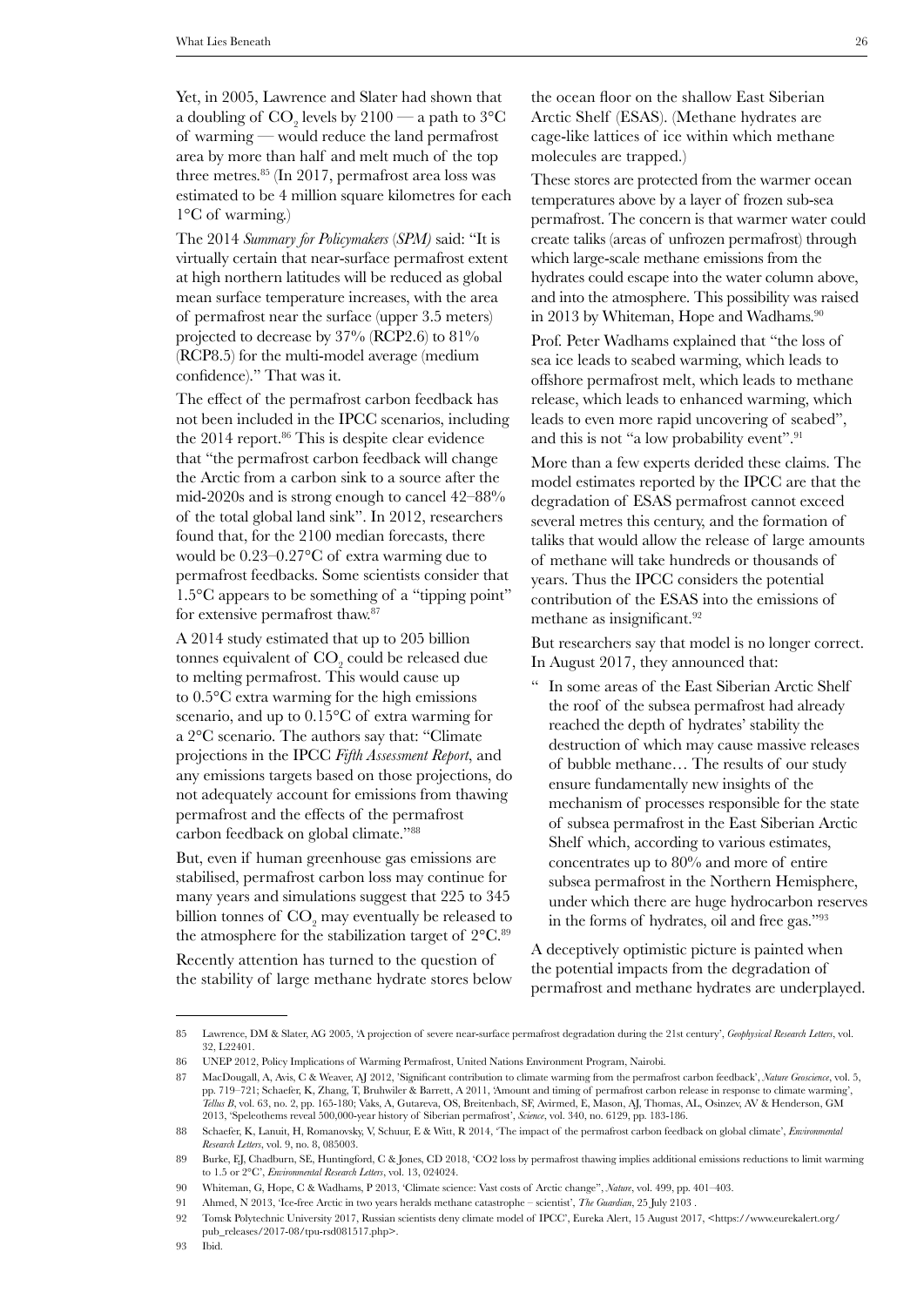Yet, in 2005, Lawrence and Slater had shown that a doubling of $CO_2$ levels by 2100 — a path to 3°C of warming — would reduce the land permafrost area by more than half and melt much of the top three metres.[85] (In 2017, permafrost area loss was estimated to be 4 million square kilometres for each 1°C of warming.)

The 2014 *Summary for Policymakers* (*SPM*) said: "It is virtually certain that near-surface permafrost extent at high northern latitudes will be reduced as global mean surface temperature increases, with the area of permafrost near the surface (upper 3.5 meters) projected to decrease by 37% (RCP2.6) to 81% (RCP8.5) for the multi-model average (medium confidence)." That was it.

The effect of the permafrost carbon feedback has not been included in the IPCC scenarios, including the 2014 report.[86] This is despite clear evidence that "the permafrost carbon feedback will change the Arctic from a carbon sink to a source after the mid-2020s and is strong enough to cancel 42–88% of the total global land sink". In 2012, researchers found that, for the 2100 median forecasts, there would be 0.23–0.27°C of extra warming due to permafrost feedbacks. Some scientists consider that 1.5°C appears to be something of a "tipping point" for extensive permafrost thaw.[87]

A 2014 study estimated that up to 205 billion tonnes equivalent of $CO_2$ could be released due to melting permafrost. This would cause up to 0.5°C extra warming for the high emissions scenario, and up to 0.15°C of extra warming for a 2°C scenario. The authors say that: "Climate projections in the IPCC *Fifth Assessment Report*, and any emissions targets based on those projections, do not adequately account for emissions from thawing permafrost and the effects of the permafrost carbon feedback on global climate."[88]

But, even if human greenhouse gas emissions are stabilised, permafrost carbon loss may continue for many years and simulations suggest that 225 to 345 billion tonnes of $CO_2$ may eventually be released to the atmosphere for the stabilization target of 2°C.[89]

Recently attention has turned to the question of the stability of large methane hydrate stores below the ocean floor on the shallow East Siberian Arctic Shelf (ESAS). (Methane hydrates are cage-like lattices of ice within which methane molecules are trapped.)

These stores are protected from the warmer ocean temperatures above by a layer of frozen sub-sea permafrost. The concern is that warmer water could create taliks (areas of unfrozen permafrost) through which large-scale methane emissions from the hydrates could escape into the water column above, and into the atmosphere. This possibility was raised in 2013 by Whiteman, Hope and Wadhams.[90]

Prof. Peter Wadhams explained that "the loss of sea ice leads to seabed warming, which leads to offshore permafrost melt, which leads to methane release, which leads to enhanced warming, which leads to even more rapid uncovering of seabed", and this is not "a low probability event".[91]

More than a few experts derided these claims. The model estimates reported by the IPCC are that the degradation of ESAS permafrost cannot exceed several metres this century, and the formation of taliks that would allow the release of large amounts of methane will take hundreds or thousands of years. Thus the IPCC considers the potential contribution of the ESAS into the emissions of methane as insignificant.[92]

But researchers say that model is no longer correct. In August 2017, they announced that:

> "In some areas of the East Siberian Arctic Shelf the roof of the subsea permafrost had already reached the depth of hydrates' stability the destruction of which may cause massive releases of bubble methane… The results of our study ensure fundamentally new insights of the mechanism of processes responsible for the state of subsea permafrost in the East Siberian Arctic Shelf which, according to various estimates, concentrates up to 80% and more of entire subsea permafrost in the Northern Hemisphere, under which there are huge hydrocarbon reserves in the forms of hydrates, oil and free gas."[93]

A deceptively optimistic picture is painted when the potential impacts from the degradation of permafrost and methane hydrates are underplayed.

---

85 Lawrence, DM & Slater, AG 2005, 'A projection of severe near-surface permafrost degradation during the 21st century', *Geophysical Research Letters*, vol. 32, L22401.

86 UNEP 2012, Policy Implications of Warming Permafrost, United Nations Environment Program, Nairobi.

87 MacDougall, A, Avis, C & Weaver, AJ 2012, 'Significant contribution to climate warming from the permafrost carbon feedback', *Nature Geoscience*, vol. 5, pp. 719–721; Schaefer, K, Zhang, T, Bruhwiler & Barrett, A 2011, 'Amount and timing of permafrost carbon release in response to climate warming', *Tellus B*, vol. 63, no. 2, pp. 165-180; Vaks, A, Gutareva, OS, Breitenbach, SF, Avirmed, E, Mason, AJ, Thomas, AL, Osinzev, AV & Henderson, GM 2013, 'Speleothems reveal 500,000-year history of Siberian permafrost', *Science*, vol. 340, no. 6129, pp. 183-186.

88 Schaefer, K, Lanuit, H, Romanovsky, V, Schuur, E & Witt, R 2014, 'The impact of the permafrost carbon feedback on global climate', *Environmental Research Letters*, vol. 9, no. 8, 085003.

89 Burke, EJ, Chadburn, SE, Huntingford, C & Jones, CD 2018, 'CO2 loss by permafrost thawing implies additional emissions reductions to limit warming to 1.5 or 2°C', *Environmental Research Letters*, vol. 13, 024024.

90 Whiteman, G, Hope, C & Wadhams, P 2013, 'Climate science: Vast costs of Arctic change", *Nature*, vol. 499, pp. 401–403.

91 Ahmed, N 2013, 'Ice-free Arctic in two years heralds methane catastrophe – scientist', *The Guardian*, 25 July 2103 .

92 Tomsk Polytechnic University 2017, Russian scientists deny climate model of IPCC', Eureka Alert, 15 August 2017, <https://www.eurekalert.org/pub_releases/2017-08/tpu-rsd081517.php>.

93 Ibid.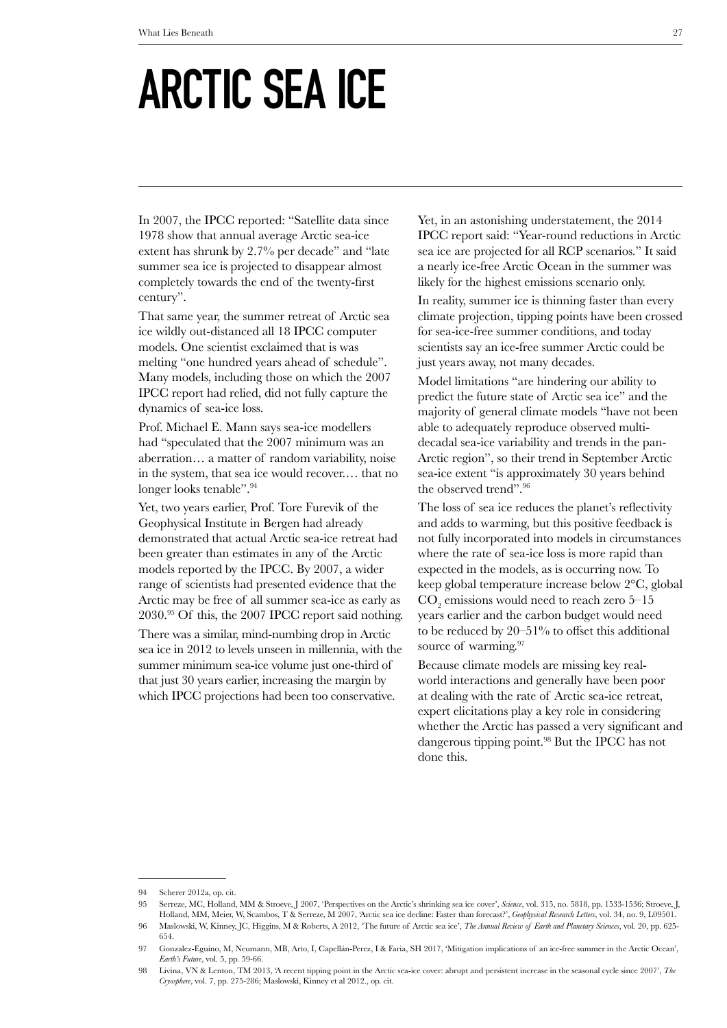# ARCTIC SEA ICE

In 2007, the IPCC reported: "Satellite data since 1978 show that annual average Arctic sea-ice extent has shrunk by 2.7% per decade" and "late summer sea ice is projected to disappear almost completely towards the end of the twenty-first century".

That same year, the summer retreat of Arctic sea ice wildly out-distanced all 18 IPCC computer models. One scientist exclaimed that is was melting "one hundred years ahead of schedule". Many models, including those on which the 2007 IPCC report had relied, did not fully capture the dynamics of sea-ice loss.

Prof. Michael E. Mann says sea-ice modellers had "speculated that the 2007 minimum was an aberration… a matter of random variability, noise in the system, that sea ice would recover.… that no longer looks tenable".[94]

Yet, two years earlier, Prof. Tore Furevik of the Geophysical Institute in Bergen had already demonstrated that actual Arctic sea-ice retreat had been greater than estimates in any of the Arctic models reported by the IPCC. By 2007, a wider range of scientists had presented evidence that the Arctic may be free of all summer sea-ice as early as 2030.[95] Of this, the 2007 IPCC report said nothing.

There was a similar, mind-numbing drop in Arctic sea ice in 2012 to levels unseen in millennia, with the summer minimum sea-ice volume just one-third of that just 30 years earlier, increasing the margin by which IPCC projections had been too conservative.

Yet, in an astonishing understatement, the 2014 IPCC report said: "Year-round reductions in Arctic sea ice are projected for all RCP scenarios." It said a nearly ice-free Arctic Ocean in the summer was likely for the highest emissions scenario only.

In reality, summer ice is thinning faster than every climate projection, tipping points have been crossed for sea-ice-free summer conditions, and today scientists say an ice-free summer Arctic could be just years away, not many decades.

Model limitations "are hindering our ability to predict the future state of Arctic sea ice" and the majority of general climate models "have not been able to adequately reproduce observed multi-decadal sea-ice variability and trends in the pan-Arctic region", so their trend in September Arctic sea-ice extent "is approximately 30 years behind the observed trend".[96]

The loss of sea ice reduces the planet's reflectivity and adds to warming, but this positive feedback is not fully incorporated into models in circumstances where the rate of sea-ice loss is more rapid than expected in the models, as is occurring now. To keep global temperature increase below 2°C, global $CO_2$ emissions would need to reach zero 5–15 years earlier and the carbon budget would need to be reduced by 20–51% to offset this additional source of warming.[97]

Because climate models are missing key real-world interactions and generally have been poor at dealing with the rate of Arctic sea-ice retreat, expert elicitations play a key role in considering whether the Arctic has passed a very significant and dangerous tipping point.[98] But the IPCC has not done this.

---

94 Scherer 2012a, op. cit.

95 Serreze, MC, Holland, MM & Stroeve, J 2007, 'Perspectives on the Arctic's shrinking sea ice cover', *Science*, vol. 315, no. 5818, pp. 1533-1536; Stroeve, J, Holland, MM, Meier, W, Scambos, T & Serreze, M 2007, 'Arctic sea ice decline: Faster than forecast?', *Geophysical Research Letters*, vol. 34, no. 9, L09501.

96 Maslowski, W, Kinney, JC, Higgins, M & Roberts, A 2012, 'The future of Arctic sea ice', *The Annual Review of Earth and Planetary Sciences*, vol. 20, pp. 625-654.

97 Gonzalez-Eguino, M, Neumann, MB, Arto, I, Capellán-Perez, I & Faria, SH 2017, 'Mitigation implications of an ice-free summer in the Arctic Ocean', *Earth's Future*, vol. 5, pp. 59-66.

98 Livina, VN & Lenton, TM 2013, 'A recent tipping point in the Arctic sea-ice cover: abrupt and persistent increase in the seasonal cycle since 2007', *The Cryosphere*, vol. 7, pp. 275-286; Maslowski, Kinney et al 2012., op. cit.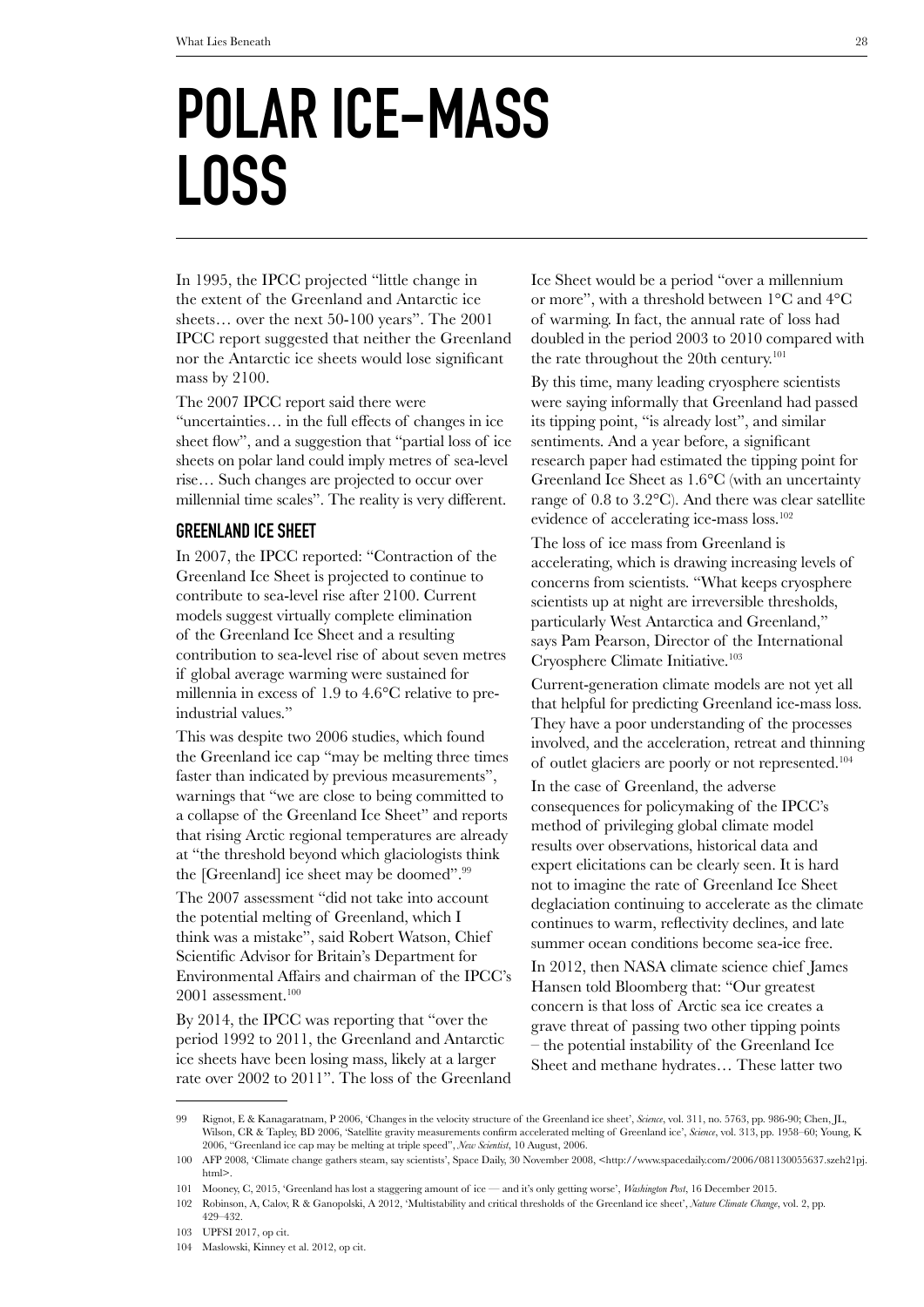# POLAR ICE-MASS LOSS

In 1995, the IPCC projected "little change in the extent of the Greenland and Antarctic ice sheets… over the next 50-100 years". The 2001 IPCC report suggested that neither the Greenland nor the Antarctic ice sheets would lose significant mass by 2100.

The 2007 IPCC report said there were "uncertainties… in the full effects of changes in ice sheet flow", and a suggestion that "partial loss of ice sheets on polar land could imply metres of sea-level rise… Such changes are projected to occur over millennial time scales". The reality is very different.

## GREENLAND ICE SHEET

In 2007, the IPCC reported: "Contraction of the Greenland Ice Sheet is projected to continue to contribute to sea-level rise after 2100. Current models suggest virtually complete elimination of the Greenland Ice Sheet and a resulting contribution to sea-level rise of about seven metres if global average warming were sustained for millennia in excess of 1.9 to 4.6°C relative to pre-industrial values."

This was despite two 2006 studies, which found the Greenland ice cap "may be melting three times faster than indicated by previous measurements", warnings that "we are close to being committed to a collapse of the Greenland Ice Sheet" and reports that rising Arctic regional temperatures are already at "the threshold beyond which glaciologists think the [Greenland] ice sheet may be doomed".[99]

The 2007 assessment "did not take into account the potential melting of Greenland, which I think was a mistake", said Robert Watson, Chief Scientific Advisor for Britain's Department for Environmental Affairs and chairman of the IPCC's 2001 assessment.[100]

By 2014, the IPCC was reporting that "over the period 1992 to 2011, the Greenland and Antarctic ice sheets have been losing mass, likely at a larger rate over 2002 to 2011". The loss of the Greenland Ice Sheet would be a period "over a millennium or more", with a threshold between 1°C and 4°C of warming. In fact, the annual rate of loss had doubled in the period 2003 to 2010 compared with the rate throughout the 20th century.[101]

By this time, many leading cryosphere scientists were saying informally that Greenland had passed its tipping point, "is already lost", and similar sentiments. And a year before, a significant research paper had estimated the tipping point for Greenland Ice Sheet as 1.6°C (with an uncertainty range of 0.8 to 3.2°C). And there was clear satellite evidence of accelerating ice-mass loss.[102]

The loss of ice mass from Greenland is accelerating, which is drawing increasing levels of concerns from scientists. "What keeps cryosphere scientists up at night are irreversible thresholds, particularly West Antarctica and Greenland," says Pam Pearson, Director of the International Cryosphere Climate Initiative.[103]

Current-generation climate models are not yet all that helpful for predicting Greenland ice-mass loss. They have a poor understanding of the processes involved, and the acceleration, retreat and thinning of outlet glaciers are poorly or not represented.[104]

In the case of Greenland, the adverse consequences for policymaking of the IPCC's method of privileging global climate model results over observations, historical data and expert elicitations can be clearly seen. It is hard not to imagine the rate of Greenland Ice Sheet deglaciation continuing to accelerate as the climate continues to warm, reflectivity declines, and late summer ocean conditions become sea-ice free.

In 2012, then NASA climate science chief James Hansen told Bloomberg that: "Our greatest concern is that loss of Arctic sea ice creates a grave threat of passing two other tipping points – the potential instability of the Greenland Ice Sheet and methane hydrates… These latter two

---

99 Rignot, E & Kanagaratnam, P 2006, 'Changes in the velocity structure of the Greenland ice sheet', *Science*, vol. 311, no. 5763, pp. 986-90; Chen, JL, Wilson, CR & Tapley, BD 2006, 'Satellite gravity measurements confirm accelerated melting of Greenland ice', *Science*, vol. 313, pp. 1958–60; Young, K 2006, "Greenland ice cap may be melting at triple speed", *New Scientist*, 10 August, 2006.

100 AFP 2008, 'Climate change gathers steam, say scientists', Space Daily, 30 November 2008, <http://www.spacedaily.com/2006/081130055637.szeh21pj.html>.

101 Mooney, C, 2015, 'Greenland has lost a staggering amount of ice — and it's only getting worse', *Washington Post*, 16 December 2015.

102 Robinson, A, Calov, R & Ganopolski, A 2012, 'Multistability and critical thresholds of the Greenland ice sheet', *Nature Climate Change*, vol. 2, pp. 429–432.

103 UPFSI 2017, op cit.

104 Maslowski, Kinney et al. 2012, op cit.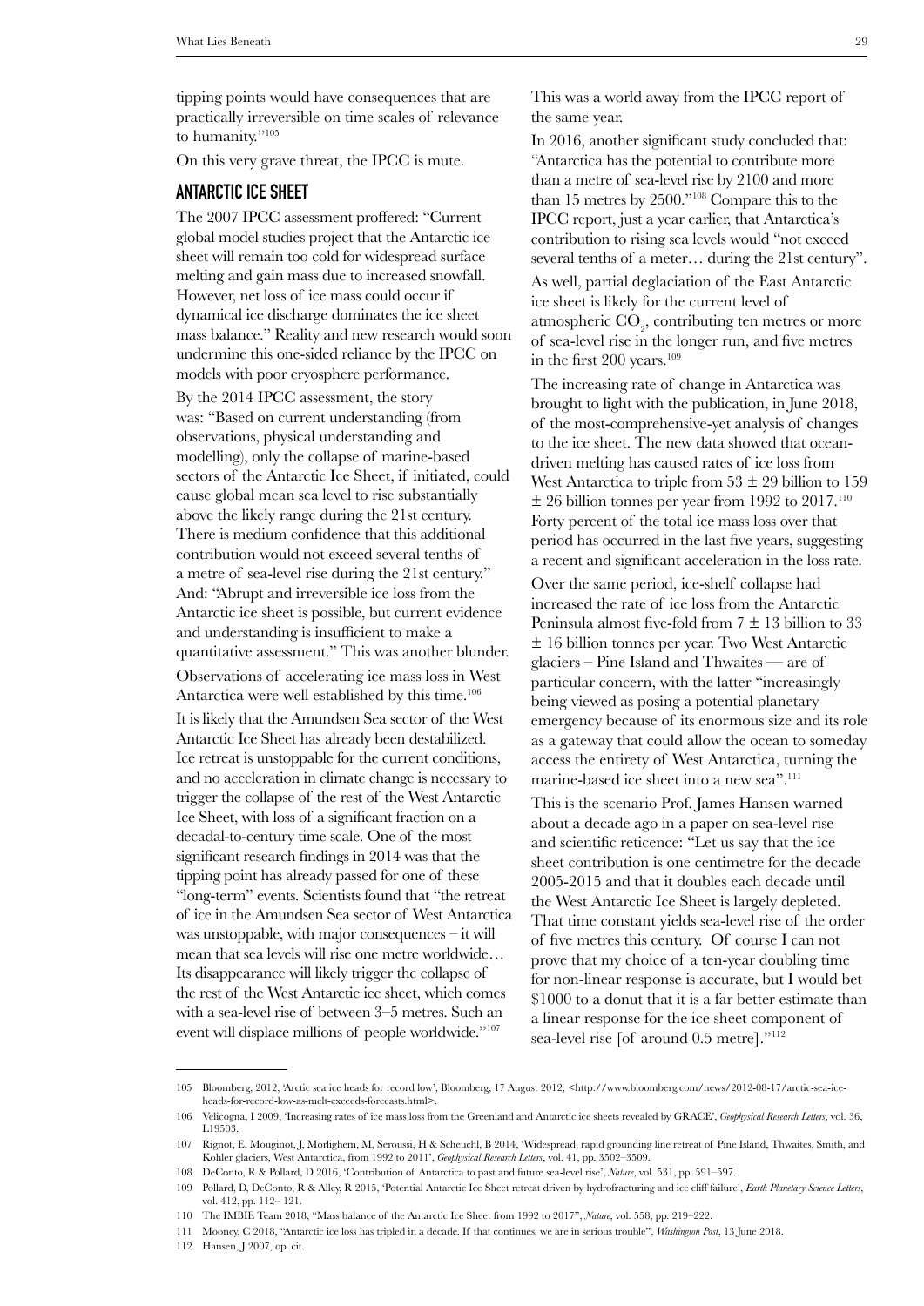tipping points would have consequences that are practically irreversible on time scales of relevance to humanity."[105]

On this very grave threat, the IPCC is mute.

## ANTARCTIC ICE SHEET

The 2007 IPCC assessment proffered: "Current global model studies project that the Antarctic ice sheet will remain too cold for widespread surface melting and gain mass due to increased snowfall. However, net loss of ice mass could occur if dynamical ice discharge dominates the ice sheet mass balance." Reality and new research would soon undermine this one-sided reliance by the IPCC on models with poor cryosphere performance.

By the 2014 IPCC assessment, the story was: "Based on current understanding (from observations, physical understanding and modelling), only the collapse of marine-based sectors of the Antarctic Ice Sheet, if initiated, could cause global mean sea level to rise substantially above the likely range during the 21st century. There is medium confidence that this additional contribution would not exceed several tenths of a metre of sea-level rise during the 21st century." And: "Abrupt and irreversible ice loss from the Antarctic ice sheet is possible, but current evidence and understanding is insufficient to make a quantitative assessment." This was another blunder.

Observations of accelerating ice mass loss in West Antarctica were well established by this time.[106]

It is likely that the Amundsen Sea sector of the West Antarctic Ice Sheet has already been destabilized. Ice retreat is unstoppable for the current conditions, and no acceleration in climate change is necessary to trigger the collapse of the rest of the West Antarctic Ice Sheet, with loss of a significant fraction on a decadal-to-century time scale. One of the most significant research findings in 2014 was that the tipping point has already passed for one of these "long-term" events. Scientists found that "the retreat of ice in the Amundsen Sea sector of West Antarctica was unstoppable, with major consequences – it will mean that sea levels will rise one metre worldwide… Its disappearance will likely trigger the collapse of the rest of the West Antarctic ice sheet, which comes with a sea-level rise of between 3–5 metres. Such an event will displace millions of people worldwide."[107]

This was a world away from the IPCC report of the same year.

In 2016, another significant study concluded that: "Antarctica has the potential to contribute more than a metre of sea-level rise by 2100 and more than 15 metres by 2500."[108] Compare this to the IPCC report, just a year earlier, that Antarctica's contribution to rising sea levels would "not exceed several tenths of a meter… during the 21st century".

As well, partial deglaciation of the East Antarctic ice sheet is likely for the current level of atmospheric $CO_2$, contributing ten metres or more of sea-level rise in the longer run, and five metres in the first 200 years.[109]

The increasing rate of change in Antarctica was brought to light with the publication, in June 2018, of the most-comprehensive-yet analysis of changes to the ice sheet. The new data showed that ocean-driven melting has caused rates of ice loss from West Antarctica to triple from $53 \pm 29$ billion to $159 \pm 26$ billion tonnes per year from 1992 to 2017.[110] Forty percent of the total ice mass loss over that period has occurred in the last five years, suggesting a recent and significant acceleration in the loss rate.

Over the same period, ice-shelf collapse had increased the rate of ice loss from the Antarctic Peninsula almost five-fold from $7 \pm 13$ billion to $33 \pm 16$ billion tonnes per year. Two West Antarctic glaciers – Pine Island and Thwaites — are of particular concern, with the latter "increasingly being viewed as posing a potential planetary emergency because of its enormous size and its role as a gateway that could allow the ocean to someday access the entirety of West Antarctica, turning the marine-based ice sheet into a new sea".[111]

This is the scenario Prof. James Hansen warned about a decade ago in a paper on sea-level rise and scientific reticence: "Let us say that the ice sheet contribution is one centimetre for the decade 2005-2015 and that it doubles each decade until the West Antarctic Ice Sheet is largely depleted. That time constant yields sea-level rise of the order of five metres this century. Of course I can not prove that my choice of a ten-year doubling time for non-linear response is accurate, but I would bet $1000 to a donut that it is a far better estimate than a linear response for the ice sheet component of sea-level rise [of around 0.5 metre]."[112]

---

105 Bloomberg, 2012, 'Arctic sea ice heads for record low', Bloomberg, 17 August 2012, <http://www.bloomberg.com/news/2012-08-17/arctic-sea-ice-heads-for-record-low-as-melt-exceeds-forecasts.html>.

106 Velicogna, I 2009, 'Increasing rates of ice mass loss from the Greenland and Antarctic ice sheets revealed by GRACE', *Geophysical Research Letters*, vol. 36, L19503.

107 Rignot, E, Mouginot, J, Morlighem, M, Seroussi, H & Scheuchl, B 2014, 'Widespread, rapid grounding line retreat of Pine Island, Thwaites, Smith, and Kohler glaciers, West Antarctica, from 1992 to 2011', *Geophysical Research Letters*, vol. 41, pp. 3502–3509.

108 DeConto, R & Pollard, D 2016, 'Contribution of Antarctica to past and future sea-level rise', *Nature*, vol. 531, pp. 591–597.

109 Pollard, D, DeConto, R & Alley, R 2015, 'Potential Antarctic Ice Sheet retreat driven by hydrofracturing and ice cliff failure', *Earth Planetary Science Letters*, vol. 412, pp. 112– 121.

110 The IMBIE Team 2018, "Mass balance of the Antarctic Ice Sheet from 1992 to 2017", *Nature*, vol. 558, pp. 219–222.

111 Mooney, C 2018, "Antarctic ice loss has tripled in a decade. If that continues, we are in serious trouble", *Washington Post*, 13 June 2018.

112 Hansen, J 2007, op. cit.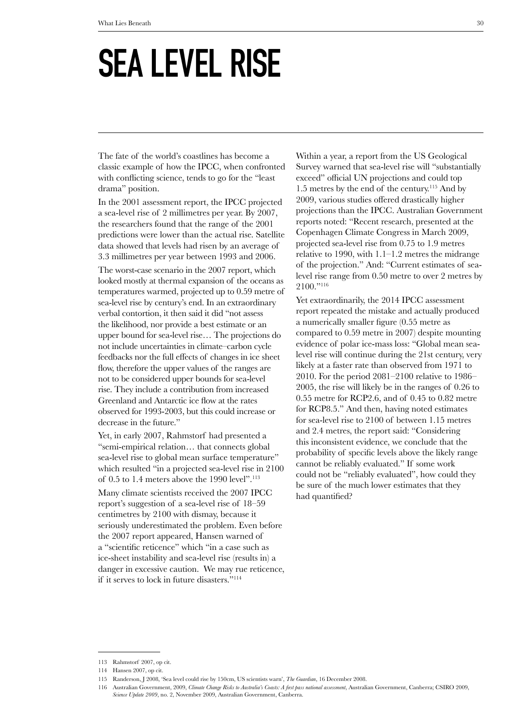# SEA LEVEL RISE

The fate of the world's coastlines has become a classic example of how the IPCC, when confronted with conflicting science, tends to go for the "least drama" position.

In the 2001 assessment report, the IPCC projected a sea-level rise of 2 millimetres per year. By 2007, the researchers found that the range of the 2001 predictions were lower than the actual rise. Satellite data showed that levels had risen by an average of 3.3 millimetres per year between 1993 and 2006.

The worst-case scenario in the 2007 report, which looked mostly at thermal expansion of the oceans as temperatures warmed, projected up to 0.59 metre of sea-level rise by century's end. In an extraordinary verbal contortion, it then said it did "not assess the likelihood, nor provide a best estimate or an upper bound for sea-level rise… The projections do not include uncertainties in climate–carbon cycle feedbacks nor the full effects of changes in ice sheet flow, therefore the upper values of the ranges are not to be considered upper bounds for sea-level rise. They include a contribution from increased Greenland and Antarctic ice flow at the rates observed for 1993-2003, but this could increase or decrease in the future."

Yet, in early 2007, Rahmstorf had presented a "semi-empirical relation… that connects global sea-level rise to global mean surface temperature" which resulted "in a projected sea-level rise in 2100 of 0.5 to 1.4 meters above the 1990 level".[113]

Many climate scientists received the 2007 IPCC report's suggestion of a sea-level rise of 18–59 centimetres by 2100 with dismay, because it seriously underestimated the problem. Even before the 2007 report appeared, Hansen warned of a "scientific reticence" which "in a case such as ice-sheet instability and sea-level rise (results in) a danger in excessive caution. We may rue reticence, if it serves to lock in future disasters."[114]

Within a year, a report from the US Geological Survey warned that sea-level rise will "substantially exceed" official UN projections and could top 1.5 metres by the end of the century.[115] And by 2009, various studies offered drastically higher projections than the IPCC. Australian Government reports noted: "Recent research, presented at the Copenhagen Climate Congress in March 2009, projected sea-level rise from 0.75 to 1.9 metres relative to 1990, with 1.1–1.2 metres the midrange of the projection." And: "Current estimates of sea-level rise range from 0.50 metre to over 2 metres by 2100."[116]

Yet extraordinarily, the 2014 IPCC assessment report repeated the mistake and actually produced a numerically smaller figure (0.55 metre as compared to 0.59 metre in 2007) despite mounting evidence of polar ice-mass loss: "Global mean sea-level rise will continue during the 21st century, very likely at a faster rate than observed from 1971 to 2010. For the period 2081–2100 relative to 1986–2005, the rise will likely be in the ranges of 0.26 to 0.55 metre for RCP2.6, and of 0.45 to 0.82 metre for RCP8.5." And then, having noted estimates for sea-level rise to 2100 of between 1.15 metres and 2.4 metres, the report said: "Considering this inconsistent evidence, we conclude that the probability of specific levels above the likely range cannot be reliably evaluated." If some work could not be "reliably evaluated", how could they be sure of the much lower estimates that they had quantified?

---

113 Rahmstorf 2007, op cit.

114 Hansen 2007, op cit.

115 Randerson, J 2008, 'Sea level could rise by 150cm, US scientists warn', *The Guardian*, 16 December 2008.

116 Australian Government, 2009, *Climate Change Risks to Australia's Coasts: A first pass national assessment*, Australian Government, Canberra; CSIRO 2009, *Science Update 2009*, no. 2, November 2009, Australian Government, Canberra.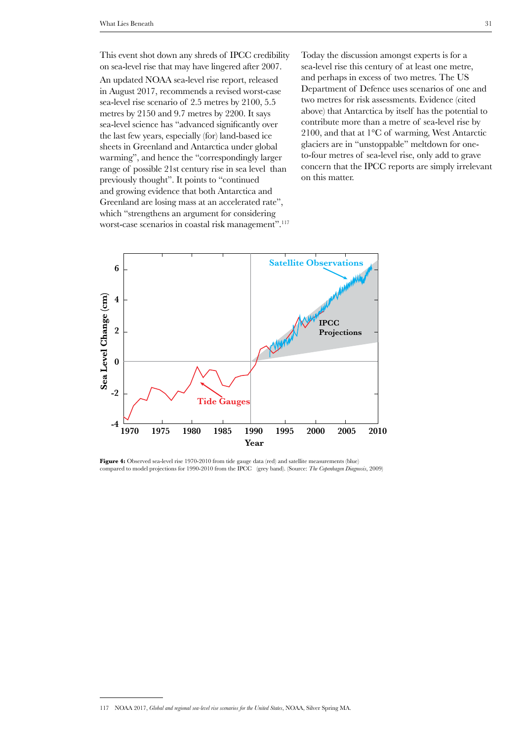This event shot down any shreds of IPCC credibility on sea-level rise that may have lingered after 2007.

An updated NOAA sea-level rise report, released in August 2017, recommends a revised worst-case sea-level rise scenario of 2.5 metres by 2100, 5.5 metres by 2150 and 9.7 metres by 2200. It says sea-level science has "advanced significantly over the last few years, especially (for) land-based ice sheets in Greenland and Antarctica under global warming", and hence the "correspondingly larger range of possible 21st century rise in sea level than previously thought". It points to "continued and growing evidence that both Antarctica and Greenland are losing mass at an accelerated rate", which "strengthens an argument for considering worst-case scenarios in coastal risk management".[117]

Today the discussion amongst experts is for a sea-level rise this century of at least one metre, and perhaps in excess of two metres. The US Department of Defence uses scenarios of one and two metres for risk assessments. Evidence (cited above) that Antarctica by itself has the potential to contribute more than a metre of sea-level rise by 2100, and that at 1°C of warming, West Antarctic glaciers are in "unstoppable" meltdown for one-to-four metres of sea-level rise, only add to grave concern that the IPCC reports are simply irrelevant on this matter.

**Figure 4:** Observed sea-level rise 1970-2010 from tide gauge data (red) and satellite measurements (blue) compared to model projections for 1990-2010 from the IPCC (grey band). (Source: *The Copenhagen Diagnosis*, 2009)

---

117 NOAA 2017, *Global and regional sea-level rise scenarios for the United States*, NOAA, Silver Spring MA.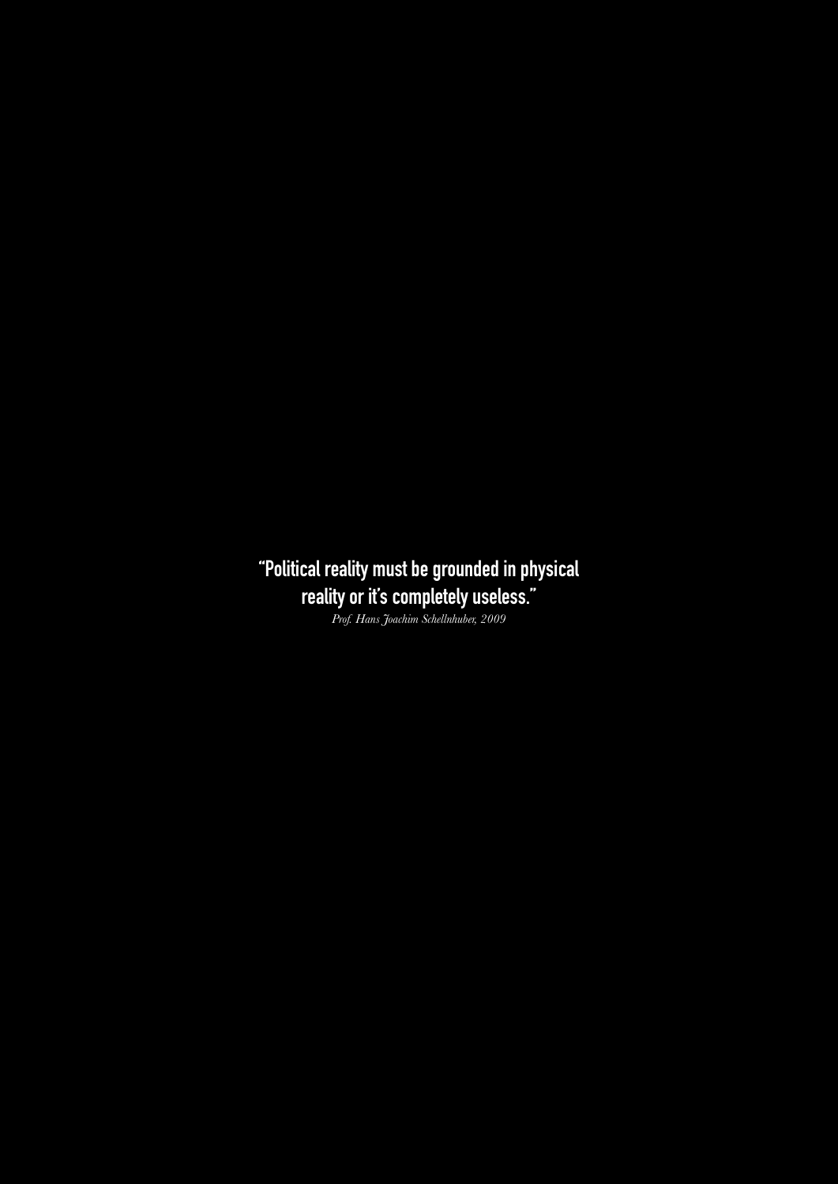**“Political reality must be grounded in physical reality or it’s completely useless.”**

*Prof. Hans Joachim Schellnhuber, 2009*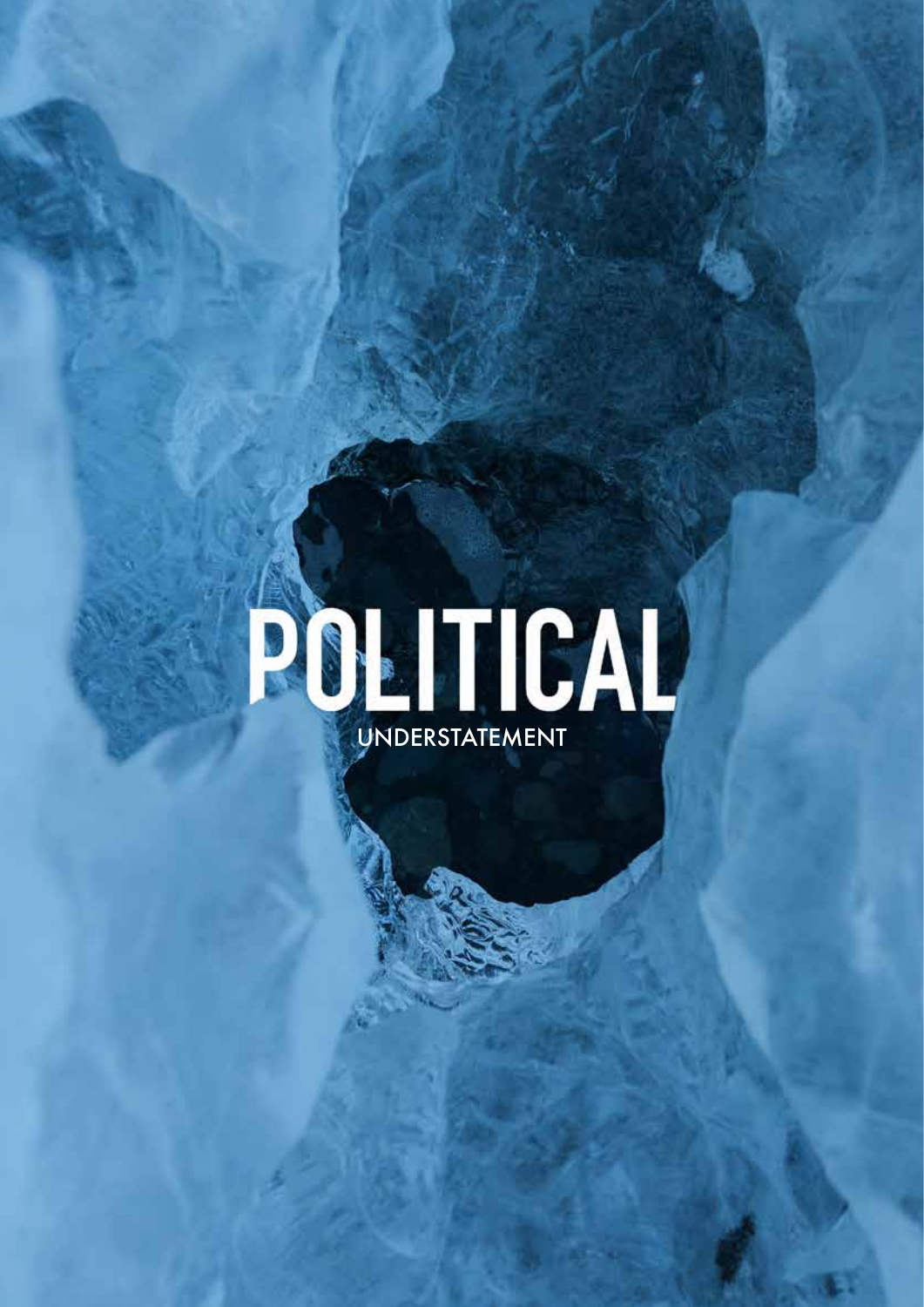# POLITICAL

UNDERSTATEMENT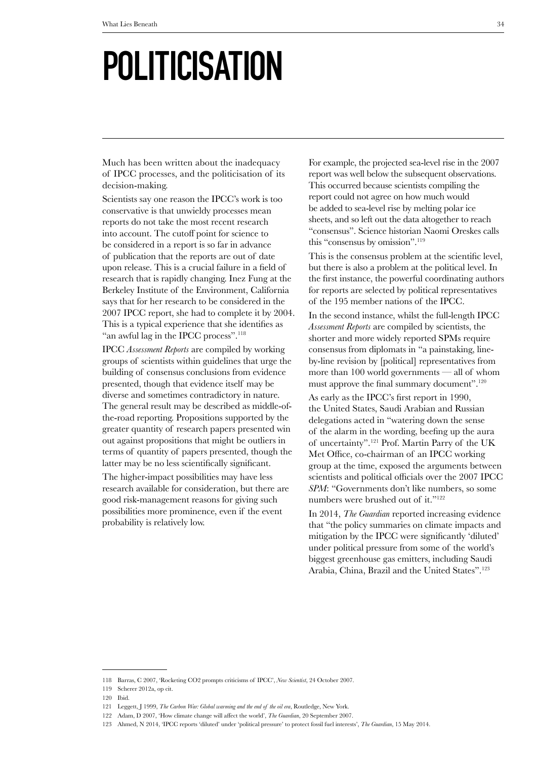# POLITICISATION

Much has been written about the inadequacy of IPCC processes, and the politicisation of its decision-making.

Scientists say one reason the IPCC's work is too conservative is that unwieldy processes mean reports do not take the most recent research into account. The cutoff point for science to be considered in a report is so far in advance of publication that the reports are out of date upon release. This is a crucial failure in a field of research that is rapidly changing. Inez Fung at the Berkeley Institute of the Environment, California says that for her research to be considered in the 2007 IPCC report, she had to complete it by 2004. This is a typical experience that she identifies as "an awful lag in the IPCC process".[118]

IPCC *Assessment Reports* are compiled by working groups of scientists within guidelines that urge the building of consensus conclusions from evidence presented, though that evidence itself may be diverse and sometimes contradictory in nature. The general result may be described as middle-of-the-road reporting. Propositions supported by the greater quantity of research papers presented win out against propositions that might be outliers in terms of quantity of papers presented, though the latter may be no less scientifically significant.

The higher-impact possibilities may have less research available for consideration, but there are good risk-management reasons for giving such possibilities more prominence, even if the event probability is relatively low.

For example, the projected sea-level rise in the 2007 report was well below the subsequent observations. This occurred because scientists compiling the report could not agree on how much would be added to sea-level rise by melting polar ice sheets, and so left out the data altogether to reach "consensus". Science historian Naomi Oreskes calls this "consensus by omission".[119]

This is the consensus problem at the scientific level, but there is also a problem at the political level. In the first instance, the powerful coordinating authors for reports are selected by political representatives of the 195 member nations of the IPCC.

In the second instance, whilst the full-length IPCC *Assessment Reports* are compiled by scientists, the shorter and more widely reported SPMs require consensus from diplomats in "a painstaking, line-by-line revision by [political] representatives from more than 100 world governments — all of whom must approve the final summary document".[120]

As early as the IPCC's first report in 1990, the United States, Saudi Arabian and Russian delegations acted in "watering down the sense of the alarm in the wording, beefing up the aura of uncertainty".[121] Prof. Martin Parry of the UK Met Office, co-chairman of an IPCC working group at the time, exposed the arguments between scientists and political officials over the 2007 IPCC *SPM*: "Governments don't like numbers, so some numbers were brushed out of it."[122]

In 2014, *The Guardian* reported increasing evidence that "the policy summaries on climate impacts and mitigation by the IPCC were significantly 'diluted' under political pressure from some of the world's biggest greenhouse gas emitters, including Saudi Arabia, China, Brazil and the United States".[123]

---

118 Barras, C 2007, 'Rocketing CO2 prompts criticisms of IPCC', *New Scientist*, 24 October 2007.

119 Scherer 2012a, op cit.

120 Ibid.

121 Leggett, J 1999, *The Carbon War: Global warming and the end of the oil era*, Routledge, New York.

122 Adam, D 2007, 'How climate change will affect the world', *The Guardian*, 20 September 2007.

123 Ahmed, N 2014, 'IPCC reports 'diluted' under 'political pressure' to protect fossil fuel interests', *The Guardian*, 15 May 2014.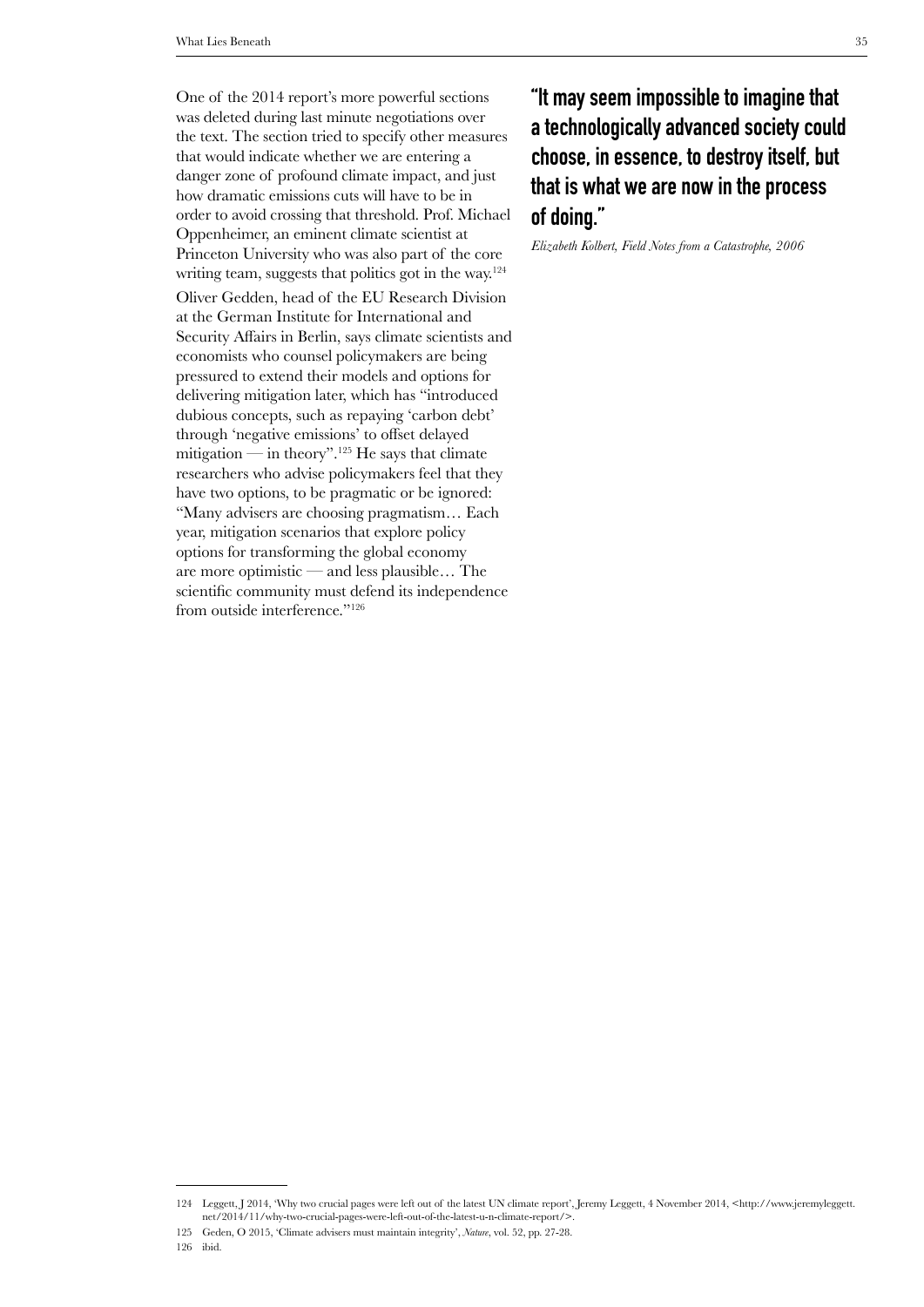One of the 2014 report's more powerful sections was deleted during last minute negotiations over the text. The section tried to specify other measures that would indicate whether we are entering a danger zone of profound climate impact, and just how dramatic emissions cuts will have to be in order to avoid crossing that threshold. Prof. Michael Oppenheimer, an eminent climate scientist at Princeton University who was also part of the core writing team, suggests that politics got in the way.[124]

Oliver Gedden, head of the EU Research Division at the German Institute for International and Security Affairs in Berlin, says climate scientists and economists who counsel policymakers are being pressured to extend their models and options for delivering mitigation later, which has "introduced dubious concepts, such as repaying 'carbon debt' through 'negative emissions' to offset delayed mitigation — in theory".[125] He says that climate researchers who advise policymakers feel that they have two options, to be pragmatic or be ignored: "Many advisers are choosing pragmatism… Each year, mitigation scenarios that explore policy options for transforming the global economy are more optimistic — and less plausible… The scientific community must defend its independence from outside interference."[126]

**"It may seem impossible to imagine that a technologically advanced society could choose, in essence, to destroy itself, but that is what we are now in the process of doing."**

*Elizabeth Kolbert, Field Notes from a Catastrophe, 2006*

---

124 Leggett, J 2014, 'Why two crucial pages were left out of the latest UN climate report', Jeremy Leggett, 4 November 2014, <http://www.jeremyleggett.net/2014/11/why-two-crucial-pages-were-left-out-of-the-latest-u-n-climate-report/>.

125 Geden, O 2015, 'Climate advisers must maintain integrity', *Nature*, vol. 52, pp. 27-28.

126 ibid.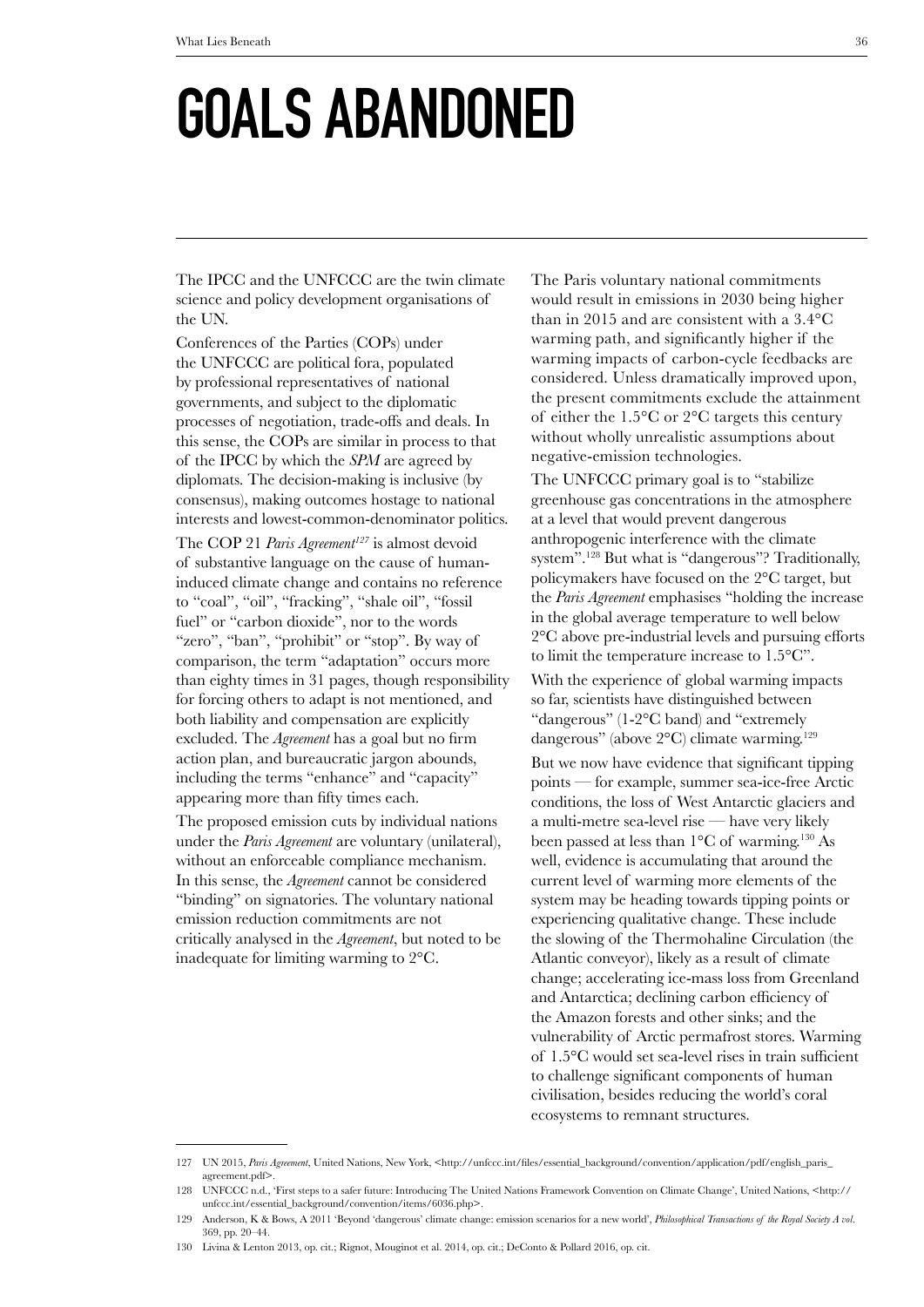# GOALS ABANDONED

The IPCC and the UNFCCC are the twin climate science and policy development organisations of the UN.

Conferences of the Parties (COPs) under the UNFCCC are political fora, populated by professional representatives of national governments, and subject to the diplomatic processes of negotiation, trade-offs and deals. In this sense, the COPs are similar in process to that of the IPCC by which the *SPM* are agreed by diplomats. The decision-making is inclusive (by consensus), making outcomes hostage to national interests and lowest-common-denominator politics.

The COP 21 *Paris Agreement*[127] is almost devoid of substantive language on the cause of human-induced climate change and contains no reference to "coal", "oil", "fracking", "shale oil", "fossil fuel" or "carbon dioxide", nor to the words "zero", "ban", "prohibit" or "stop". By way of comparison, the term "adaptation" occurs more than eighty times in 31 pages, though responsibility for forcing others to adapt is not mentioned, and both liability and compensation are explicitly excluded. The *Agreement* has a goal but no firm action plan, and bureaucratic jargon abounds, including the terms "enhance" and "capacity" appearing more than fifty times each.

The proposed emission cuts by individual nations under the *Paris Agreement* are voluntary (unilateral), without an enforceable compliance mechanism. In this sense, the *Agreement* cannot be considered "binding" on signatories. The voluntary national emission reduction commitments are not critically analysed in the *Agreement*, but noted to be inadequate for limiting warming to 2°C.

The Paris voluntary national commitments would result in emissions in 2030 being higher than in 2015 and are consistent with a 3.4°C warming path, and significantly higher if the warming impacts of carbon-cycle feedbacks are considered. Unless dramatically improved upon, the present commitments exclude the attainment of either the 1.5°C or 2°C targets this century without wholly unrealistic assumptions about negative-emission technologies.

The UNFCCC primary goal is to "stabilize greenhouse gas concentrations in the atmosphere at a level that would prevent dangerous anthropogenic interference with the climate system".[128] But what is "dangerous"? Traditionally, policymakers have focused on the 2°C target, but the *Paris Agreement* emphasises "holding the increase in the global average temperature to well below 2°C above pre-industrial levels and pursuing efforts to limit the temperature increase to 1.5°C".

With the experience of global warming impacts so far, scientists have distinguished between "dangerous" (1-2°C band) and "extremely dangerous" (above 2°C) climate warming.[129]

But we now have evidence that significant tipping points — for example, summer sea-ice-free Arctic conditions, the loss of West Antarctic glaciers and a multi-metre sea-level rise — have very likely been passed at less than 1°C of warming.[130] As well, evidence is accumulating that around the current level of warming more elements of the system may be heading towards tipping points or experiencing qualitative change. These include the slowing of the Thermohaline Circulation (the Atlantic conveyor), likely as a result of climate change; accelerating ice-mass loss from Greenland and Antarctica; declining carbon efficiency of the Amazon forests and other sinks; and the vulnerability of Arctic permafrost stores. Warming of 1.5°C would set sea-level rises in train sufficient to challenge significant components of human civilisation, besides reducing the world's coral ecosystems to remnant structures.

---

127 UN 2015, *Paris Agreement*, United Nations, New York, <http://unfccc.int/files/essential_background/convention/application/pdf/english_paris_agreement.pdf>.

128 UNFCCC n.d., 'First steps to a safer future: Introducing The United Nations Framework Convention on Climate Change', United Nations, <http://unfccc.int/essential_background/convention/items/6036.php>.

129 Anderson, K & Bows, A 2011 'Beyond 'dangerous' climate change: emission scenarios for a new world', *Philosophical Transactions of the Royal Society A vol*. 369, pp. 20–44.

130 Livina & Lenton 2013, op. cit.; Rignot, Mouginot et al. 2014, op. cit.; DeConto & Pollard 2016, op. cit.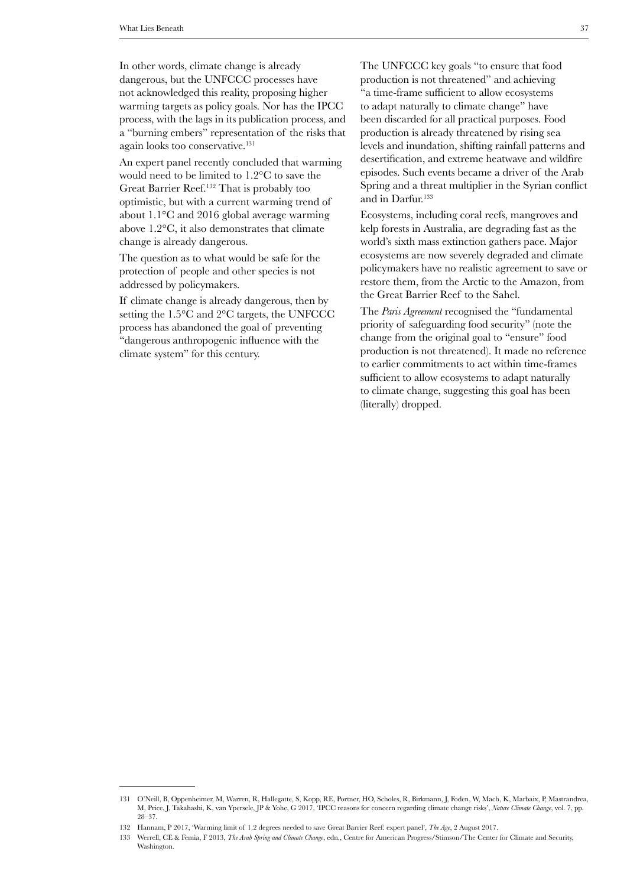In other words, climate change is already dangerous, but the UNFCCC processes have not acknowledged this reality, proposing higher warming targets as policy goals. Nor has the IPCC process, with the lags in its publication process, and a "burning embers" representation of the risks that again looks too conservative.[131]

An expert panel recently concluded that warming would need to be limited to 1.2°C to save the Great Barrier Reef.[132] That is probably too optimistic, but with a current warming trend of about 1.1°C and 2016 global average warming above 1.2°C, it also demonstrates that climate change is already dangerous.

The question as to what would be safe for the protection of people and other species is not addressed by policymakers.

If climate change is already dangerous, then by setting the 1.5°C and 2°C targets, the UNFCCC process has abandoned the goal of preventing "dangerous anthropogenic influence with the climate system" for this century.

The UNFCCC key goals "to ensure that food production is not threatened" and achieving "a time-frame sufficient to allow ecosystems to adapt naturally to climate change" have been discarded for all practical purposes. Food production is already threatened by rising sea levels and inundation, shifting rainfall patterns and desertification, and extreme heatwave and wildfire episodes. Such events became a driver of the Arab Spring and a threat multiplier in the Syrian conflict and in Darfur.[133]

Ecosystems, including coral reefs, mangroves and kelp forests in Australia, are degrading fast as the world's sixth mass extinction gathers pace. Major ecosystems are now severely degraded and climate policymakers have no realistic agreement to save or restore them, from the Arctic to the Amazon, from the Great Barrier Reef to the Sahel.

The *Paris Agreement* recognised the "fundamental priority of safeguarding food security" (note the change from the original goal to "ensure" food production is not threatened). It made no reference to earlier commitments to act within time-frames sufficient to allow ecosystems to adapt naturally to climate change, suggesting this goal has been (literally) dropped.

---

131 O'Neill, B, Oppenheimer, M, Warren, R, Hallegatte, S, Kopp, RE, Portner, HO, Scholes, R, Birkmann, J, Foden, W, Mach, K, Marbaix, P, Mastrandrea, M, Price, J, Takahashi, K, van Ypersele, JP & Yohe, G 2017, 'IPCC reasons for concern regarding climate change risks', *Nature Climate Change*, vol. 7, pp. 28–37.

132 Hannam, P 2017, 'Warming limit of 1.2 degrees needed to save Great Barrier Reef: expert panel', *The Age*, 2 August 2017.

133 Werrell, CE & Femia, F 2013, *The Arab Spring and Climate Change*, edn., Centre for American Progress/Stimson/The Center for Climate and Security, Washington.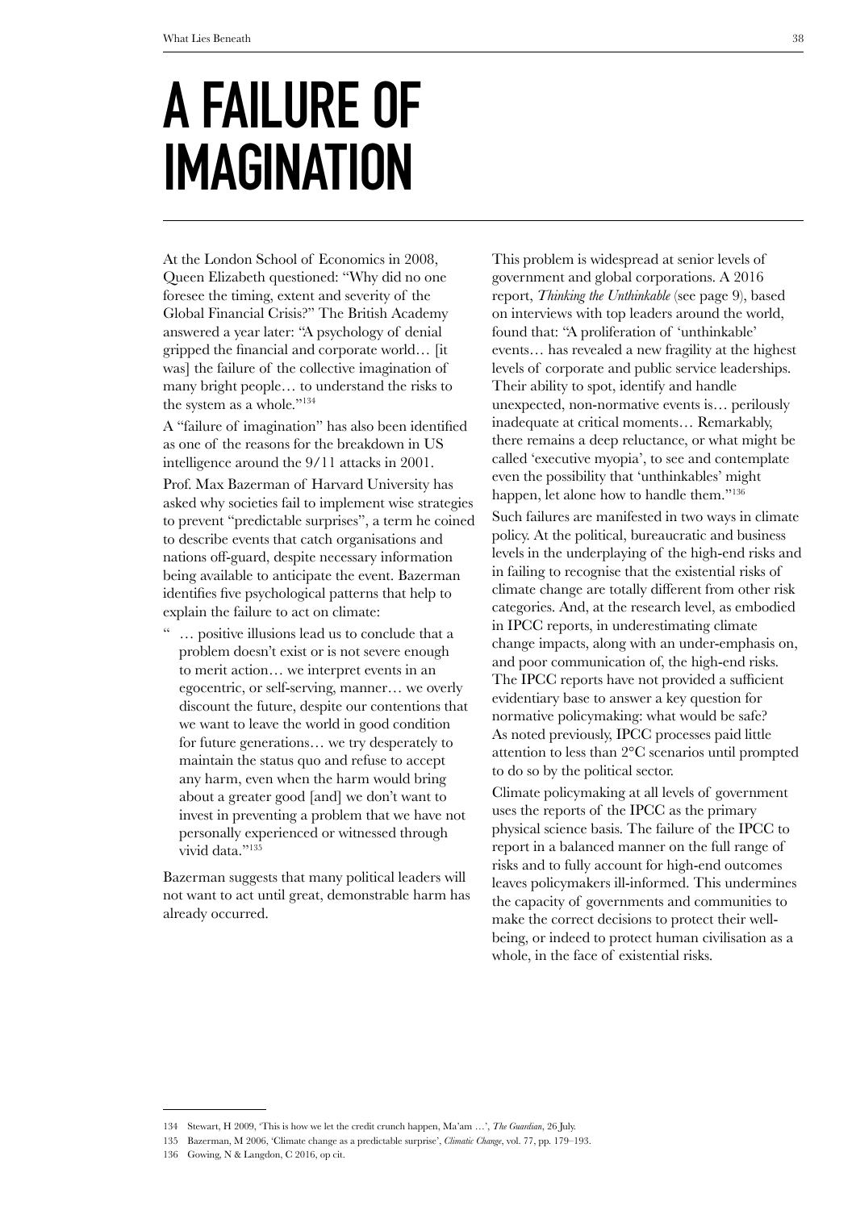# A FAILURE OF IMAGINATION

At the London School of Economics in 2008, Queen Elizabeth questioned: "Why did no one foresee the timing, extent and severity of the Global Financial Crisis?" The British Academy answered a year later: "A psychology of denial gripped the financial and corporate world… [it was] the failure of the collective imagination of many bright people… to understand the risks to the system as a whole."[134]

A "failure of imagination" has also been identified as one of the reasons for the breakdown in US intelligence around the 9/11 attacks in 2001.

Prof. Max Bazerman of Harvard University has asked why societies fail to implement wise strategies to prevent "predictable surprises", a term he coined to describe events that catch organisations and nations off-guard, despite necessary information being available to anticipate the event. Bazerman identifies five psychological patterns that help to explain the failure to act on climate:

> "… positive illusions lead us to conclude that a problem doesn't exist or is not severe enough to merit action… we interpret events in an egocentric, or self-serving, manner… we overly discount the future, despite our contentions that we want to leave the world in good condition for future generations… we try desperately to maintain the status quo and refuse to accept any harm, even when the harm would bring about a greater good [and] we don't want to invest in preventing a problem that we have not personally experienced or witnessed through vivid data."[135]

Bazerman suggests that many political leaders will not want to act until great, demonstrable harm has already occurred.

This problem is widespread at senior levels of government and global corporations. A 2016 report, *Thinking the Unthinkable* (see page 9), based on interviews with top leaders around the world, found that: "A proliferation of 'unthinkable' events… has revealed a new fragility at the highest levels of corporate and public service leaderships. Their ability to spot, identify and handle unexpected, non-normative events is… perilously inadequate at critical moments… Remarkably, there remains a deep reluctance, or what might be called 'executive myopia', to see and contemplate even the possibility that 'unthinkables' might happen, let alone how to handle them."[136]

Such failures are manifested in two ways in climate policy. At the political, bureaucratic and business levels in the underplaying of the high-end risks and in failing to recognise that the existential risks of climate change are totally different from other risk categories. And, at the research level, as embodied in IPCC reports, in underestimating climate change impacts, along with an under-emphasis on, and poor communication of, the high-end risks. The IPCC reports have not provided a sufficient evidentiary base to answer a key question for normative policymaking: what would be safe? As noted previously, IPCC processes paid little attention to less than 2°C scenarios until prompted to do so by the political sector.

Climate policymaking at all levels of government uses the reports of the IPCC as the primary physical science basis. The failure of the IPCC to report in a balanced manner on the full range of risks and to fully account for high-end outcomes leaves policymakers ill-informed. This undermines the capacity of governments and communities to make the correct decisions to protect their well-being, or indeed to protect human civilisation as a whole, in the face of existential risks.

---

134 Stewart, H 2009, 'This is how we let the credit crunch happen, Ma'am …', *The Guardian*, 26 July.

135 Bazerman, M 2006, 'Climate change as a predictable surprise', *Climatic Change*, vol. 77, pp. 179–193.

136 Gowing, N & Langdon, C 2016, op cit.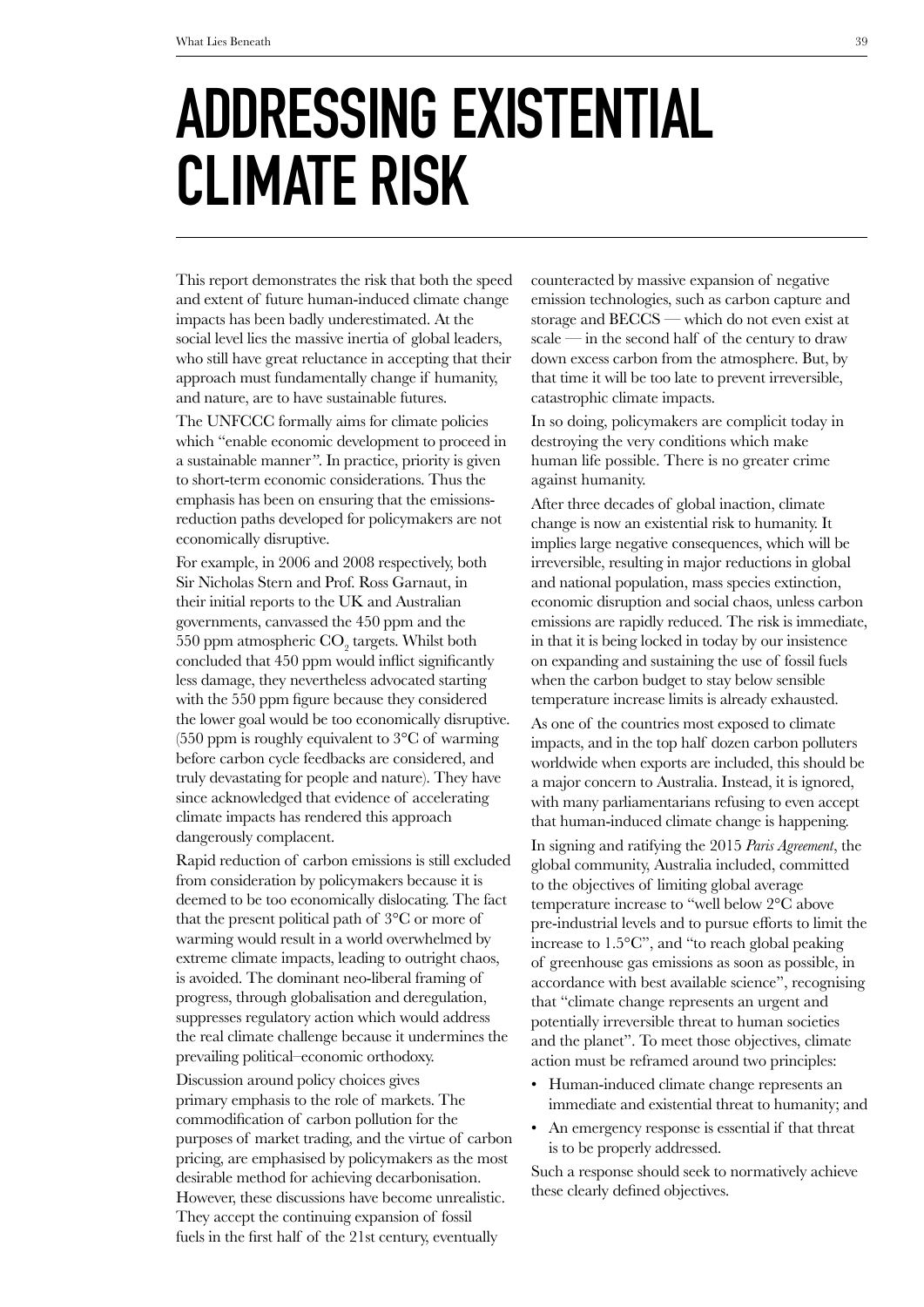# ADDRESSING EXISTENTIAL CLIMATE RISK

This report demonstrates the risk that both the speed and extent of future human-induced climate change impacts has been badly underestimated. At the social level lies the massive inertia of global leaders, who still have great reluctance in accepting that their approach must fundamentally change if humanity, and nature, are to have sustainable futures.

The UNFCCC formally aims for climate policies which "enable economic development to proceed in a sustainable manner". In practice, priority is given to short-term economic considerations. Thus the emphasis has been on ensuring that the emissions-reduction paths developed for policymakers are not economically disruptive.

For example, in 2006 and 2008 respectively, both Sir Nicholas Stern and Prof. Ross Garnaut, in their initial reports to the UK and Australian governments, canvassed the 450 ppm and the 550 ppm atmospheric $CO_2$ targets. Whilst both concluded that 450 ppm would inflict significantly less damage, they nevertheless advocated starting with the 550 ppm figure because they considered the lower goal would be too economically disruptive. (550 ppm is roughly equivalent to 3°C of warming before carbon cycle feedbacks are considered, and truly devastating for people and nature). They have since acknowledged that evidence of accelerating climate impacts has rendered this approach dangerously complacent.

Rapid reduction of carbon emissions is still excluded from consideration by policymakers because it is deemed to be too economically dislocating. The fact that the present political path of 3°C or more of warming would result in a world overwhelmed by extreme climate impacts, leading to outright chaos, is avoided. The dominant neo-liberal framing of progress, through globalisation and deregulation, suppresses regulatory action which would address the real climate challenge because it undermines the prevailing political–economic orthodoxy.

Discussion around policy choices gives primary emphasis to the role of markets. The commodification of carbon pollution for the purposes of market trading, and the virtue of carbon pricing, are emphasised by policymakers as the most desirable method for achieving decarbonisation. However, these discussions have become unrealistic. They accept the continuing expansion of fossil fuels in the first half of the 21st century, eventually counteracted by massive expansion of negative emission technologies, such as carbon capture and storage and BECCS — which do not even exist at scale — in the second half of the century to draw down excess carbon from the atmosphere. But, by that time it will be too late to prevent irreversible, catastrophic climate impacts.

In so doing, policymakers are complicit today in destroying the very conditions which make human life possible. There is no greater crime against humanity.

After three decades of global inaction, climate change is now an existential risk to humanity. It implies large negative consequences, which will be irreversible, resulting in major reductions in global and national population, mass species extinction, economic disruption and social chaos, unless carbon emissions are rapidly reduced. The risk is immediate, in that it is being locked in today by our insistence on expanding and sustaining the use of fossil fuels when the carbon budget to stay below sensible temperature increase limits is already exhausted.

As one of the countries most exposed to climate impacts, and in the top half dozen carbon polluters worldwide when exports are included, this should be a major concern to Australia. Instead, it is ignored, with many parliamentarians refusing to even accept that human-induced climate change is happening.

In signing and ratifying the 2015 *Paris Agreement*, the global community, Australia included, committed to the objectives of limiting global average temperature increase to "well below 2°C above pre-industrial levels and to pursue efforts to limit the increase to 1.5°C", and "to reach global peaking of greenhouse gas emissions as soon as possible, in accordance with best available science", recognising that "climate change represents an urgent and potentially irreversible threat to human societies and the planet". To meet those objectives, climate action must be reframed around two principles:

- Human-induced climate change represents an immediate and existential threat to humanity; and
- An emergency response is essential if that threat is to be properly addressed.

Such a response should seek to normatively achieve these clearly defined objectives.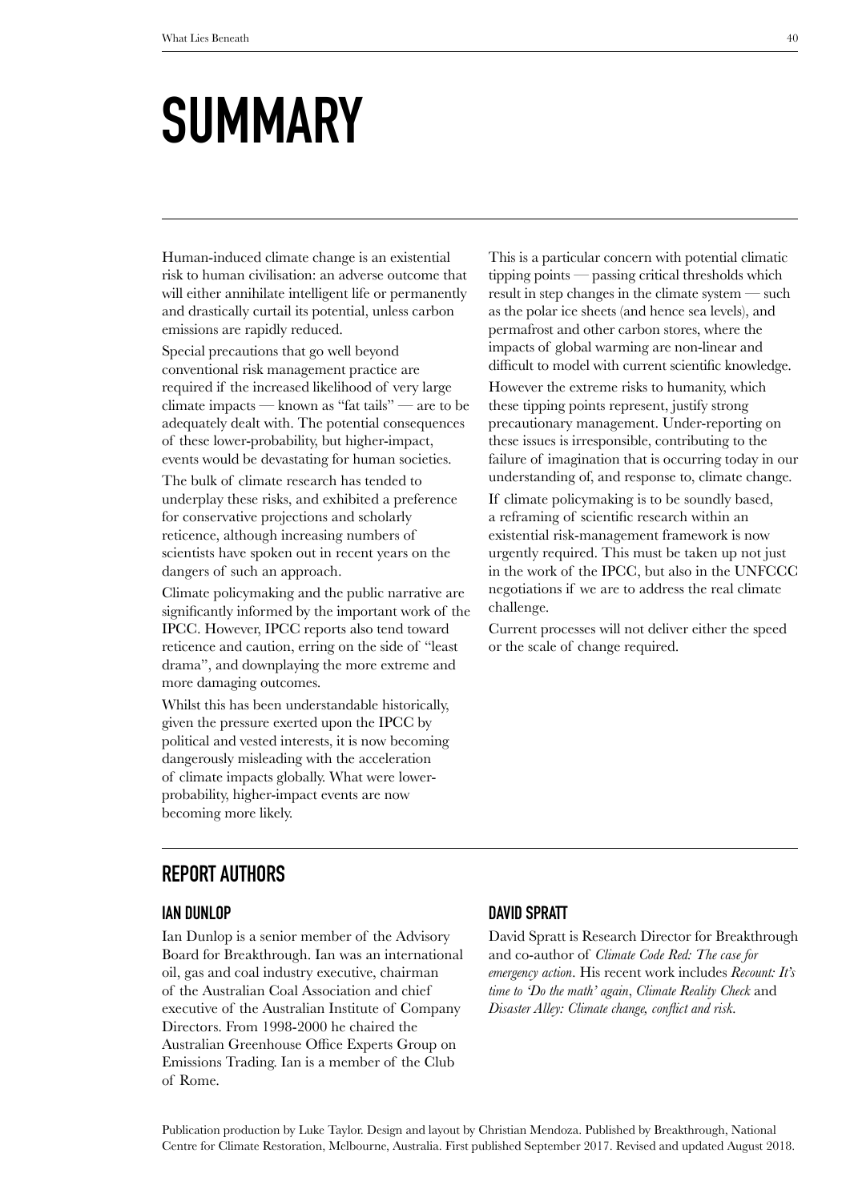# SUMMARY

Human-induced climate change is an existential risk to human civilisation: an adverse outcome that will either annihilate intelligent life or permanently and drastically curtail its potential, unless carbon emissions are rapidly reduced.

Special precautions that go well beyond conventional risk management practice are required if the increased likelihood of very large climate impacts — known as "fat tails" — are to be adequately dealt with. The potential consequences of these lower-probability, but higher-impact, events would be devastating for human societies.

The bulk of climate research has tended to underplay these risks, and exhibited a preference for conservative projections and scholarly reticence, although increasing numbers of scientists have spoken out in recent years on the dangers of such an approach.

Climate policymaking and the public narrative are significantly informed by the important work of the IPCC. However, IPCC reports also tend toward reticence and caution, erring on the side of "least drama", and downplaying the more extreme and more damaging outcomes.

Whilst this has been understandable historically, given the pressure exerted upon the IPCC by political and vested interests, it is now becoming dangerously misleading with the acceleration of climate impacts globally. What were lower-probability, higher-impact events are now becoming more likely.

This is a particular concern with potential climatic tipping points — passing critical thresholds which result in step changes in the climate system — such as the polar ice sheets (and hence sea levels), and permafrost and other carbon stores, where the impacts of global warming are non-linear and difficult to model with current scientific knowledge.

However the extreme risks to humanity, which these tipping points represent, justify strong precautionary management. Under-reporting on these issues is irresponsible, contributing to the failure of imagination that is occurring today in our understanding of, and response to, climate change.

If climate policymaking is to be soundly based, a reframing of scientific research within an existential risk-management framework is now urgently required. This must be taken up not just in the work of the IPCC, but also in the UNFCCC negotiations if we are to address the real climate challenge.

Current processes will not deliver either the speed or the scale of change required.

## REPORT AUTHORS

### IAN DUNLOP

Ian Dunlop is a senior member of the Advisory Board for Breakthrough. Ian was an international oil, gas and coal industry executive, chairman of the Australian Coal Association and chief executive of the Australian Institute of Company Directors. From 1998-2000 he chaired the Australian Greenhouse Office Experts Group on Emissions Trading. Ian is a member of the Club of Rome.

### DAVID SPRATT

David Spratt is Research Director for Breakthrough and co-author of *Climate Code Red: The case for emergency action*. His recent work includes *Recount: It's time to 'Do the math' again*, *Climate Reality Check* and *Disaster Alley: Climate change, conflict and risk*.

Publication production by Luke Taylor. Design and layout by Christian Mendoza. Published by Breakthrough, National Centre for Climate Restoration, Melbourne, Australia. First published September 2017. Revised and updated August 2018.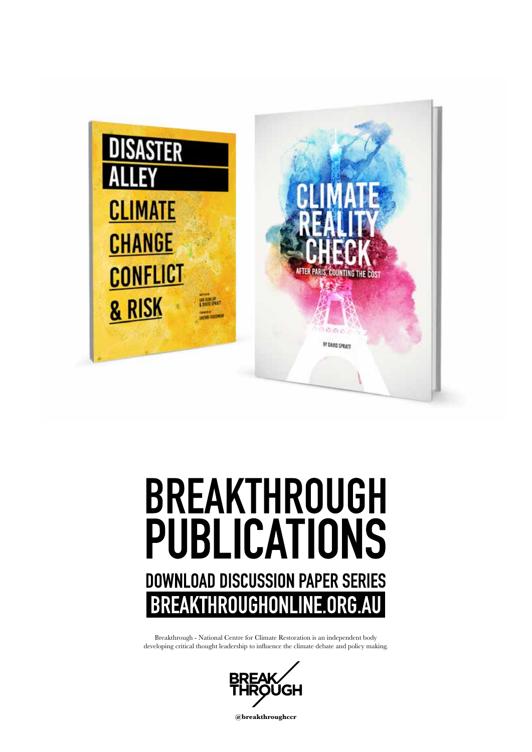# BREAKTHROUGH PUBLICATIONS

## DOWNLOAD DISCUSSION PAPER SERIES

## BREAKTHROUGHONLINE.ORG.AU

Breakthrough - National Centre for Climate Restoration is an independent body developing critical thought leadership to influence the climate debate and policy making.

BREAKTHROUGH

**@breakthroughccr**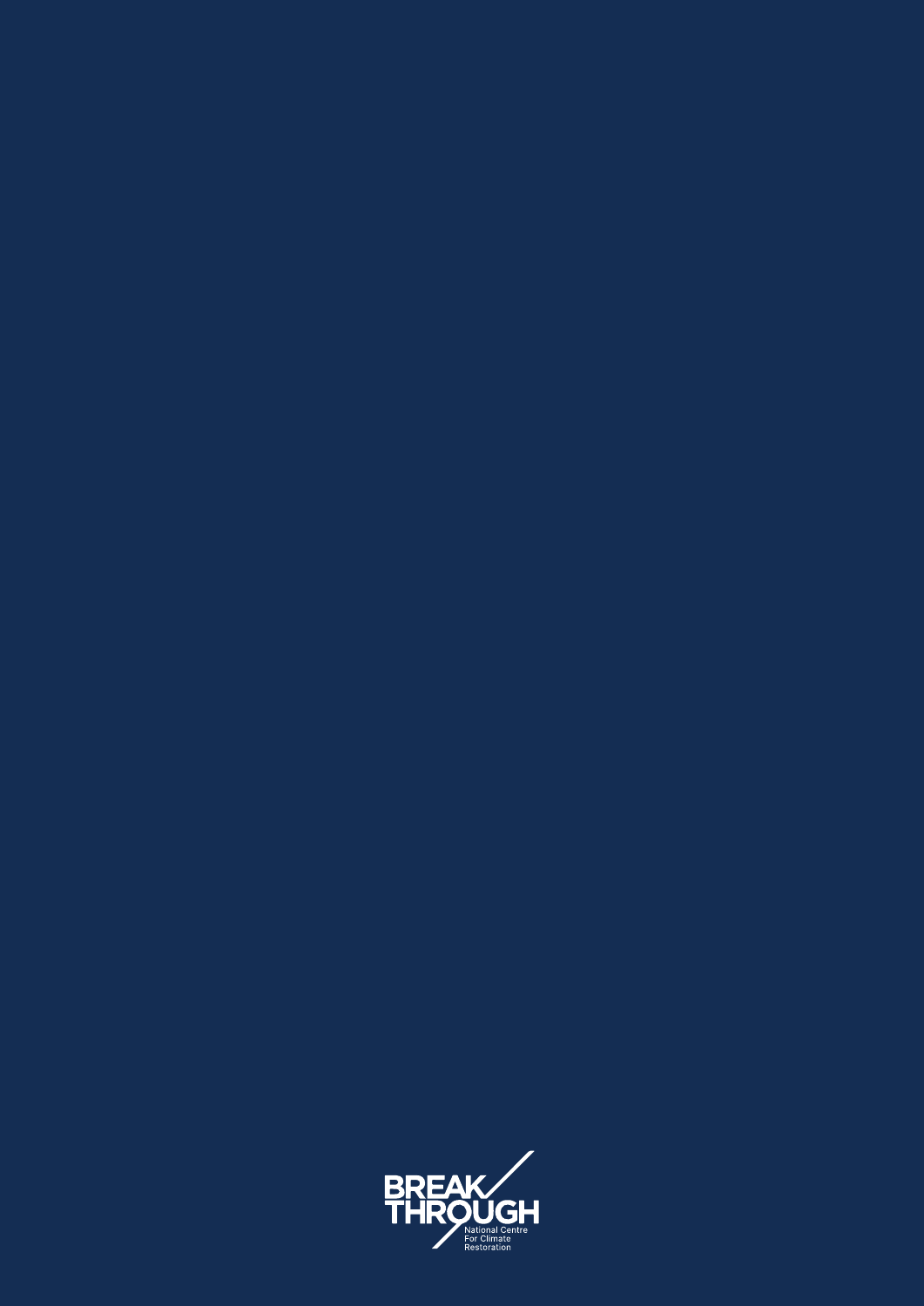BREAK
THROUGH
National Centre
For Climate
Restoration